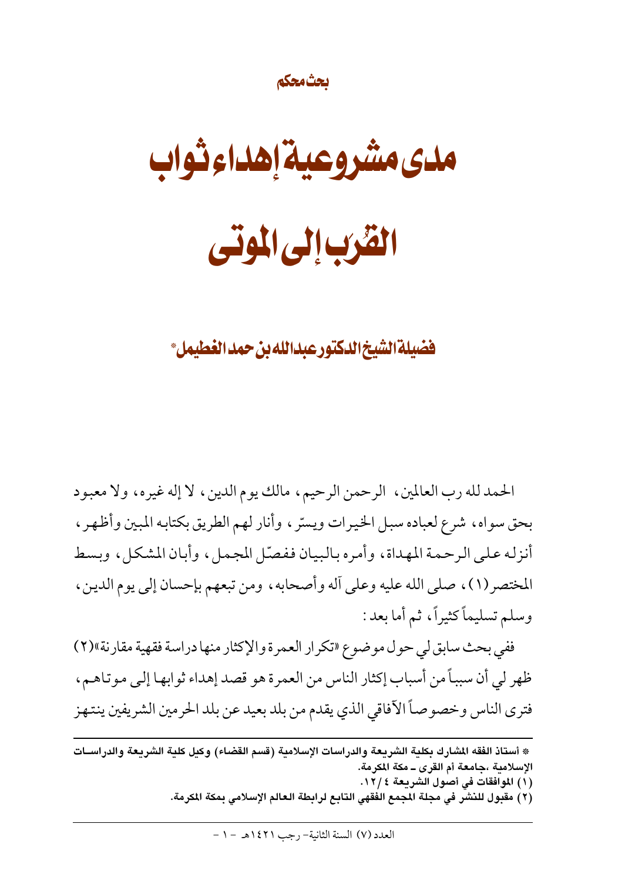بحث محكم

# مدى مشروعية إهداء ثواب القُرَب إلى الموتى

## فضيلة الشيخ الدكتور عبدالله بن حمد الغطيمل*

الحمد لله رب العالمين، الرحمن الرحيم، مالك يوم الدين، لا إله غيره، ولا معبود بحق سواه، شرع لعباده سبل الخيرات ويسّر، وأنار لهم الطريق بكتابه المبين وأظهر، أنزله على الرحمة المهداة، وأمره بالبيان ففصّل المجمل، وأبان المشكل، وبسط المختصر(١)، صلى الله عليه وعلى آله وأصحابه، ومن تبعهم بإحسان إلى يوم الدين، وسلم تسليماً كثيراً، ثم أما بعد:

ففي بحث سابق لي حول موضوع «تكرار العمرة والإكثار منها دراسة فقهية مقارنة»(٢) ظهر لي أن سبباً من أسباب إكثار الناس من العمرة هو قصد إهداء ثوابها إلى موتاهم، فترى الناس وخصوصاً الآفاقي الذي يقدم من بلد بعيد عن بلد الحرمين الشريفين ينتهز

---

* أستاذ الفقه المشارك بكلية الشريعة والدراسات الإسلامية (قسم القضاء) وكيل كلية الشريعة والدراسات الإسلامية ،جامعة أم القرى ـ مكة المكرمة.

(١) الموافقات في أصول الشريعة ٤ /١٢.

(٢) مقبول للنشر في مجلة المجمع الفقهي التابع لرابطة العالم الإسلامي بمكة المكرمة.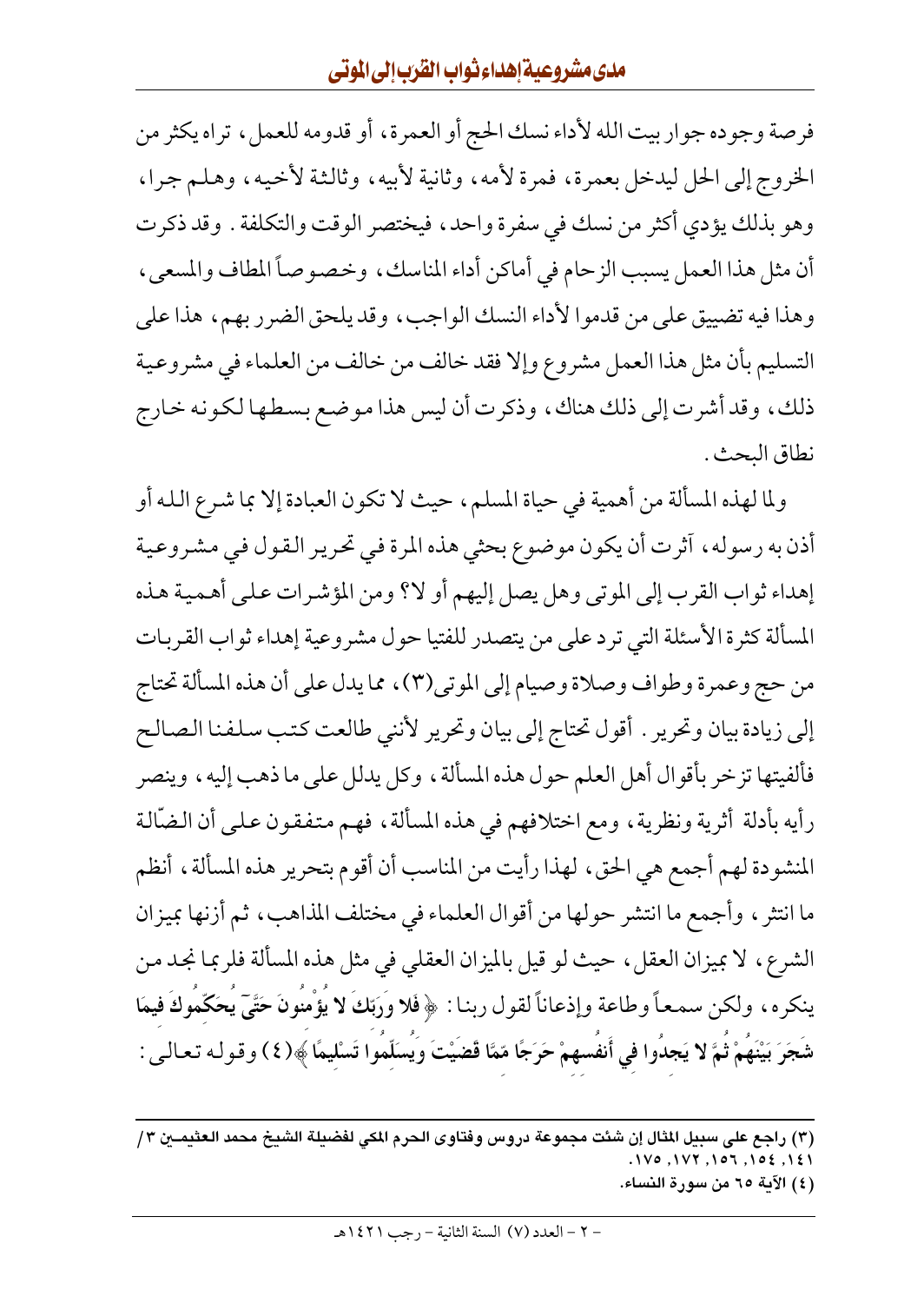فرصة وجوده جوار بيت الله لأداء نسك الحج أو العمرة، أو قدومه للعمل، تراه يكثر من الخروج إلى الحل ليدخل بعمرة، فمرة لأمه، وثانية لأبيه، وثالثة لأخيه، وهلم جرا، وهو بذلك يؤدي أكثر من نسك في سفرة واحد، فيختصر الوقت والتكلفة. وقد ذكرت أن مثل هذا العمل يسبب الزحام في أماكن أداء المناسك، وخصوصاً المطاف والمسعى، وهذا فيه تضييق على من قدموا لأداء النسك الواجب، وقد يلحق الضرر بهم، هذا على التسليم بأن مثل هذا العمل مشروع وإلا فقد خالف من خالف من العلماء في مشروعية ذلك، وقد أشرت إلى ذلك هناك، وذكرت أن ليس هذا موضع بسطها لكونه خارج نطاق البحث.

ولما لهذه المسألة من أهمية في حياة المسلم، حيث لا تكون العبادة إلا بما شرع الله أو أذن به رسوله، آثرت أن يكون موضوع بحثي هذه المرة في تحرير القول في مشروعية إهداء ثواب القرب إلى الموتى وهل يصل إليهم أو لا؟ ومن المؤشرات على أهمية هذه المسألة كثرة الأسئلة التي ترد على من يتصدر للفتيا حول مشروعية إهداء ثواب القربات من حج وعمرة وطواف وصلاة وصيام إلى الموتى(٣)، مما يدل على أن هذه المسألة تحتاج إلى زيادة بيان وتحرير. أقول تحتاج إلى بيان وتحرير لأنني طالعت كتب سلفنا الصالح فألفيتها تزخر بأقوال أهل العلم حول هذه المسألة، وكل يدلل على ما ذهب إليه، وينصر رأيه بأدلة أثرية ونظرية، ومع اختلافهم في هذه المسألة، فهم متفقون على أن الضّالة المنشودة لهم أجمع هي الحق، لهذا رأيت من المناسب أن أقوم بتحرير هذه المسألة، أنظم ما انتثر، وأجمع ما انتشر حولها من أقوال العلماء في مختلف المذاهب، ثم أزنها بميزان الشرع، لا بميزان العقل، حيث لو قيل بالميزان العقلي في مثل هذه المسألة فلربما نجد من ينكره، ولكن سمعاً وطاعة وإذعاناً لقول ربنا: ﴿ **فَلا وَرَبِّكَ لا يُؤْمِنُونَ حَتَّىٰ يُحَكِّمُوكَ فِيمَا شَجَرَ بَيْنَهُمْ ثُمَّ لا يَجِدُوا فِي أَنفُسِهِمْ حَرَجًا مِّمَّا قَضَيْتَ وَيُسَلِّمُوا تَسْلِيمًا** ﴾(٤) وقوله تعالى:

---

(٣) راجع على سبيل المثال إن شئت مجموعة دروس وفتاوى الحرم المكي لفضيلة الشيخ محمد العثيمين ٣/ ١٤١، ١٥٤، ١٥٦، ١٧٢، ١٧٥.

(٤) الآية ٦٥ من سورة النساء.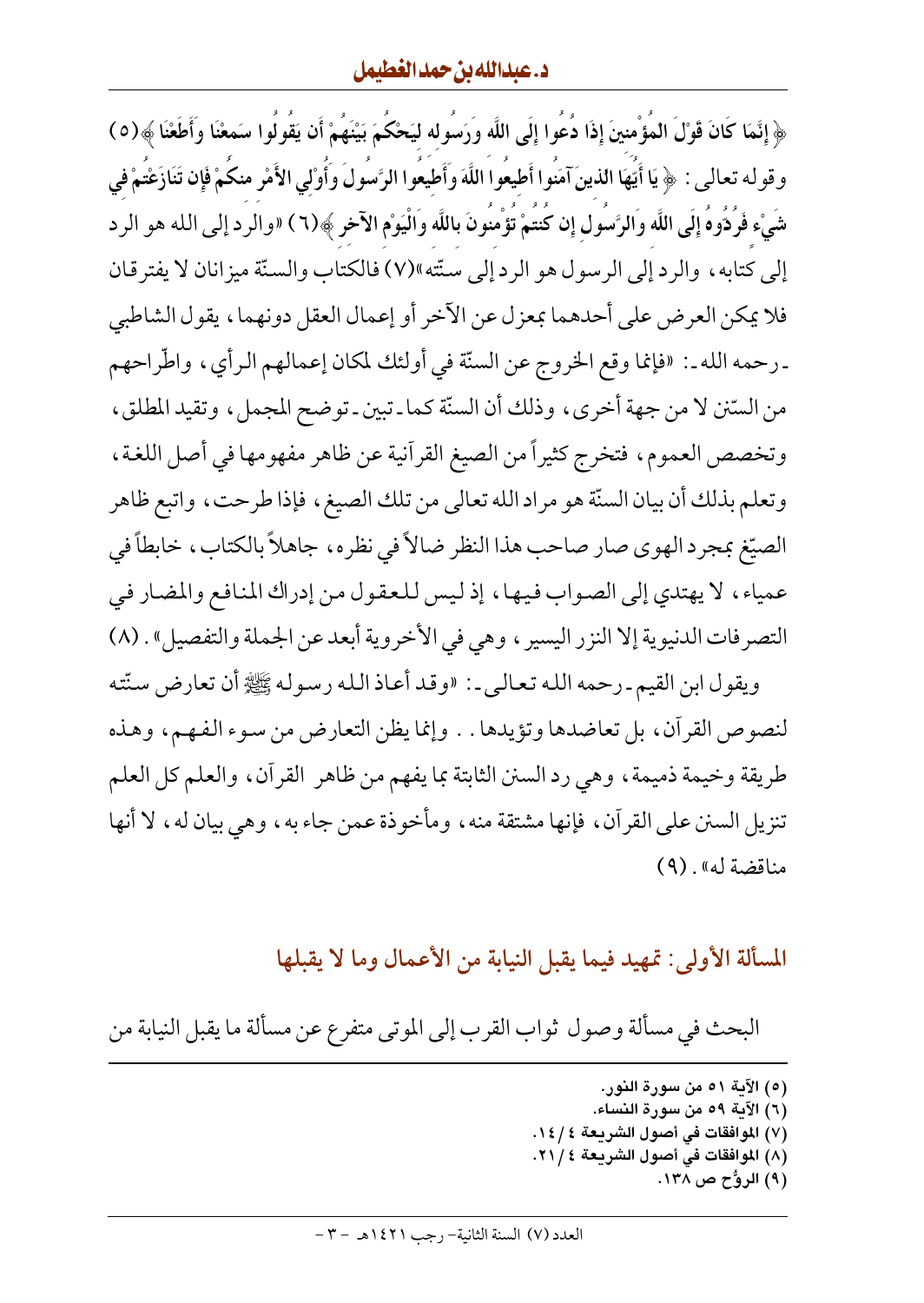﴿ إِنَّمَا كَانَ قَوْلَ الْمُؤْمِنِينَ إِذَا دُعُوا إِلَى اللَّهِ وَرَسُولِهِ لِيَحْكُمَ بَيْنَهُمْ أَن يَقُولُوا سَمِعْنَا وَأَطَعْنَا ﴾(٥) وقوله تعالى : ﴿ يَا أَيُّهَا الَّذِينَ آمَنُوا أَطِيعُوا اللَّهَ وَأَطِيعُوا الرَّسُولَ وَأُولِي الْأَمْرِ مِنكُمْ فَإِن تَنَازَعْتُمْ فِي شَيْءٍ فَرُدُّوهُ إِلَى اللَّهِ وَالرَّسُولِ إِن كُنتُمْ تُؤْمِنُونَ بِاللَّهِ وَالْيَوْمِ الْآخِرِ ﴾(٦) «والرد إلى الله هو الرد إلى كتابه، والرد إلى الرسول هو الرد إلى سنّته»(٧) فالكتاب والسنّة ميزانان لا يفترقان فلا يمكن العرض على أحدهما بمعزل عن الآخر أو إعمال العقل دونهما، يقول الشاطبي ـ رحمه الله ـ: «فإنما وقع الخروج عن السنّة في أولئك لمكان إعمالهم الرأي، واطّراحهم من السّنن لا من جهة أخرى، وذلك أن السنّة كما ـ تبين ـ توضح المجمل، وتقيد المطلق، وتخصص العموم، فتخرج كثيراً من الصيغ القرآنية عن ظاهر مفهومها في أصل اللغة، وتعلم بذلك أن بيان السنّة هو مراد الله تعالى من تلك الصيغ، فإذا طرحت، واتبع ظاهر الصيّغ بمجرد الهوى صار صاحب هذا النظر ضالاً في نظره، جاهلاً بالكتاب، خابطاً في عمياء، لا يهتدي إلى الصواب فيها، إذ ليس للعقول من إدراك المنافع والمضار في التصرفات الدنيوية إلا النزر اليسير، وهي في الأخروية أبعد عن الجملة والتفصيل» . (٨)

ويقول ابن القيم ـ رحمه الله تعالى ـ: «وقد أعاذ الله رسوله ﷺ أن تعارض سنّته لنصوص القرآن، بل تعاضدها وتؤيدها . . وإنما يظن التعارض من سوء الفهم، وهذه طريقة وخيمة ذميمة، وهي رد السنن الثابتة بما يفهم من ظاهر القرآن، والعلم كل العلم تنزيل السنن على القرآن، فإنها مشتقة منه، ومأخوذة عمن جاء به، وهي بيان له، لا أنها مناقضة له» . (٩)

## المسألة الأولى: تمهيد فيما يقبل النيابة من الأعمال وما لا يقبلها

البحث في مسألة وصول ثواب القرب إلى الموتى متفرع عن مسألة ما يقبل النيابة من

---

(٥) الآية ٥١ من سورة النور.

(٦) الآية ٥٩ من سورة النساء.

(٧) الموافقات في أصول الشريعة ٤ / ١٤.

(٨) الموافقات في أصول الشريعة ٤ / ٢١.

(٩) الروُح ص ١٣٨.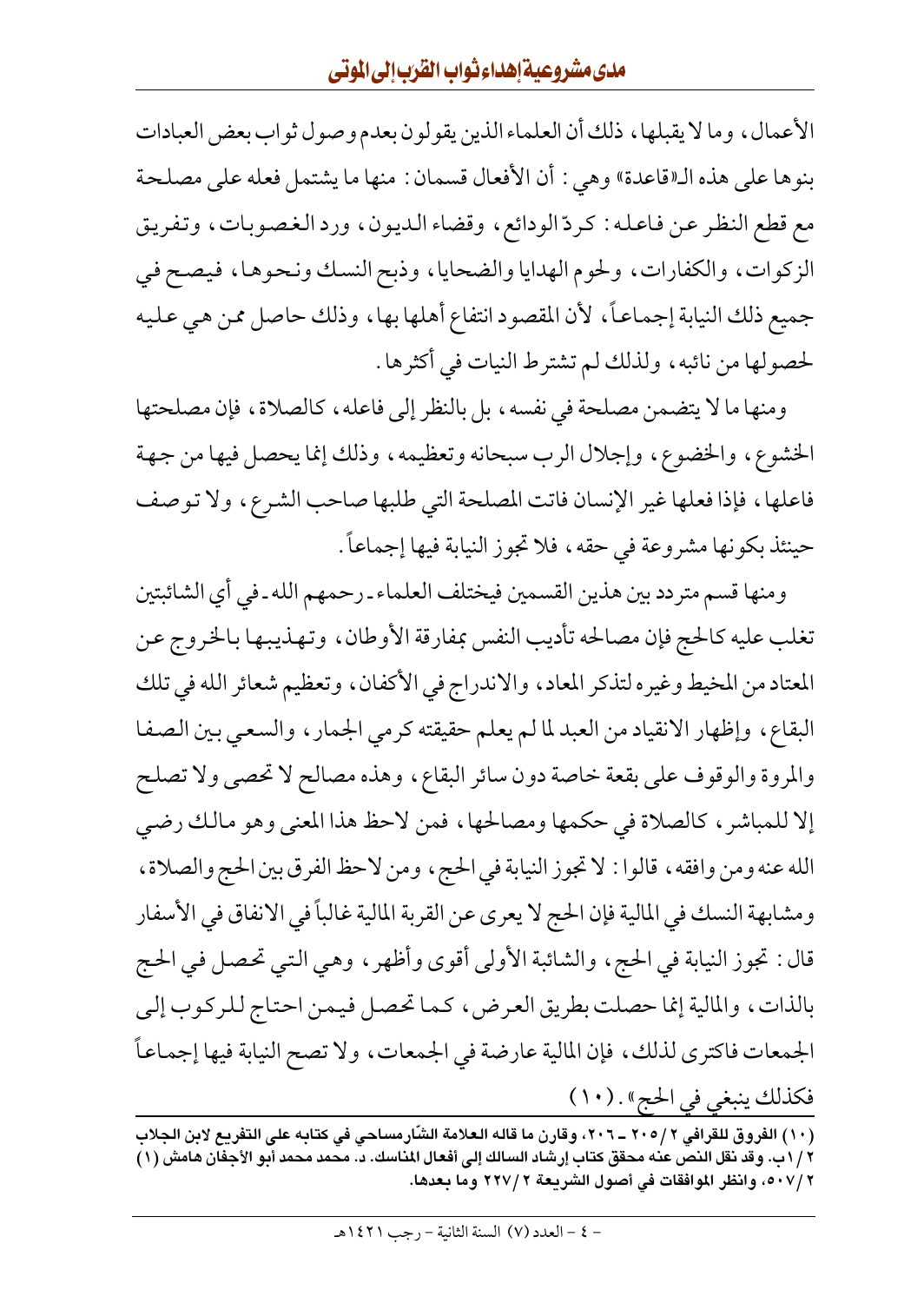الأعمال، وما لا يقبلها، ذلك أن العلماء الذين يقولون بعدم وصول ثواب بعض العبادات بنوها على هذه الـ«قاعدة» وهي: أن الأفعال قسمان: منها ما يشتمل فعله على مصلحة مع قطع النظر عن فاعله: كردّ الودائع، وقضاء الديون، ورد الغصوبات، وتفريق الزكوات، والكفارات، ولحوم الهدايا والضحايا، وذبح النسك ونحوها، فيصح في جميع ذلك النيابة إجماعاً، لأن المقصود انتفاع أهلها بها، وذلك حاصل ممن هي عليه لحصولها من نائبه، ولذلك لم تشترط النيات في أكثرها.

ومنها ما لا يتضمن مصلحة في نفسه، بل بالنظر إلى فاعله، كالصلاة، فإن مصلحتها الخشوع، والخضوع، وإجلال الرب سبحانه وتعظيمه، وذلك إنما يحصل فيها من جهة فاعلها، فإذا فعلها غير الإنسان فاتت المصلحة التي طلبها صاحب الشرع، ولا توصف حينئذ بكونها مشروعة في حقه، فلا تجوز النيابة فيها إجماعاً.

ومنها قسم متردد بين هذين القسمين فيختلف العلماء ـ رحمهم الله ـ في أي الشائبتين تغلب عليه كالحج فإن مصالحه تأديب النفس بمفارقة الأوطان، وتهذيبها بالخروج عن المعتاد من المخيط وغيره لتذكر المعاد، والاندراج في الأكفان، وتعظيم شعائر الله في تلك البقاع، وإظهار الانقياد من العبد لما لم يعلم حقيقته كرمي الجمار، والسعي بين الصفا والمروة والوقوف على بقعة خاصة دون سائر البقاع، وهذه مصالح لا تحصى ولا تصلح إلا للمباشر، كالصلاة في حكمها ومصالحها، فمن لاحظ هذا المعنى وهو مالك رضي الله عنه ومن وافقه، قالوا: لا تجوز النيابة في الحج، ومن لاحظ الفرق بين الحج والصلاة، ومشابهة النسك في المالية فإن الحج لا يعرى عن القربة المالية غالباً في الانفاق في الأسفار قال: تجوز النيابة في الحج، والشائبة الأولى أقوى وأظهر، وهي التي تحصل في الحج بالذات، والمالية إنما حصلت بطريق العرض، كما تحصل فيمن احتاج للركوب إلى الجمعات فاكترى لذلك، فإن المالية عارضة في الجمعات، ولا تصح النيابة فيها إجماعاً فكذلك ينبغي في الحج». (١٠)

---

**(١٠) الفروق للقرافي ٢/٢٠٥ ـ ٢٠٦، وقارن ما قاله العلامة الشّارمساحي في كتابه على التفريع لابن الجلاب ٢/١ب. وقد نقل النص عنه محقق كتاب إرشاد السالك إلى أفعال المناسك. د. محمد محمد أبو الأجفان هامش (١) ٢/٥٠٧، وانظر الموافقات في أصول الشريعة ٢/٢٢٧ وما بعدها.**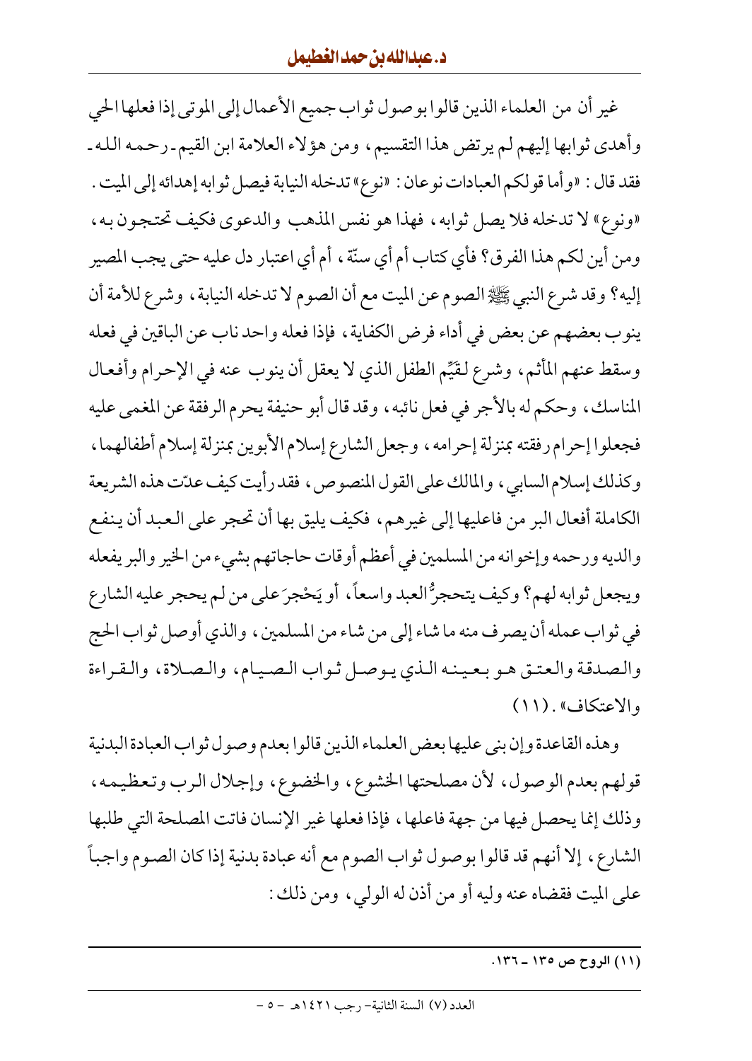غير أن من العلماء الذين قالوا بوصول ثواب جميع الأعمال إلى الموتى إذا فعلها الحي وأهدى ثوابها إليهم لم يرتض هذا التقسيم، ومن هؤلاء العلامة ابن القيم ـ رحمه الله ـ فقد قال: «وأما قولكم العبادات نوعان: «نوع» تدخله النيابة فيصل ثوابه إهدائه إلى الميت. «ونوع» لا تدخله فلا يصل ثوابه، فهذا هو نفس المذهب والدعوى فكيف تحتجون به، ومن أين لكم هذا الفرق؟ فأي كتاب أم أي سنّة، أم أي اعتبار دل عليه حتى يجب المصير إليه؟ وقد شرع النبي ﷺ الصوم عن الميت مع أن الصوم لا تدخله النيابة، وشرع للأمة أن ينوب بعضهم عن بعض في أداء فرض الكفاية، فإذا فعله واحد ناب عن الباقين في فعله وسقط عنهم المأثم، وشرع لقَيِّم الطفل الذي لا يعقل أن ينوب عنه في الإحرام وأفعال المناسك، وحكم له بالأجر في فعل نائبه، وقد قال أبو حنيفة يحرم الرفقة عن المغمى عليه فجعلوا إحرام رفقته بمنزلة إحرامه، وجعل الشارع إسلام الأبوين بمنزلة إسلام أطفالهما، وكذلك إسلام السابي، والمالك على القول المنصوص، فقد رأيت كيف عدّت هذه الشريعة الكاملة أفعال البر من فاعليها إلى غيرهم، فكيف يليق بها أن تحجر على العبد أن ينفع والديه ورحمه وإخوانه من المسلمين في أعظم أوقات حاجاتهم بشيء من الخير والبر يفعله ويجعل ثوابه لهم؟ وكيف يتحجرُ العبد واسعاً، أو يَحْجرَ على من لم يحجر عليه الشارع في ثواب عمله أن يصرف منه ما شاء إلى من شاء من المسلمين، والذي أوصل ثواب الحج والصدقة والعتق هو بعينه الذي يوصل ثواب الصيام، والصلاة، والقراءة والاعتكاف». (١١)

وهذه القاعدة وإن بنى عليها بعض العلماء الذين قالوا بعدم وصول ثواب العبادة البدنية قولهم بعدم الوصول، لأن مصلحتها الخشوع، والخضوع، وإجلال الرب وتعظيمه، وذلك إنما يحصل فيها من جهة فاعلها، فإذا فعلها غير الإنسان فاتت المصلحة التي طلبها الشارع، إلا أنهم قد قالوا بوصول ثواب الصوم مع أنه عبادة بدنية إذا كان الصوم واجباً على الميت فقضاه عنه وليه أو من أذن له الولي، ومن ذلك:

---

(١١) الروح ص ١٣٥ ـ ١٣٦.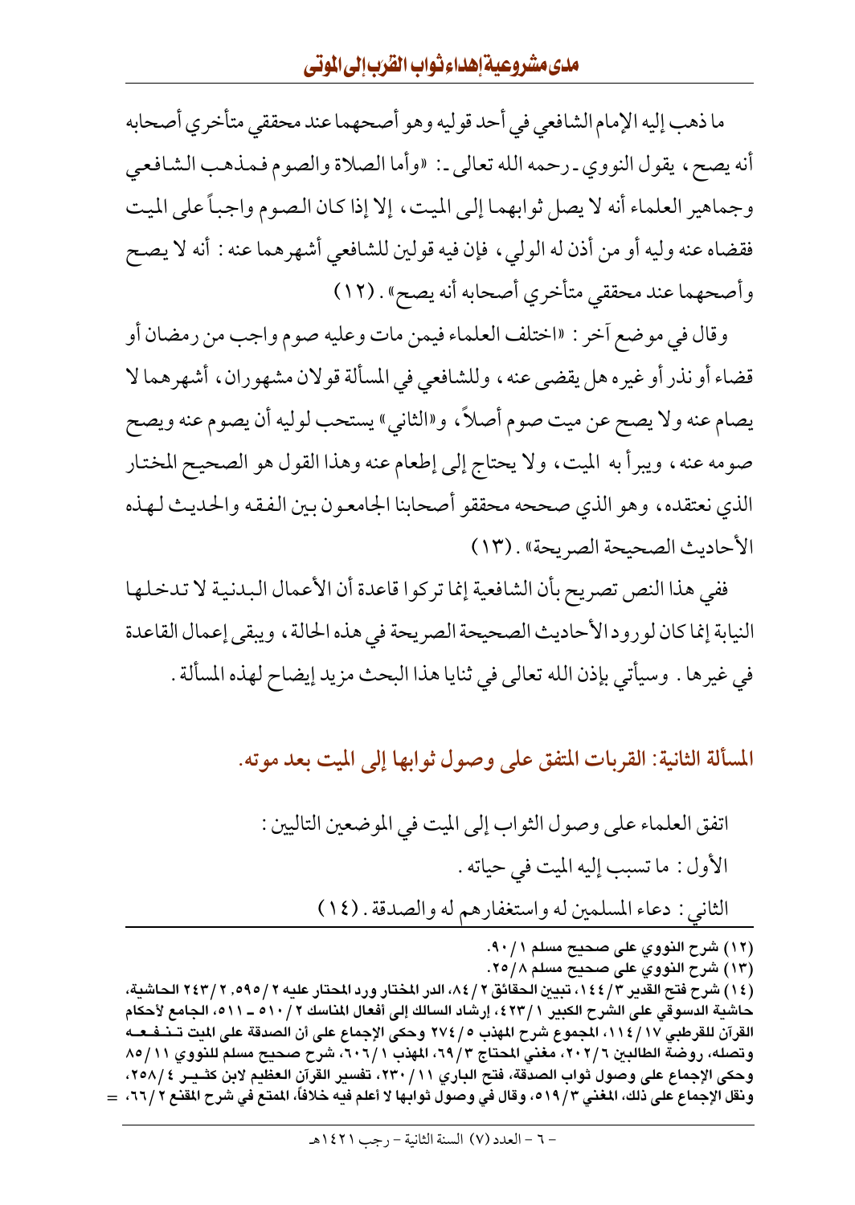ما ذهب إليه الإمام الشافعي في أحد قوليه وهو أصحهما عند محققي متأخري أصحابه أنه يصح، يقول النووي ـ رحمه الله تعالى ـ: «وأما الصلاة والصوم فمذهب الشافعي وجماهير العلماء أنه لا يصل ثوابهما إلى الميت، إلا إذا كان الصوم واجباً على الميت فقضاه عنه وليه أو من أذن له الولي، فإن فيه قولين للشافعي أشهرهما عنه: أنه لا يصح وأصحهما عند محققي متأخري أصحابه أنه يصح». (١٢)

وقال في موضع آخر: «اختلف العلماء فيمن مات وعليه صوم واجب من رمضان أو قضاء أو نذر أو غيره هل يقضى عنه، وللشافعي في المسألة قولان مشهوران، أشهرهما لا يصام عنه ولا يصح عن ميت صوم أصلاً، و«الثاني» يستحب لوليه أن يصوم عنه ويصح صومه عنه، ويبرأ به الميت، ولا يحتاج إلى إطعام عنه وهذا القول هو الصحيح المختار الذي نعتقده، وهو الذي صححه محققو أصحابنا الجامعون بين الفقه والحديث لهذه الأحاديث الصحيحة الصريحة». (١٣)

ففي هذا النص تصريح بأن الشافعية إنما تركوا قاعدة أن الأعمال البدنية لا تدخلها النيابة إنما كان لورود الأحاديث الصحيحة الصريحة في هذه الحالة، ويبقى إعمال القاعدة في غيرها. وسيأتي بإذن الله تعالى في ثنايا هذا البحث مزيد إيضاح لهذه المسألة.

## المسألة الثانية: القربات المتفق على وصول ثوابها إلى الميت بعد موته.

اتفق العلماء على وصول الثواب إلى الميت في الموضعين التاليين:

الأول: ما تسبب إليه الميت في حياته.

الثاني: دعاء المسلمين له واستغفارهم له والصدقة. (١٤)

---

(١٢) شرح النووي على صحيح مسلم ١/٩٠.

(١٣) شرح النووي على صحيح مسلم ٨/٢٥.

(١٤) شرح فتح القدير ٣/١٤٤، تبيين الحقائق ٢/٨٤، الدر المختار ورد المحتار عليه ٢/٥٩٥، ٢/٢٤٣ الحاشية، حاشية الدسوقي على الشرح الكبير ١/٤٢٣، إرشاد السالك إلى أفعال المناسك ٢/٥١٠ ـ ٥١١، الجامع لأحكام القرآن للقرطبي ١٧/١١٤، المجموع شرح المهذب ٥/٢٧٤ وحكى الإجماع على أن الصدقة على الميت تنفعه وتصله، روضة الطالبين ٦/٢٠٢، مغني المحتاج ٣/٦٩، المهذب ١/٦٠٦، شرح صحيح مسلم للنووي ١١/٨٥ وحكى الإجماع على وصول ثواب الصدقة، فتح الباري ١١/٢٣٠، تفسير القرآن العظيم لابن كثير ٤/٢٥٨، ونقل الإجماع على ذلك، المغني ٣/٥١٩، وقال في وصول ثوابها لا أعلم فيه خلافاً، الممتع في شرح المقنع ٢/٦٦، =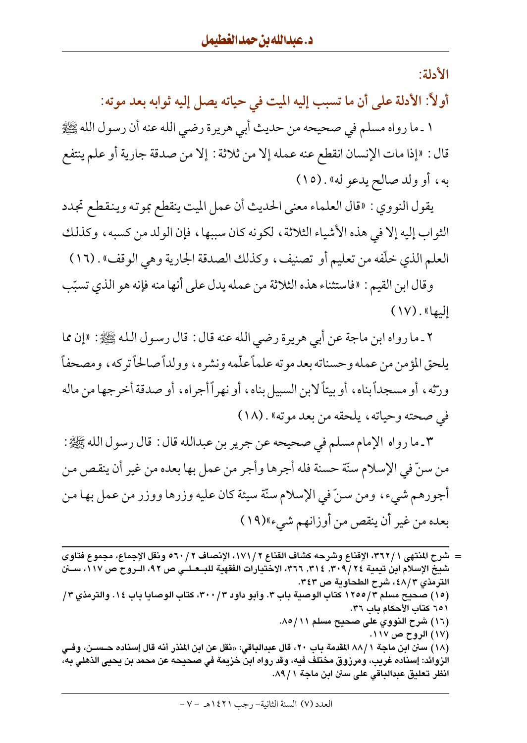الأدلة:

**أولاً: الأدلة على أن ما تسبب إليه الميت في حياته يصل إليه ثوابه بعد موته:**

١ ـ ما رواه مسلم في صحيحه من حديث أبي هريرة رضي الله عنه أن رسول الله ﷺ قال: «إذا مات الإنسان انقطع عنه عمله إلا من ثلاثة: إلا من صدقة جارية أو علم ينتفع به، أو ولد صالح يدعو له». (١٥)

يقول النووي: «قال العلماء معنى الحديث أن عمل الميت ينقطع بموته وينقطع تجدد الثواب إليه إلا في هذه الأشياء الثلاثة، لكونه كان سببها، فإن الولد من كسبه، وكذلك العلم الذي خلّفه من تعليم أو تصنيف، وكذلك الصدقة الجارية وهي الوقف». (١٦)

وقال ابن القيم: «فاستثناء هذه الثلاثة من عمله يدل على أنها منه فإنه هو الذي تسبّب إليها». (١٧)

٢ ـ ما رواه ابن ماجة عن أبي هريرة رضي الله عنه قال: قال رسول الله ﷺ: «إن مما يلحق المؤمن من عمله وحسناته بعد موته علماً علّمه ونشره، وولداً صالحاً تركه، ومصحفاً ورّثه، أو مسجداً بناه، أو بيتاً لابن السبيل بناه، أو نهراً أجراه، أو صدقة أخرجها من ماله في صحته وحياته، يلحقه من بعد موته». (١٨)

٣ ـ ما رواه الإمام مسلم في صحيحه عن جرير بن عبدالله قال: قال رسول الله ﷺ: من سنّ في الإسلام سنّة حسنة فله أجرها وأجر من عمل بها بعده من غير أن ينقص من أجورهم شيء، ومن سنّ في الإسلام سنّة سيئة كان عليه وزرها ووزر من عمل بها من بعده من غير أن ينقص من أوزانهم شيء»(١٩)

---

= شرح المنتهى ١/٣٦٢، الإقناع وشرحه كشاف القناع ٢/١٧١، الإنصاف ٢/٥٦٠ ونقل الإجماع، مجموع فتاوى شيخ الإسلام ابن تيمية ٢٤/٣٠٩، ٣١٤، ٣٦٦، الاختيارات الفقهية للبعلي ص ٩٢، الروح ص ١١٧، سنن الترمذي ٣/٤٨، شرح الطحاوية ص ٣٤٣.

(١٥) صحيح مسلم ٣/١٢٥٥ كتاب الوصية باب ٣. وأبو داود ٣/٣٠٠، كتاب الوصايا باب ١٤. والترمذي ٣/٦٥١ كتاب الأحكام باب ٣٦.

(١٦) شرح النووي على صحيح مسلم ١١/٨٥.

(١٧) الروح ص ١١٧.

(١٨) سنن ابن ماجة ١/٨٨ المقدمة باب ٢٠، قال عبدالباقي: «نقل عن ابن المنذر أنه قال إسناده حسن، وفي الزوائد: إسناده غريب، ومرزوق مختلف فيه، وقد رواه ابن خزيمة في صحيحه عن محمد بن يحيى الذهلي به، انظر تعليق عبدالباقي على سنن ابن ماجة ١/٨٩.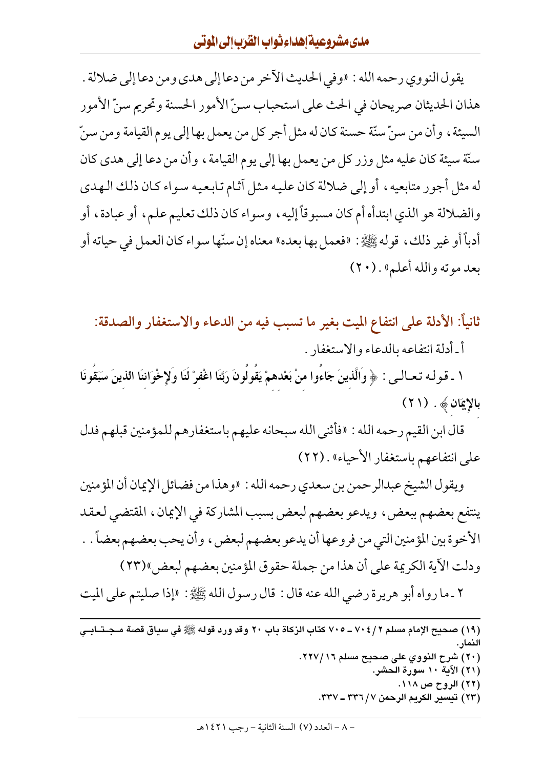يقول النووي رحمه الله : «وفي الحديث الآخر من دعا إلى هدى ومن دعا إلى ضلالة . هذان الحديثان صريحان في الحث على استحباب سنّ الأمور الحسنة وتحريم سنّ الأمور السيئة، وأن من سنّ سنّة حسنة كان له مثل أجر كل من يعمل بها إلى يوم القيامة ومن سنّ سنّة سيئة كان عليه مثل وزر كل من يعمل بها إلى يوم القيامة، وأن من دعا إلى هدى كان له مثل أجور متابعيه، أو إلى ضلالة كان عليه مثل آثام تابعيه سواء كان ذلك الهدى والضلالة هو الذي ابتدأه أم كان مسبوقاً إليه، وسواء كان ذلك تعليم علم، أو عبادة، أو أدباً أو غير ذلك، قوله ﷺ: «فعمل بها بعده» معناه إن سنّها سواء كان العمل في حياته أو بعد موته والله أعلم» . (٢٠)

## ثانياً: الأدلة على انتفاع الميت بغير ما تسبب فيه من الدعاء والاستغفار والصدقة:

أ ـ أدلة انتفاعه بالدعاء والاستغفار .

١ ـ قوله تعالى : ﴿ **وَالَّذِينَ جَاءُوا مِنْ بَعْدِهِمْ يَقُولُونَ رَبَّنَا اغْفِرْ لَنَا وَلِإِخْوَانِنَا الَّذِينَ سَبَقُونَا بِالْإِيمَانِ** ﴾ . (٢١)

قال ابن القيم رحمه الله : «فأثنى الله سبحانه عليهم باستغفارهم للمؤمنين قبلهم فدل على انتفاعهم باستغفار الأحياء» . (٢٢)

ويقول الشيخ عبدالرحمن بن سعدي رحمه الله : «وهذا من فضائل الإيمان أن المؤمنين ينتفع بعضهم ببعض، ويدعو بعضهم لبعض بسبب المشاركة في الإيمان، المقتضي لعقد الأخوة بين المؤمنين التي من فروعها أن يدعو بعضهم لبعض، وأن يحب بعضهم بعضاً . . ودلت الآية الكريمة على أن هذا من جملة حقوق المؤمنين بعضهم لبعض»(٢٣)

٢ ـ ما رواه أبو هريرة رضي الله عنه قال : قال رسول الله ﷺ: «إذا صليتم على الميت

---

**(١٩) صحيح الإمام مسلم ٢/٧٠٤ ـ ٧٠٥ كتاب الزكاة باب ٢٠ وقد ورد قوله ﷺ في سياق قصة مجتابي النمار.**
**(٢٠) شرح النووي على صحيح مسلم ١٦/٢٢٧.**
**(٢١) الآية ١٠ سورة الحشر.**
**(٢٢) الروح ص ١١٨.**
**(٢٣) تيسير الكريم الرحمن ٧/٣٣٦ ـ ٣٣٧.**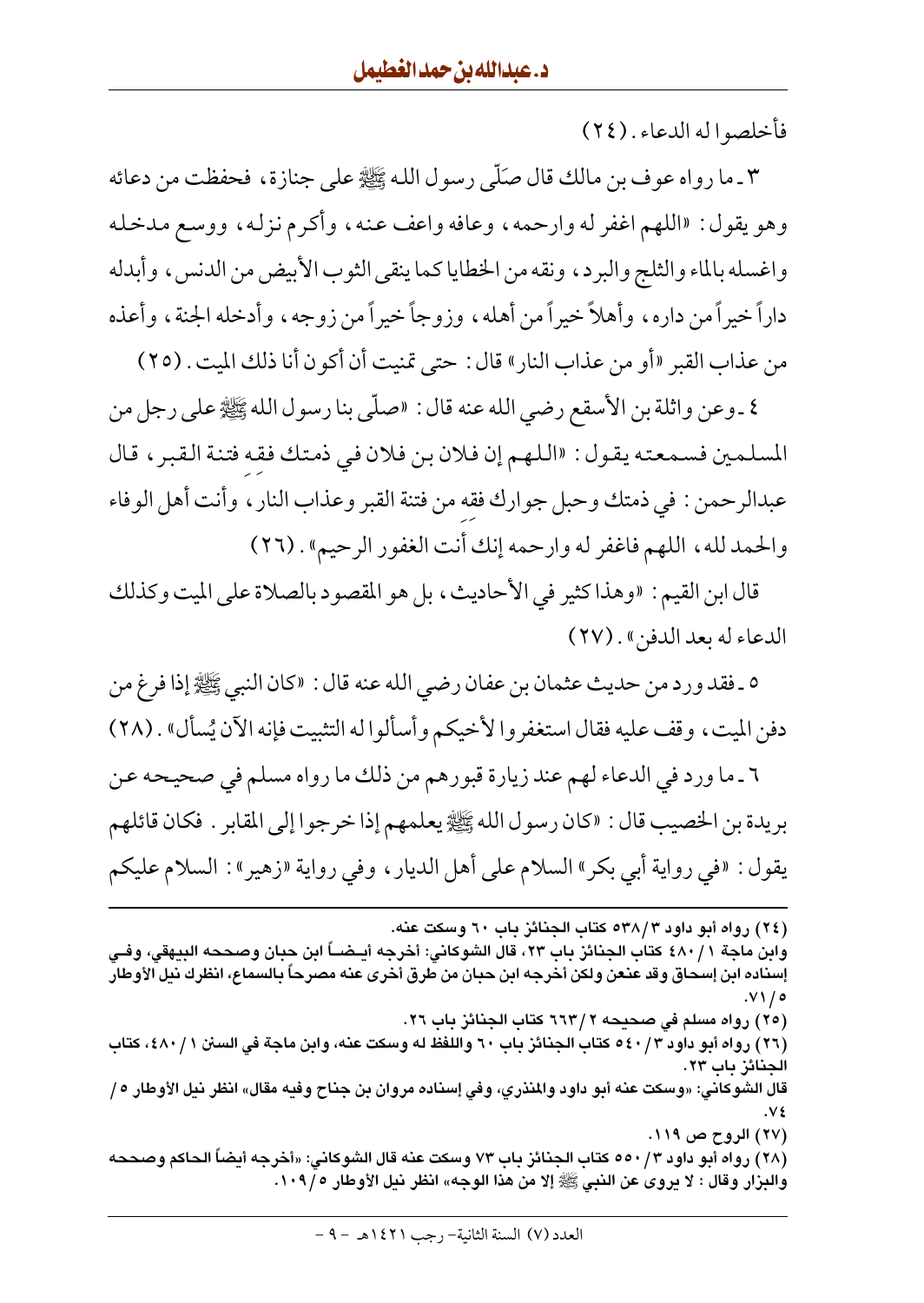فأخلصوا له الدعاء. (٢٤)

٣ ـ ما رواه عوف بن مالك قال صلّى رسول الله ﷺ على جنازة، فحفظت من دعائه وهو يقول: «اللهم اغفر له وارحمه، وعافه واعف عنه، وأكرم نزله، ووسع مدخله واغسله بالماء والثلج والبرد، ونقه من الخطايا كما ينقى الثوب الأبيض من الدنس، وأبدله داراً خيراً من داره، وأهلاً خيراً من أهله، وزوجاً خيراً من زوجه، وأدخله الجنة، وأعذه من عذاب القبر «أو من عذاب النار» قال: حتى تمنيت أن أكون أنا ذلك الميت. (٢٥)

٤ ـ وعن واثلة بن الأسقع رضي الله عنه قال: «صلّى بنا رسول الله ﷺ على رجل من المسلمين فسمعته يقول: «اللهم إن فلان بن فلان في ذمتك فقِه فتنة القبر، قال عبدالرحمن: في ذمتك وحبل جوارك فقِه من فتنة القبر وعذاب النار، وأنت أهل الوفاء والحمد لله، اللهم فاغفر له وارحمه إنك أنت الغفور الرحيم». (٢٦)

قال ابن القيم: «وهذا كثير في الأحاديث، بل هو المقصود بالصلاة على الميت وكذلك الدعاء له بعد الدفن». (٢٧)

٥ ـ فقد ورد من حديث عثمان بن عفان رضي الله عنه قال: «كان النبي ﷺ إذا فرغ من دفن الميت، وقف عليه فقال استغفروا لأخيكم وأسألوا له التثبيت فإنه الآن يُسأل». (٢٨)

٦ ـ ما ورد في الدعاء لهم عند زيارة قبورهم من ذلك ما رواه مسلم في صحيحه عن بريدة بن الخصيب قال: «كان رسول الله ﷺ يعلمهم إذا خرجوا إلى المقابر. فكان قائلهم يقول: «في رواية أبي بكر» السلام على أهل الديار، وفي رواية «زهير»: السلام عليكم

---

**(٢٤) رواه أبو داود ٣/٥٣٨ كتاب الجنائز باب ٦٠ وسكت عنه.**

**وابن ماجة ١/٤٨٠ كتاب الجنائز باب ٢٣، قال الشوكاني: أخرجه أيضاً ابن حبان وصححه البيهقي، وفي إسناده ابن إسحاق وقد عنعن ولكن أخرجه ابن حبان من طرق أخرى عنه مصرحاً بالسماع، انظرك نيل الأوطار ٥/٧١.**

**(٢٥) رواه مسلم في صحيحه ٢/٦٦٣ كتاب الجنائز باب ٢٦.**

**(٢٦) رواه أبو داود ٣/٥٤٠ كتاب الجنائز باب ٦٠ واللفظ له وسكت عنه، وابن ماجة في السنن ١/٤٨٠، كتاب الجنائز باب ٢٣.**

**قال الشوكاني: «وسكت عنه أبو داود والمنذري، وفي إسناده مروان بن جناح وفيه مقال» انظر نيل الأوطار ٥/٧٤.**

**(٢٧) الروح ص ١١٩.**

**(٢٨) رواه أبو داود ٣/٥٥٠ كتاب الجنائز باب ٧٣ وسكت عنه قال الشوكاني: «أخرجه أيضاً الحاكم وصححه والبزار وقال: لا يروى عن النبي ﷺ إلا من هذا الوجه» انظر نيل الأوطار ٥/١٠٩.**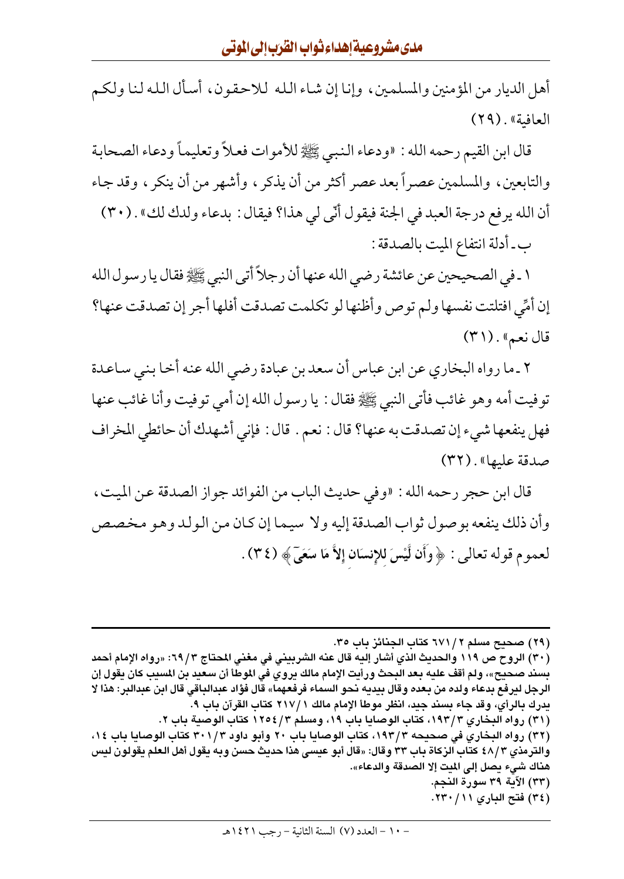أهل الديار من المؤمنين والمسلمين، وإنا إن شاء الله للاحقون، أسأل الله لنا ولكم العافية». (٢٩)

قال ابن القيم رحمه الله: «ودعاء النبي ﷺ للأموات فعلاً وتعليماً ودعاء الصحابة والتابعين، والمسلمين عصراً بعد عصر أكثر من أن يذكر، وأشهر من أن ينكر، وقد جاء أن الله يرفع درجة العبد في الجنة فيقول أنّى لي هذا؟ فيقال: بدعاء ولدك لك». (٣٠)

ب ـ أدلة انتفاع الميت بالصدقة:

١ ـ في الصحيحين عن عائشة رضي الله عنها أن رجلاً أتى النبي ﷺ فقال يا رسول الله إن أمِّي افتلتت نفسها ولم توص وأظنها لو تكلمت تصدقت أفلها أجر إن تصدقت عنها؟ قال نعم». (٣١)

٢ ـ ما رواه البخاري عن ابن عباس أن سعد بن عبادة رضي الله عنه أخا بني ساعدة توفيت أمه وهو غائب فأتى النبي ﷺ فقال: يا رسول الله إن أمي توفيت وأنا غائب عنها فهل ينفعها شيء إن تصدقت به عنها؟ قال: نعم. قال: فإني أشهدك أن حائطي المخراف صدقة عليها». (٣٢)

قال ابن حجر رحمه الله: «وفي حديث الباب من الفوائد جواز الصدقة عن الميت، وأن ذلك ينفعه بوصول ثواب الصدقة إليه ولا سيما إن كان من الولد وهو مخصص لعموم قوله تعالى: ﴿ وَأَن لَّيْسَ لِلإِنسَانِ إِلاَّ مَا سَعَىٰ ﴾ (٣٤).

---

(٢٩) صحيح مسلم ٢/ ٦٧١ كتاب الجنائز باب ٣٥.

(٣٠) الروح ص ١١٩ والحديث الذي أشار إليه قال عنه الشربيني في مغني المحتاج ٣/ ٦٩: «رواه الإمام أحمد بسند صحيح»، ولم أقف عليه بعد البحث ورأيت الإمام مالك يروي في الموطأ أن سعيد بن المسيب كان يقول إن الرجل ليرفع بدعاء ولده من بعده وقال بيديه نحو السماء فرفعهما» قال فؤاد عبدالباقي قال ابن عبدالبر: هذا لا يدرك بالرأي، وقد جاء بسند جيد، انظر موطأ الإمام مالك ١/ ٢١٧ كتاب القرآن باب ٩.

(٣١) رواه البخاري ٣/ ١٩٣، كتاب الوصايا باب ١٩، ومسلم ٣/ ١٢٥٤ كتاب الوصية باب ٢.

(٣٢) رواه البخاري في صحيحه ٣/ ١٩٣، كتاب الوصايا باب ٢٠ وأبو داود ٣/ ٣٠١ كتاب الوصايا باب ١٤، والترمذي ٣/ ٤٨ كتاب الزكاة باب ٣٣ وقال: «قال أبو عيسى هذا حديث حسن وبه يقول أهل العلم يقولون ليس هناك شيء يصل إلى الميت إلا الصدقة والدعاء».

(٣٣) الآية ٣٩ سورة النجم.

(٣٤) فتح الباري ١١/ ٢٣٠.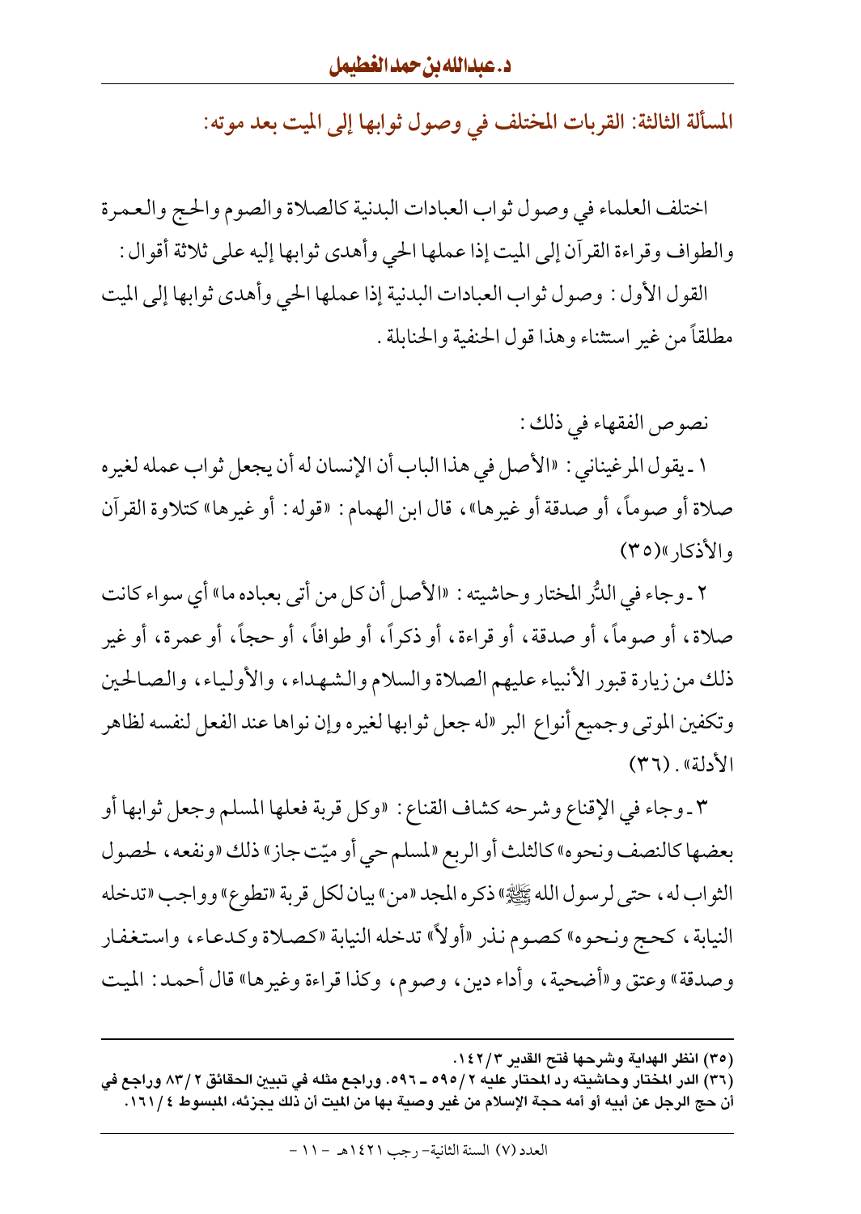## المسألة الثالثة: القربات المختلف في وصول ثوابها إلى الميت بعد موته:

اختلف العلماء في وصول ثواب العبادات البدنية كالصلاة والصوم والحج والعمرة والطواف وقراءة القرآن إلى الميت إذا عملها الحي وأهدى ثوابها إليه على ثلاثة أقوال:

القول الأول: وصول ثواب العبادات البدنية إذا عملها الحي وأهدى ثوابها إلى الميت مطلقاً من غير استثناء وهذا قول الحنفية والحنابلة.

نصوص الفقهاء في ذلك:

١ ـ يقول المرغيناني: «الأصل في هذا الباب أن الإنسان له أن يجعل ثواب عمله لغيره صلاة أو صوماً، أو صدقة أو غيرها»، قال ابن الهمام: «قوله: أو غيرها» كتلاوة القرآن والأذكار»(٣٥)

٢ ـ وجاء في الدُّر المختار وحاشيته: «الأصل أن كل من أتى بعباده ما» أي سواء كانت صلاة، أو صوماً، أو صدقة، أو قراءة، أو ذكراً، أو طوافاً، أو حجاً، أو عمرة، أو غير ذلك من زيارة قبور الأنبياء عليهم الصلاة والسلام والشهداء، والأولياء، والصالحين وتكفين الموتى وجميع أنواع البر «له جعل ثوابها لغيره وإن نواها عند الفعل لنفسه لظاهر الأدلة». (٣٦)

٣ ـ وجاء في الإقناع وشرحه كشاف القناع: «وكل قربة فعلها المسلم وجعل ثوابها أو بعضها كالنصف ونحوه» كالثلث أو الربع «لمسلم حي أو ميّت جاز» ذلك «ونفعه، لحصول الثواب له، حتى لرسول الله ﷺ» ذكره المجد «من» بيان لكل قربة «تطوع» وواجب «تدخله النيابة، كحج ونحوه» كصوم نذر «أولاً» تدخله النيابة «كصلاة وكدعاء، واستغفار وصدقة» وعتق و«أضحية، وأداء دين، وصوم، وكذا قراءة وغيرها» قال أحمد: الميت

---

(٣٥) انظر الهداية وشرحها فتح القدير ٣/١٤٢.

(٣٦) الدر المختار وحاشيته رد المحتار عليه ٢/٥٩٥ ـ ٥٩٦. وراجع مثله في تبيين الحقائق ٢/٨٣ وراجع في أن حج الرجل عن أبيه أو أمه حجة الإسلام من غير وصية بها من الميت أن ذلك يجزئه، المبسوط ٤/١٦١.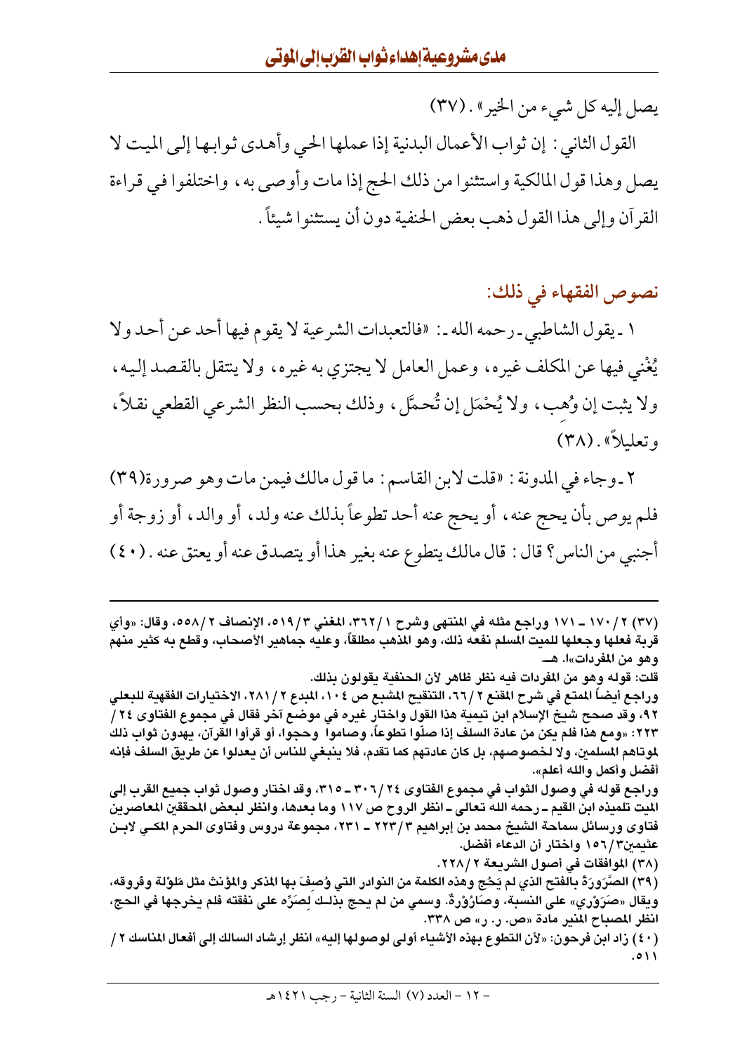يصل إليه كل شيء من الخير». (٣٧)

القول الثاني: إن ثواب الأعمال البدنية إذا عملها الحي وأهدى ثوابها إلى الميت لا يصل وهذا قول المالكية واستثنوا من ذلك الحج إذا مات وأوصى به، واختلفوا في قراءة القرآن وإلى هذا القول ذهب بعض الحنفية دون أن يستثنوا شيئاً.

## نصوص الفقهاء في ذلك:

١ ـ يقول الشاطبي ـ رحمه الله ـ: «فالتعبدات الشرعية لا يقوم فيها أحد عن أحد ولا يُغْني فيها عن المكلف غيره، وعمل العامل لا يجتزي به غيره، ولا ينتقل بالقصد إليه، ولا يثبت إن وُهِب، ولا يُحْمَل إن تُحمَّل، وذلك بحسب النظر الشرعي القطعي نقلاً، وتعليلاً». (٣٨)

٢ ـ وجاء في المدونة: «قلت لابن القاسم: ما قول مالك فيمن مات وهو صرورة(٣٩) فلم يوص بأن يحج عنه، أو يحج عنه أحد تطوعاً بذلك عنه ولد، أو والد، أو زوجة أو أجنبي من الناس؟ قال: قال مالك يتطوع عنه بغير هذا أو يتصدق عنه أو يعتق عنه. (٤٠)

---

(٣٧) ٢/١٧٠ ـ ١٧١ وراجع مثله في المنتهى وشرح ١/٣٦٢، المغني ٣/٥١٩، الإنصاف ٢/٥٥٨، وقال: «وأي قربة فعلها وجعلها للميت المسلم نفعه ذلك، وهو المذهب مطلقاً، وعليه جماهير الأصحاب، وقطع به كثير منهم وهو من المفردات»ا. هـ.

قلت: قوله وهو من المفردات فيه نظر ظاهر لأن الحنفية يقولون بذلك.

وراجع أيضاً الممتع في شرح المقنع ٢/٦٦، التنقيح المشبع ص ١٠٤، المبدع ٢/٢٨١، الاختيارات الفقهية للبعلي ٩٢، وقد صحح شيخ الإسلام ابن تيمية هذا القول واختار غيره في موضع آخر فقال في مجموع الفتاوى ٢٤/٢٢٣: «ومع هذا فلم يكن من عادة السلف إذا صلّوا تطوعاً، وصاموا وحجوا، أو قرأوا القرآن، يهدون ثواب ذلك لموتاهم المسلمين، ولا لخصوصهم، بل كان عادتهم كما تقدم، فلا ينبغي للناس أن يعدلوا عن طريق السلف فإنه أفضل وأكمل والله أعلم».

وراجع قوله في وصول الثواب في مجموع الفتاوى ٢٤/٣٠٦ ـ ٣١٥، وقد اختار وصول ثواب جميع القرب إلى الميت تلميذه ابن القيم ـ رحمه الله تعالى ـ انظر الروح ص ١١٧ وما بعدها، وانظر لبعض المحققين المعاصرين فتاوى ورسائل سماحة الشيخ محمد بن إبراهيم ٣/٢٢٣ ـ ٢٣١، مجموعة دروس وفتاوى الحرم المكي لابن عثيمين٣/١٥٦ واختار أن الدعاء أفضل.

(٣٨) الموافقات في أصول الشريعة ٢/٢٢٨.

(٣٩) الصَّرَورَةُ بالفتح الذي لم يَحُج وهذه الكلمة من النوادر التي وُصِفَ بها المذكر والمؤنث مثل مَلوْلة وفروقه، ويقال «صَرَوْري» على النسبة، وصَارُوْرةٌ. وسمي من لم يحج بذلك لِصَرِّه على نفقته فلم يخرجها في الحج، انظر المصباح المنير مادة «ص. ر. ر» ص ٣٣٨.

(٤٠) زاد ابن فرحون: «لأن التطوع بهذه الأشياء أولى لوصولها إليه» انظر إرشاد السالك إلى أفعال المناسك ٢/٥١١.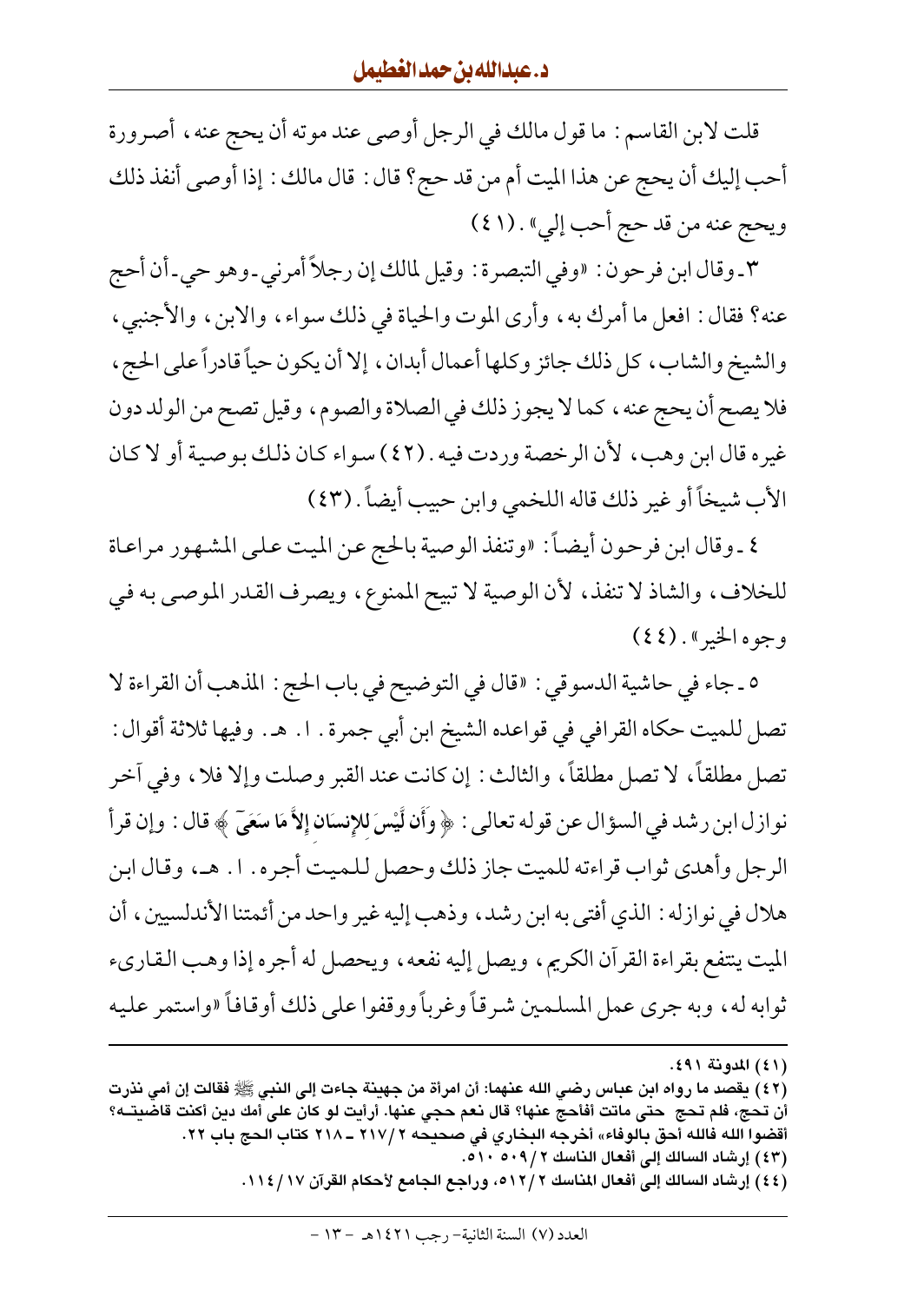قلت لابن القاسم: ما قول مالك في الرجل أوصى عند موته أن يحج عنه، أصرورة أحب إليك أن يحج عن هذا الميت أم من قد حج؟ قال: قال مالك: إذا أوصى أنفذ ذلك ويحج عنه من قد حج أحب إلي». (٤١)

٣ ـ وقال ابن فرحون: «وفي التبصرة: وقيل لمالك إن رجلاً أمرني ـ وهو حي ـ أن أحج عنه؟ فقال: افعل ما أمرك به، وأرى الموت والحياة في ذلك سواء، والابن، والأجنبي، والشيخ والشاب، كل ذلك جائز وكلها أعمال أبدان، إلا أن يكون حياً قادراً على الحج، فلا يصح أن يحج عنه، كما لا يجوز ذلك في الصلاة والصوم، وقيل تصح من الولد دون غيره قال ابن وهب، لأن الرخصة وردت فيه. (٤٢) سواء كان ذلك بوصية أو لا كان الأب شيخاً أو غير ذلك قاله اللخمي وابن حبيب أيضاً. (٤٣)

٤ ـ وقال ابن فرحون أيضاً: «وتنفذ الوصية بالحج عن الميت على المشهور مراعاة للخلاف، والشاذ لا تنفذ، لأن الوصية لا تبيح الممنوع، ويصرف القدر الموصى به في وجوه الخير». (٤٤)

٥ ـ جاء في حاشية الدسوقي: «قال في التوضيح في باب الحج: المذهب أن القراءة لا تصل للميت حكاه القرافي في قواعده الشيخ ابن أبي جمرة. ا. هـ. وفيها ثلاثة أقوال: تصل مطلقاً، لا تصل مطلقاً، والثالث: إن كانت عند القبر وصلت وإلا فلا، وفي آخر نوازل ابن رشد في السؤال عن قوله تعالى: ﴿ وَأَن لَّيْسَ لِلإِنسَانِ إِلاَّ مَا سَعَىٰ ﴾ قال: وإن قرأ الرجل وأهدى ثواب قراءته للميت جاز ذلك وحصل للميت أجره. ا. هـ، وقال ابن هلال في نوازله: الذي أفتى به ابن رشد، وذهب إليه غير واحد من أئمتنا الأندلسيين، أن الميت ينتفع بقراءة القرآن الكريم، ويصل إليه نفعه، ويحصل له أجره إذا وهب القارىء ثوابه له، وبه جرى عمل المسلمين شرقاً وغرباً ووقفوا على ذلك أوقافاً «واستمر عليه

---

(٤١) المدونة ٤٩١.

(٤٢) يقصد ما رواه ابن عباس رضي الله عنهما: أن امرأة من جهينة جاءت إلى النبي ﷺ فقالت إن أمي نذرت أن تحج، فلم تحج حتى ماتت أفأحج عنها؟ قال نعم حجي عنها. أرأيت لو كان على أمك دين أكنت قاضيته؟ أقضوا الله فالله أحق بالوفاء» أخرجه البخاري في صحيحه ٢/٢١٧ ـ ٢١٨ كتاب الحج باب ٢٢.

(٤٣) إرشاد السالك إلى أفعال الناسك ٢/٥٠٩، ٥١٠.

(٤٤) إرشاد السالك إلى أفعال المناسك ٢/٥١٢، وراجع الجامع لأحكام القرآن ١٧/١١٤.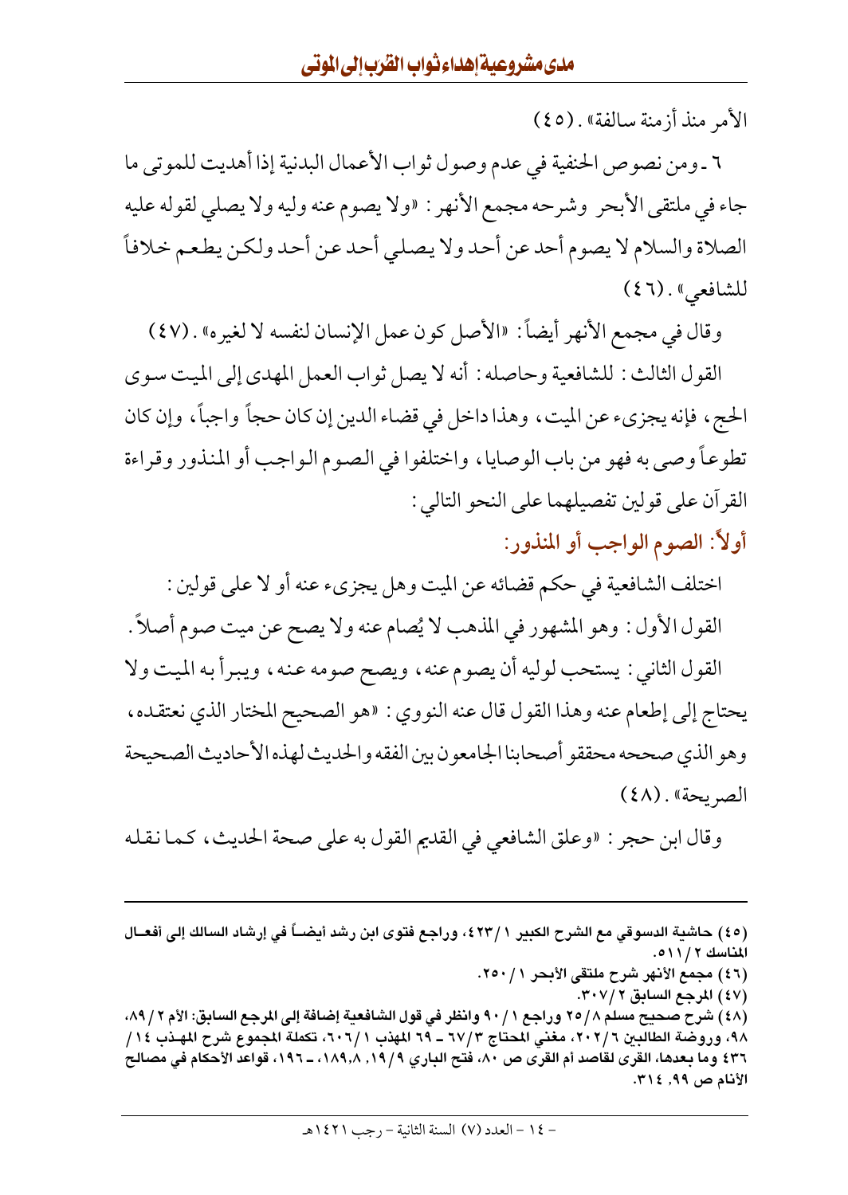الأمر منذ أزمنة سالفة» . (٤٥)

٦ ـ ومن نصوص الحنفية في عدم وصول ثواب الأعمال البدنية إذا أهديت للموتى ما جاء في ملتقى الأبحر وشرحه مجمع الأنهر : «ولا يصوم عنه وليه ولا يصلي لقوله عليه الصلاة والسلام لا يصوم أحد عن أحد ولا يصلي أحد عن أحد ولكن يطعم خلافاً للشافعي» . (٤٦)

وقال في مجمع الأنهر أيضاً : «الأصل كون عمل الإنسان لنفسه لا لغيره» . (٤٧)

القول الثالث : للشافعية وحاصله : أنه لا يصل ثواب العمل المهدى إلى الميت سوى الحج، فإنه يجزىء عن الميت، وهذا داخل في قضاء الدين إن كان حجاً واجباً، وإن كان تطوعاً وصى به فهو من باب الوصايا، واختلفوا في الصوم الواجب أو المنذور وقراءة القرآن على قولين تفصيلهما على النحو التالي :

## أولاً: الصوم الواجب أو المنذور:

اختلف الشافعية في حكم قضائه عن الميت وهل يجزىء عنه أو لا على قولين :

القول الأول : وهو المشهور في المذهب لا يُصام عنه ولا يصح عن ميت صوم أصلاً .

القول الثاني : يستحب لوليه أن يصوم عنه، ويصح صومه عنه، ويبرأ به الميت ولا يحتاج إلى إطعام عنه وهذا القول قال عنه النووي : «هو الصحيح المختار الذي نعتقده، وهو الذي صححه محققو أصحابنا الجامعون بين الفقه والحديث لهذه الأحاديث الصحيحة الصريحة» . (٤٨)

وقال ابن حجر : «وعلق الشافعي في القديم القول به على صحة الحديث، كما نقله

---

(٤٥) حاشية الدسوقي مع الشرح الكبير ١/٤٢٣، وراجع فتوى ابن رشد أيضاً في إرشاد السالك إلى أفعال المناسك ٢/٥١١.

(٤٦) مجمع الأنهر شرح ملتقى الأبحر ١/٢٥٠.

(٤٧) المرجع السابق ٢/٣٠٧.

(٤٨) شرح صحيح مسلم ٨/٢٥ وراجع ١/٩٠ وانظر في قول الشافعية إضافة إلى المرجع السابق: الأم ٢/٨٩، ٩٨، وروضة الطالبين ٦/٢٠٢، مغني المحتاج ٣/٦٧ ـ ٦٩ المهذب ١/٦٠٦، تكملة المجموع شرح المهذب ١٤/٤٣٦ وما بعدها، القرى لقاصد أم القرى ص ٨٠، فتح الباري ٩/١٩، ١٨٩،٨ ـ ١٩٦، قواعد الأحكام في مصالح الأنام ص ٩٩، ٣١٤.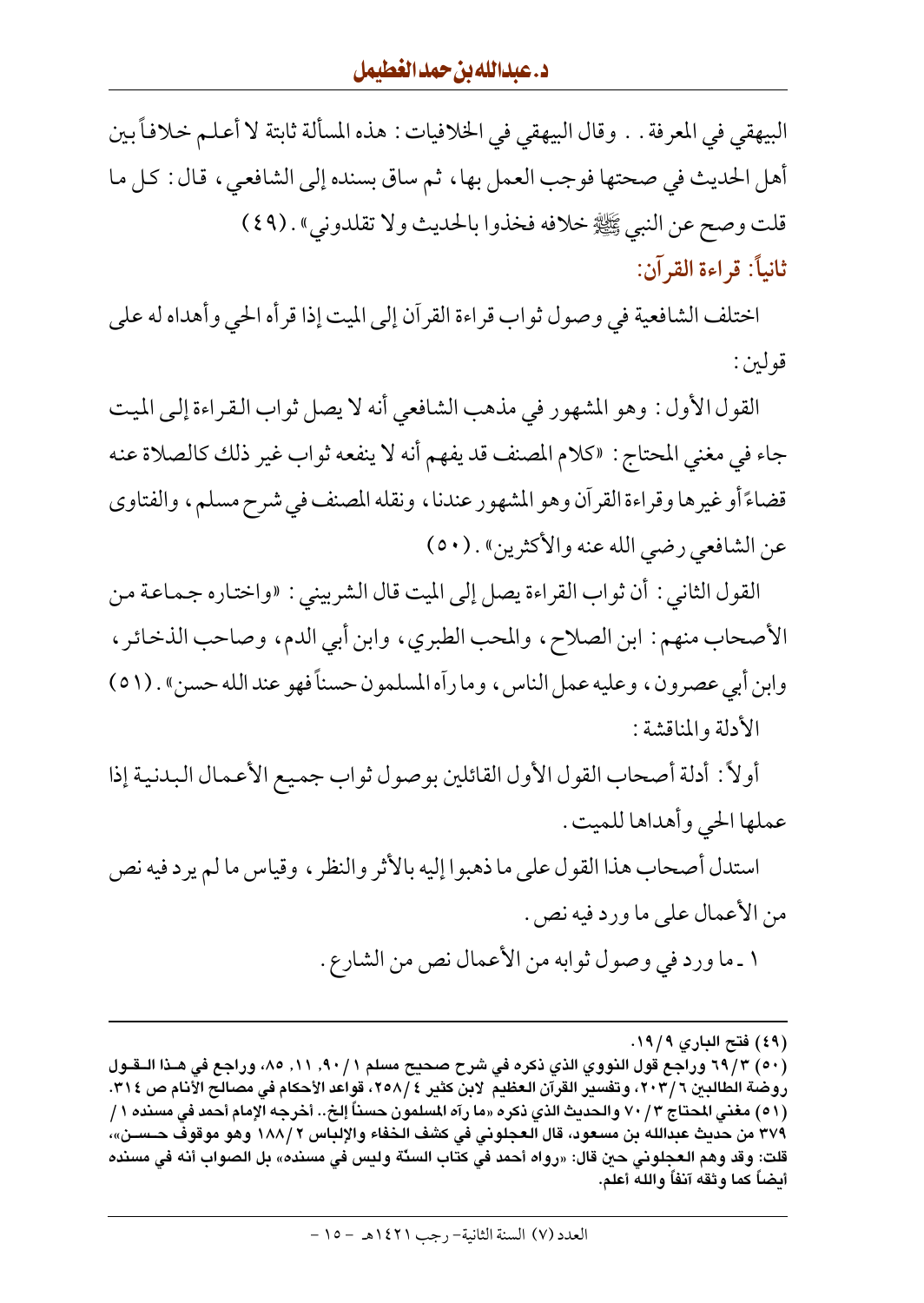البيهقي في المعرفة. . وقال البيهقي في الخلافيات: هذه المسألة ثابتة لا أعلم خلافاً بين أهل الحديث في صحتها فوجب العمل بها، ثم ساق بسنده إلى الشافعي، قال: كل ما قلت وصح عن النبي ﷺ خلافه فخذوا بالحديث ولا تقلدوني». (٤٩)

### ثانياً: قراءة القرآن:

اختلف الشافعية في وصول ثواب قراءة القرآن إلى الميت إذا قرأه الحي وأهداه له على قولين:

القول الأول: وهو المشهور في مذهب الشافعي أنه لا يصل ثواب القراءة إلى الميت جاء في مغني المحتاج: «كلام المصنف قد يفهم أنه لا ينفعه ثواب غير ذلك كالصلاة عنه قضاءً أو غيرها وقراءة القرآن وهو المشهور عندنا، ونقله المصنف في شرح مسلم، والفتاوى عن الشافعي رضي الله عنه والأكثرين». (٥٠)

القول الثاني: أن ثواب القراءة يصل إلى الميت قال الشربيني: «واختاره جماعة من الأصحاب منهم: ابن الصلاح، والمحب الطبري، وابن أبي الدم، وصاحب الذخائر، وابن أبي عصرون، وعليه عمل الناس، وما رآه المسلمون حسناً فهو عند الله حسن». (٥١)

الأدلة والمناقشة:

أولاً: أدلة أصحاب القول الأول القائلين بوصول ثواب جميع الأعمال البدنية إذا عملها الحي وأهداها للميت.

استدل أصحاب هذا القول على ما ذهبوا إليه بالأثر والنظر، وقياس ما لم يرد فيه نص من الأعمال على ما ورد فيه نص.

١ ـ ما ورد في وصول ثوابه من الأعمال نص من الشارع.

---

(٤٩) فتح الباري ٩/١٩.

(٥٠) ٣/٦٩ وراجع قول النووي الذي ذكره في شرح صحيح مسلم ١/٩٠، ١١، ٨٥، وراجع في هذا القول روضة الطالبين ٦/٢٠٣، وتفسير القرآن العظيم لابن كثير ٤/٢٥٨، قواعد الأحكام في مصالح الأنام ص ٣١٤.

(٥١) مغني المحتاج ٣/٧٠ والحديث الذي ذكره «ما رآه المسلمون حسناً إلخ.. أخرجه الإمام أحمد في مسنده ١/٣٧٩ من حديث عبدالله بن مسعود، قال العجلوني في كشف الخفاء والإلباس ٢/١٨٨ وهو موقوف حسن»، قلت: وقد وهم العجلوني حين قال: «رواه أحمد في كتاب السنّة وليس في مسنده» بل الصواب أنه في مسنده أيضاً كما وثقه آنفاً والله أعلم.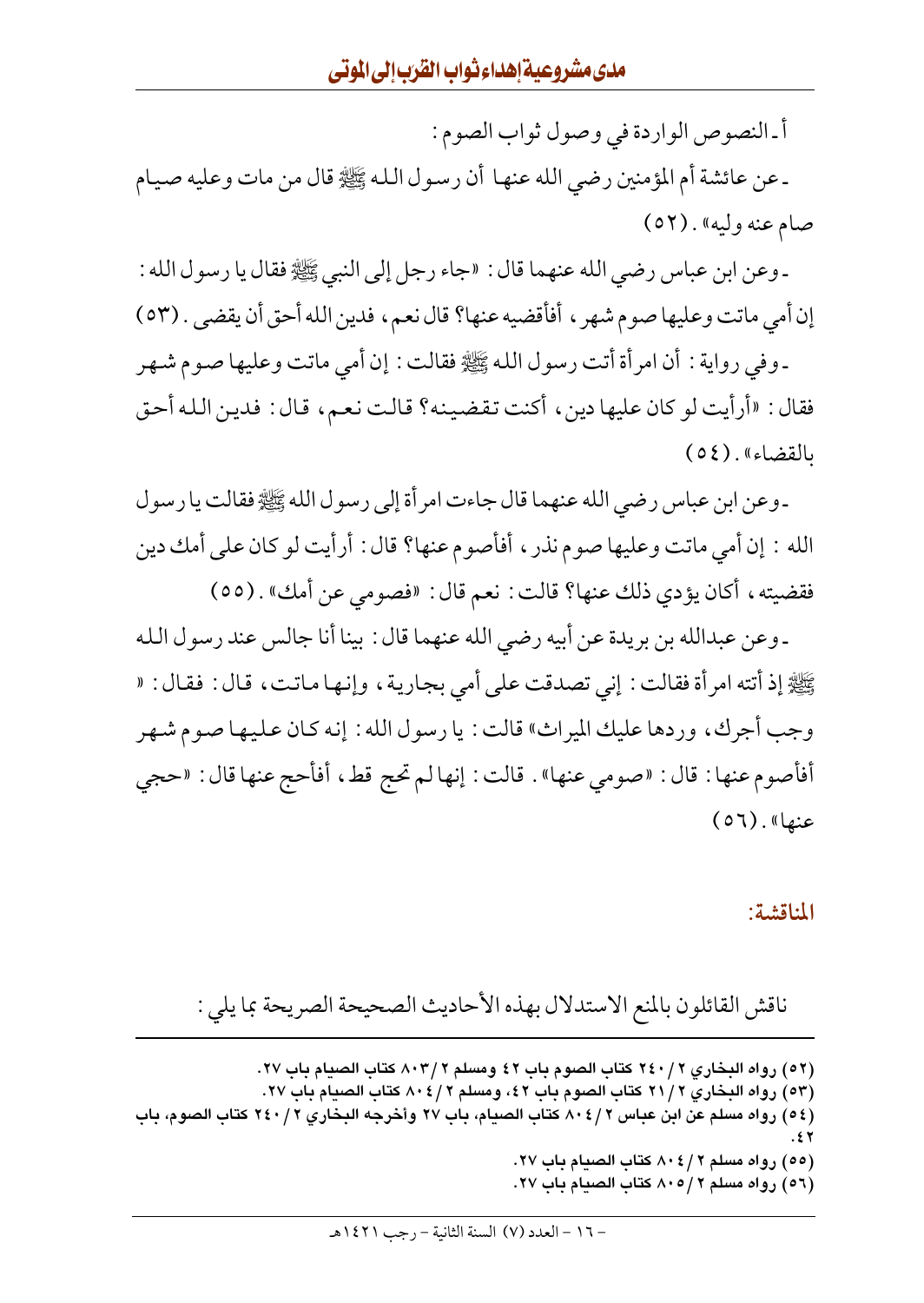أ ـ النصوص الواردة في وصول ثواب الصوم :

ـ عن عائشة أم المؤمنين رضي الله عنها أن رسول الله ﷺ قال من مات وعليه صيام صام عنه وليه» . (٥٢)

ـ وعن ابن عباس رضي الله عنهما قال : «جاء رجل إلى النبي ﷺ فقال يا رسول الله : إن أمي ماتت وعليها صوم شهر ، أفأقضيه عنها؟ قال نعم ، فدين الله أحق أن يقضى . (٥٣)

ـ وفي رواية : أن امرأة أتت رسول الله ﷺ فقالت : إن أمي ماتت وعليها صوم شهر فقال : «أرأيت لو كان عليها دين ، أكنت تقضينه؟ قالت نعم ، قال : فدين الله أحق بالقضاء» . (٥٤)

ـ وعن ابن عباس رضي الله عنهما قال جاءت امرأة إلى رسول الله ﷺ فقالت يا رسول الله : إن أمي ماتت وعليها صوم نذر ، أفأصوم عنها؟ قال : أرأيت لو كان على أمك دين فقضيته ، أكان يؤدي ذلك عنها؟ قالت : نعم قال : «فصومي عن أمك» . (٥٥)

ـ وعن عبدالله بن بريدة عن أبيه رضي الله عنهما قال : بينا أنا جالس عند رسول الله ﷺ إذ أتته امرأة فقالت : إني تصدقت على أمي بجارية ، وإنها ماتت ، قال : فقال : « وجب أجرك ، وردها عليك الميراث» قالت : يا رسول الله : إنه كان عليها صوم شهر أفأصوم عنها : قال : «صومي عنها» . قالت : إنها لم تحج قط ، أفأحج عنها قال : «حجي عنها» . (٥٦)

### المناقشة:

ناقش القائلون بالمنع الاستدلال بهذه الأحاديث الصحيحة الصريحة بما يلي :

---

(٥٢) رواه البخاري ٢ / ٢٤٠ كتاب الصوم باب ٤٢ ومسلم ٢ / ٨٠٣ كتاب الصيام باب ٢٧.

(٥٣) رواه البخاري ٢ / ٢١ كتاب الصوم باب ٤٢، ومسلم ٢ / ٨٠٤ كتاب الصيام باب ٢٧.

(٥٤) رواه مسلم عن ابن عباس ٢ / ٨٠٤ كتاب الصيام، باب ٢٧ وأخرجه البخاري ٢ / ٢٤٠ كتاب الصوم، باب ٤٢.

(٥٥) رواه مسلم ٢ / ٨٠٤ كتاب الصيام باب ٢٧.

(٥٦) رواه مسلم ٢ / ٨٠٥ كتاب الصيام باب ٢٧.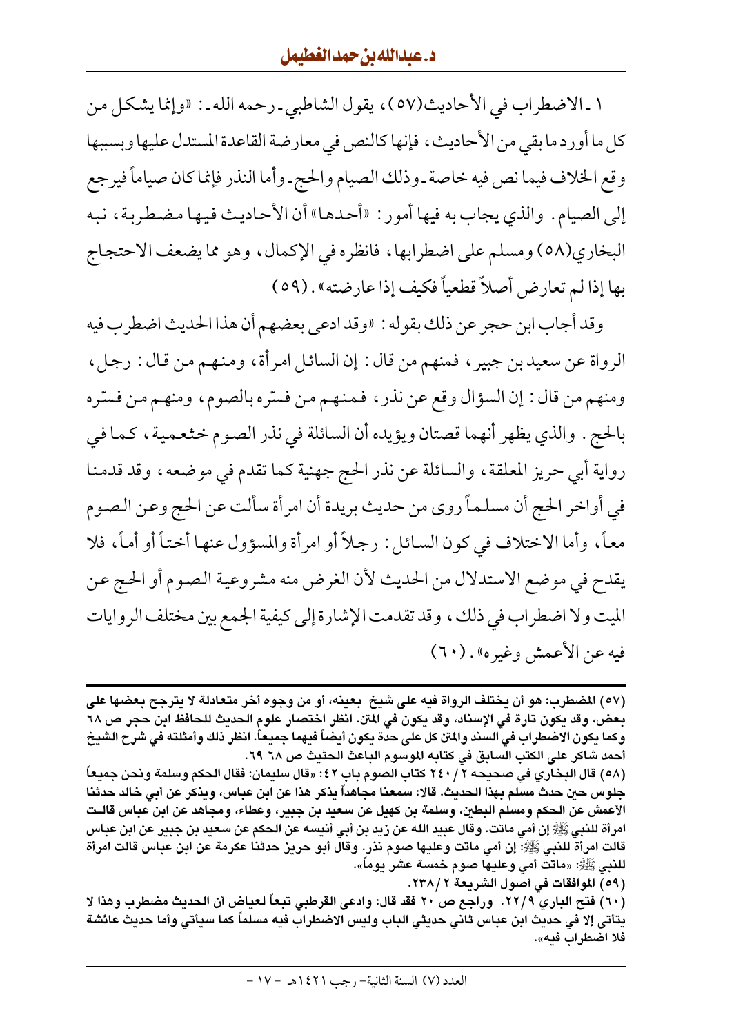١ ـ الاضطراب في الأحاديث(٥٧)، يقول الشاطبي ـ رحمه الله ـ: «وإنما يشكل من كل ما أورد ما بقي من الأحاديث، فإنها كالنص في معارضة القاعدة المستدل عليها وبسببها وقع الخلاف فيما نص فيه خاصة ـ وذلك الصيام والحج ـ وأما النذر فإنما كان صياماً فيرجع إلى الصيام. والذي يجاب به فيها أمور: «أحدها» أن الأحاديث فيها مضطربة، نبه البخاري(٥٨) ومسلم على اضطرابها، فانظره في الإكمال، وهو مما يضعف الاحتجاج بها إذا لم تعارض أصلاً قطعياً فكيف إذا عارضته». (٥٩)

وقد أجاب ابن حجر عن ذلك بقوله: «وقد ادعى بعضهم أن هذا الحديث اضطرب فيه الرواة عن سعيد بن جبير، فمنهم من قال: إن السائل امرأة، ومنهم من قال: رجل، ومنهم من قال: إن السؤال وقع عن نذر، فمنهم من فسّره بالصوم، ومنهم من فسّره بالحج. والذي يظهر أنهما قصتان ويؤيده أن السائلة في نذر الصوم خثعمية، كما في رواية أبي حريز المعلقة، والسائلة عن نذر الحج جهنية كما تقدم في موضعه، وقد قدمنا في أواخر الحج أن مسلماً روى من حديث بريدة أن امرأة سألت عن الحج وعن الصوم معاً، وأما الاختلاف في كون السائل: رجلاً أو امرأة والمسؤول عنها أختاً أو أماً، فلا يقدح في موضع الاستدلال من الحديث لأن الغرض منه مشروعية الصوم أو الحج عن الميت ولا اضطراب في ذلك، وقد تقدمت الإشارة إلى كيفية الجمع بين مختلف الروايات فيه عن الأعمش وغيره». (٦٠)

---

(٥٧) المضطرب: هو أن يختلف الرواة فيه على شيخ بعينه، أو من وجوه أخر متعادلة لا يترجح بعضها على بعض، وقد يكون تارة في الإسناد، وقد يكون في المتن. انظر اختصار علوم الحديث للحافظ ابن حجر ص ٦٨ وكما يكون الاضطراب في السند والمتن كل على حدة يكون أيضاً فيهما جميعاً. انظر ذلك وأمثلته في شرح الشيخ أحمد شاكر على الكتب السابق في كتابه الموسوم الباعث الحثيث ص ٦٨ ٦٩.

(٥٨) قال البخاري في صحيحه ٢ / ٢٤٠ كتاب الصوم باب ٤٢: «قال سليمان: فقال الحكم وسلمة ونحن جميعاً جلوس حين حدث مسلم بهذا الحديث. قالا: سمعنا مجاهداً يذكر هذا عن ابن عباس، ويذكر عن أبي خالد حدثنا الأعمش عن الحكم ومسلم البطين، وسلمة بن كهيل عن سعيد بن جبير، وعطاء، ومجاهد عن ابن عباس قالت امرأة للنبي ﷺ إن أمي ماتت. وقال عبيد الله عن زيد بن أبي أنيسه عن الحكم عن سعيد بن جبير عن ابن عباس قالت امرأة للنبي ﷺ: إن أمي ماتت وعليها صوم نذر. وقال أبو حريز حدثنا عكرمة عن ابن عباس قالت امرأة للنبي ﷺ: «ماتت أمي وعليها صوم خمسة عشر يوماً».

(٥٩) الموافقات في أصول الشريعة ٢ /٢٣٨.

(٦٠) فتح الباري ٩/٢٢. وراجع ص ٢٠ فقد قال: وادعى القرطبي تبعاً لعياض أن الحديث مضطرب وهذا لا يتأتى إلا في حديث ابن عباس ثاني حديثي الباب وليس الاضطراب فيه مسلماً كما سيأتي وأما حديث عائشة فلا اضطراب فيه».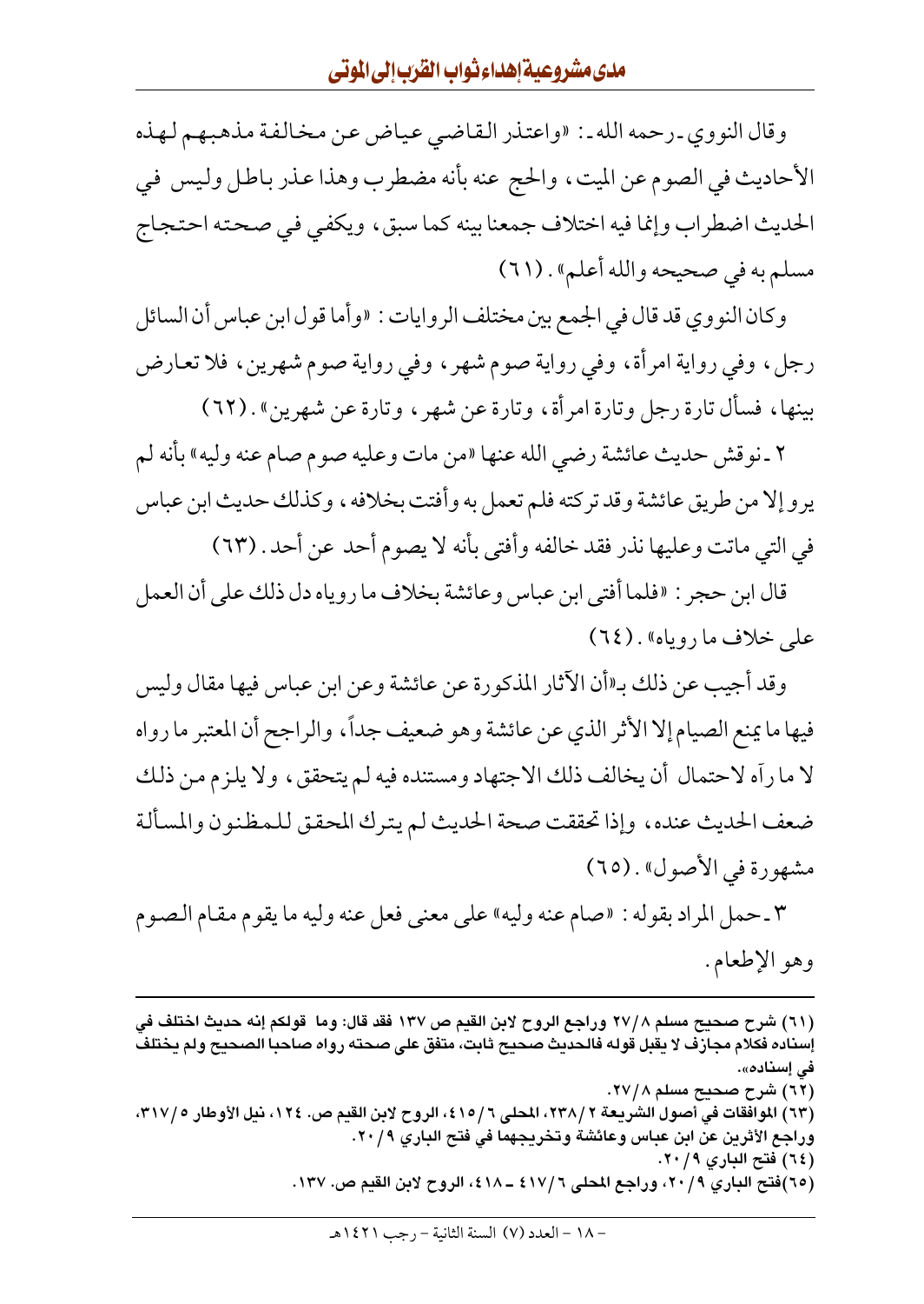وقال النووي ـ رحمه الله ـ: «واعتذر القاضي عياض عن مخالفة مذهبهم لهذه الأحاديث في الصوم عن الميت، والحج عنه بأنه مضطرب وهذا عذر باطل وليس في الحديث اضطراب وإنما فيه اختلاف جمعنا بينه كما سبق، ويكفي في صحته احتجاج مسلم به في صحيحه والله أعلم». (٦١)

وكان النووي قد قال في الجمع بين مختلف الروايات: «وأما قول ابن عباس أن السائل رجل، وفي رواية امرأة، وفي رواية صوم شهر، وفي رواية صوم شهرين، فلا تعارض بينها، فسأل تارة رجل وتارة امرأة، وتارة عن شهر، وتارة عن شهرين». (٦٢)

٢ ـ نوقش حديث عائشة رضي الله عنها «من مات وعليه صوم صام عنه وليه» بأنه لم يرو إلا من طريق عائشة وقد تركته فلم تعمل به وأفتت بخلافه، وكذلك حديث ابن عباس في التي ماتت وعليها نذر فقد خالفه وأفتى بأنه لا يصوم أحد عن أحد. (٦٣)

قال ابن حجر: «فلما أفتى ابن عباس وعائشة بخلاف ما روياه دل ذلك على أن العمل على خلاف ما روياه». (٦٤)

وقد أجيب عن ذلك بـ«أن الآثار المذكورة عن عائشة وعن ابن عباس فيها مقال وليس فيها ما يمنع الصيام إلا الأثر الذي عن عائشة وهو ضعيف جداً، والراجح أن المعتبر ما رواه لا ما رآه لاحتمال أن يخالف ذلك الاجتهاد ومستنده فيه لم يتحقق، ولا يلزم من ذلك ضعف الحديث عنده، وإذا تحققت صحة الحديث لم يترك المحقق للمظنون والمسألة مشهورة في الأصول». (٦٥)

٣ ـ حمل المراد بقوله: «صام عنه وليه» على معنى فعل عنه وليه ما يقوم مقام الصوم وهو الإطعام.

---

(٦١) شرح صحيح مسلم ٨/٢٧ وراجع الروح لابن القيم ص ١٣٧ فقد قال: وما قولكم إنه حديث اختلف في إسناده فكلام مجازف لا يقبل قوله فالحديث صحيح ثابت، متفق على صحته رواه صاحبا الصحيح ولم يختلف في إسناده».

(٦٢) شرح صحيح مسلم ٨/٢٧.

(٦٣) الموافقات في أصول الشريعة ٢/٢٣٨، المحلى ٦/٤١٥، الروح لابن القيم ص. ١٢٤، نيل الأوطار ٥/٣١٧، وراجع الأثرين عن ابن عباس وعائشة وتخريجهما في فتح الباري ٩/٢٠.

(٦٤) فتح الباري ٩/٢٠.

(٦٥) فتح الباري ٩/٢٠، وراجع المحلى ٦/٤١٧ ـ ٤١٨، الروح لابن القيم ص. ١٣٧.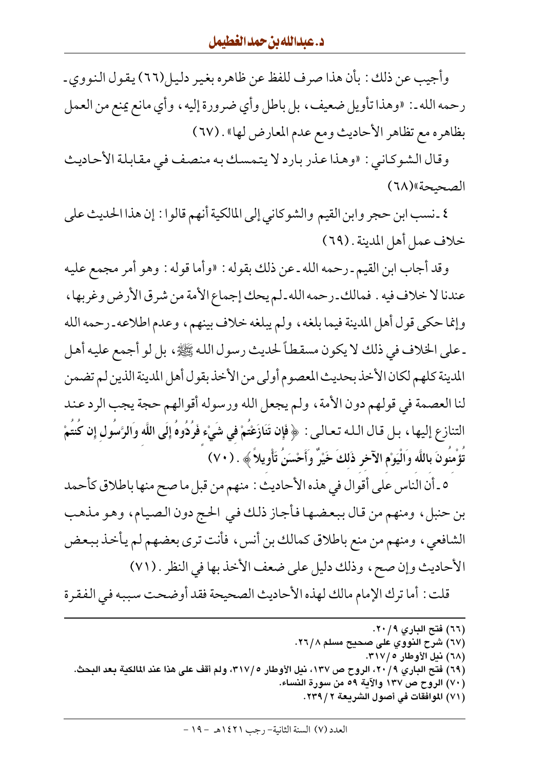وأجيب عن ذلك : بأن هذا صرف للفظ عن ظاهره بغير دليل(٦٦) يقول النووي ـ رحمه الله ـ : «وهذا تأويل ضعيف، بل باطل وأي ضرورة إليه، وأي مانع يمنع من العمل بظاهره مع تظاهر الأحاديث ومع عدم المعارض لها» . (٦٧)

وقال الشوكاني : «وهذا عذر بارد لا يتمسك به منصف في مقابلة الأحاديث الصحيحة»(٦٨)

٤ ـ نسب ابن حجر وابن القيم والشوكاني إلى المالكية أنهم قالوا : إن هذا الحديث على خلاف عمل أهل المدينة . (٦٩)

وقد أجاب ابن القيم ـ رحمه الله ـ عن ذلك بقوله : «وأما قوله : وهو أمر مجمع عليه عندنا لا خلاف فيه . فمالك ـ رحمه الله ـ لم يحك إجماع الأمة من شرق الأرض وغربها، وإنما حكى قول أهل المدينة فيما بلغه، ولم يبلغه خلاف بينهم، وعدم اطلاعه ـ رحمه الله ـ على الخلاف في ذلك لا يكون مسقطاً لحديث رسول الله ﷺ، بل لو أجمع عليه أهل المدينة كلهم لكان الأخذ بحديث المعصوم أولى من الأخذ بقول أهل المدينة الذين لم تضمن لنا العصمة في قولهم دون الأمة، ولم يجعل الله ورسوله أقوالهم حجة يجب الرد عند التنازع إليها، بل قال الله تعالى : ﴿فَإِن تَنَازَعْتُمْ فِي شَيْءٍ فَرُدُّوهُ إِلَى اللَّهِ وَالرَّسُولِ إِن كُنتُمْ تُؤْمِنُونَ بِاللَّهِ وَالْيَوْمِ الآخِرِ ذَلِكَ خَيْرٌ وَأَحْسَنُ تَأْوِيلاً﴾ . (٧٠)

٥ ـ أن الناس على أقوال في هذه الأحاديث : منهم من قبل ما صح منها باطلاق كأحمد بن حنبل، ومنهم من قال ببعضها فأجاز ذلك في الحج دون الصيام، وهو مذهب الشافعي، ومنهم من منع باطلاق كمالك بن أنس، فأنت ترى بعضهم لم يأخذ ببعض الأحاديث وإن صح، وذلك دليل على ضعف الأخذ بها في النظر . (٧١)

قلت : أما ترك الإمام مالك لهذه الأحاديث الصحيحة فقد أوضحت سببه في الفقرة

---

(٦٦) فتح الباري ٩/٢٠.

(٦٧) شرح النووي على صحيح مسلم ٨/٢٦.

(٦٨) نيل الأوطار ٥/٣١٧.

(٦٩) فتح الباري ٩/٢٠، الروح ص ١٣٧، نيل الأوطار ٥/٣١٧، ولم أقف على هذا عند المالكية بعد البحث.

(٧٠) الروح ص ١٣٧ والآية ٥٩ من سورة النساء.

(٧١) الموافقات في أصول الشريعة ٢/٢٣٩.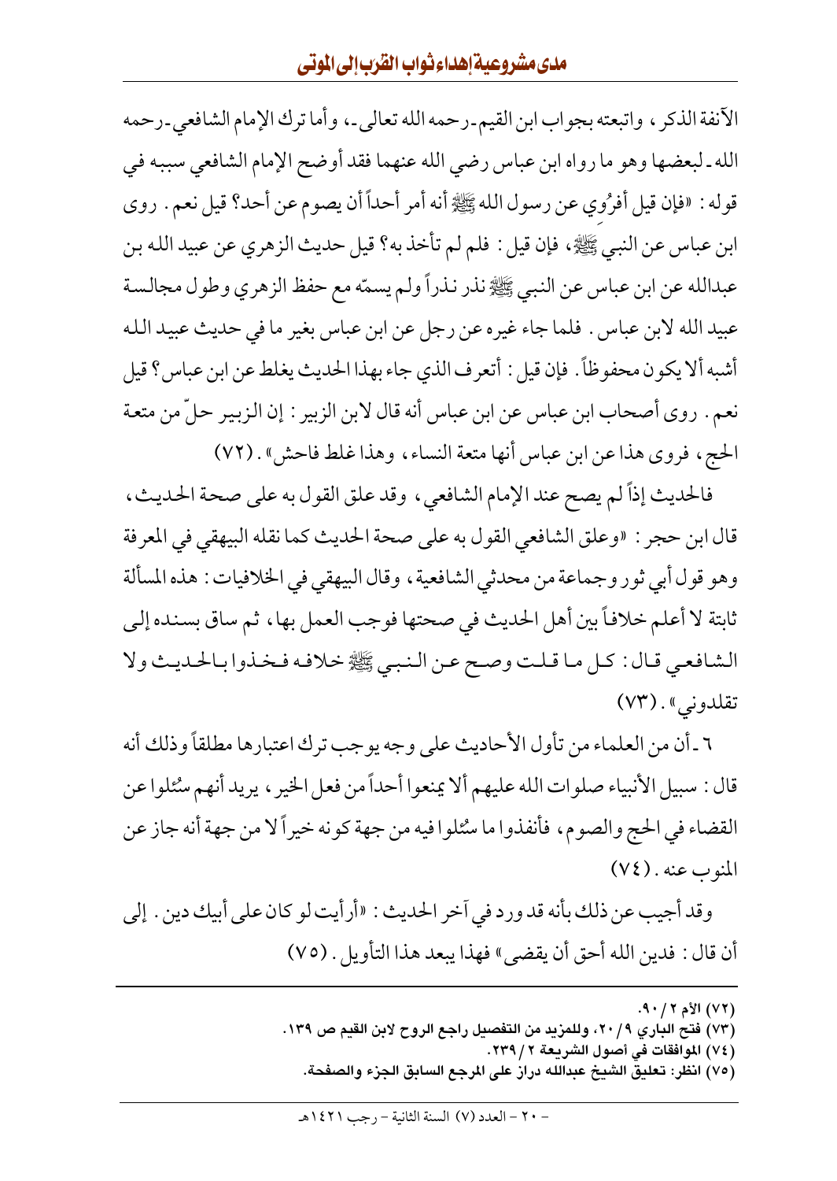الآنفة الذكر، واتبعته بجواب ابن القيم-رحمه الله تعالى-، وأما ترك الإمام الشافعي-رحمه الله-لبعضها وهو ما رواه ابن عباس رضي الله عنهما فقد أوضح الإمام الشافعي سببه في قوله: «فإن قيل أفرُوي عن رسول الله ﷺ أنه أمر أحداً أن يصوم عن أحد؟ قيل نعم. روى ابن عباس عن النبي ﷺ، فإن قيل: فلم لم تأخذ به؟ قيل حديث الزهري عن عبيد الله بن عبدالله عن ابن عباس عن النبي ﷺ نذر نذراً ولم يسمّه مع حفظ الزهري وطول مجالسة عبيد الله لابن عباس. فلما جاء غيره عن رجل عن ابن عباس بغير ما في حديث عبيد الله أشبه ألا يكون محفوظاً. فإن قيل: أتعرف الذي جاء بهذا الحديث يغلط عن ابن عباس؟ قيل نعم. روى أصحاب ابن عباس عن ابن عباس أنه قال لابن الزبير: إن الزبير حلّ من متعة الحج، فروى هذا عن ابن عباس أنها متعة النساء، وهذا غلط فاحش». (٧٢)

فالحديث إذاً لم يصح عند الإمام الشافعي، وقد علق القول به على صحة الحديث، قال ابن حجر: «وعلق الشافعي القول به على صحة الحديث كما نقله البيهقي في المعرفة وهو قول أبي ثور وجماعة من محدثي الشافعية، وقال البيهقي في الخلافيات: هذه المسألة ثابتة لا أعلم خلافاً بين أهل الحديث في صحتها فوجب العمل بها، ثم ساق بسنده إلى الشافعي قال: كل ما قلت وصح عن النبي ﷺ خلافه فخذوا بالحديث ولا تقلدوني». (٧٣)

٦-أن من العلماء من تأول الأحاديث على وجه يوجب ترك اعتبارها مطلقاً وذلك أنه قال: سبيل الأنبياء صلوات الله عليهم ألا يمنعوا أحداً من فعل الخير، يريد أنهم سُئلوا عن القضاء في الحج والصوم، فأنفذوا ما سُئلوا فيه من جهة كونه خيراً لا من جهة أنه جاز عن المنوب عنه. (٧٤)

وقد أجيب عن ذلك بأنه قد ورد في آخر الحديث: «أرأيت لو كان على أبيك دين. إلى أن قال: فدين الله أحق أن يقضى» فهذا يبعد هذا التأويل. (٧٥)

---

(٧٢) الأم ٢ / ٩٠.
(٧٣) فتح الباري ٩ / ٢٠، وللمزيد من التفصيل راجع الروح لابن القيم ص ١٣٩.
(٧٤) الموافقات في أصول الشريعة ٢ / ٢٣٩.
(٧٥) انظر: تعليق الشيخ عبدالله دراز على المرجع السابق الجزء والصفحة.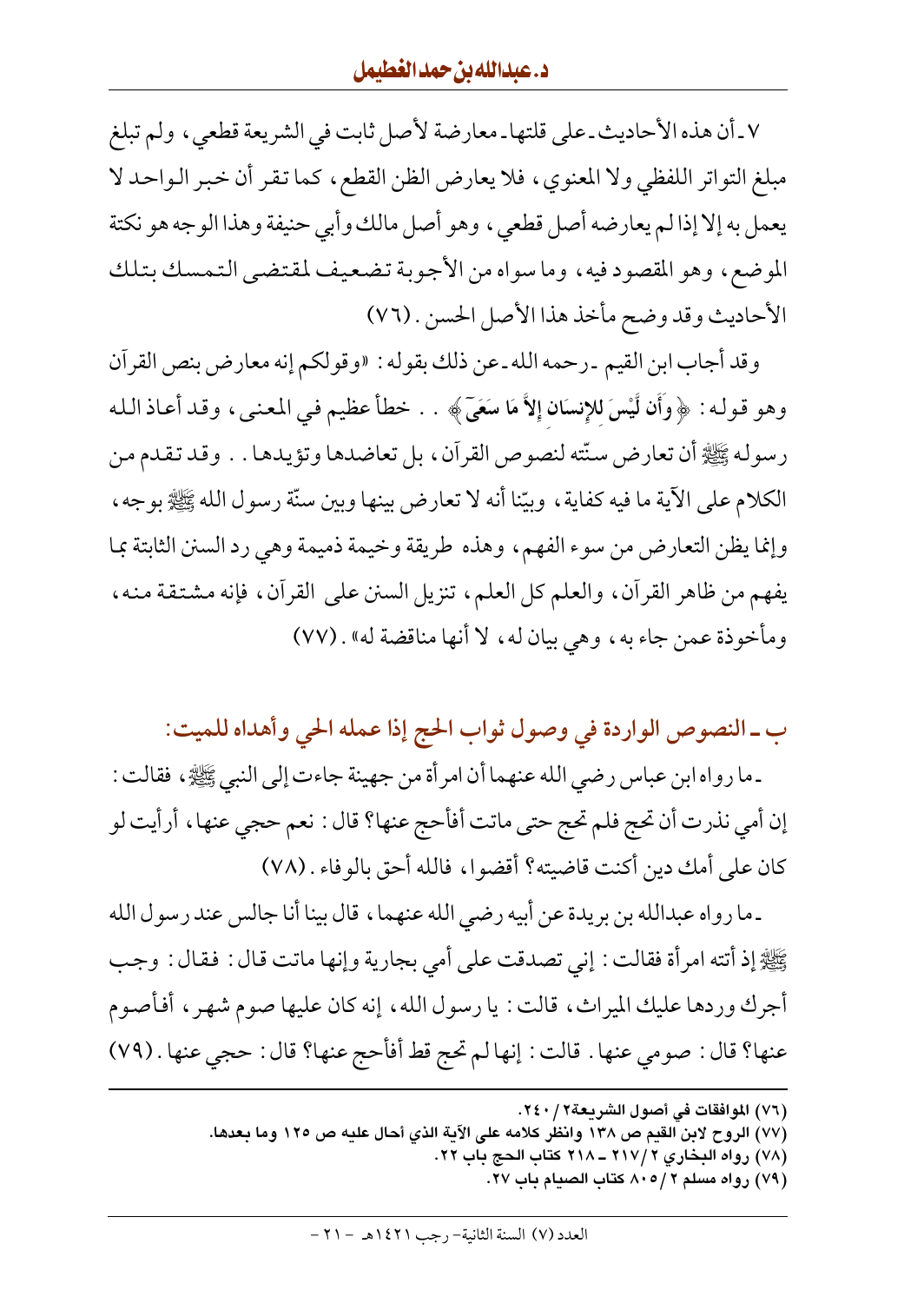٧ـ أن هذه الأحاديث ـ على قلتها ـ معارضة لأصل ثابت في الشريعة قطعي، ولم تبلغ مبلغ التواتر اللفظي ولا المعنوي، فلا يعارض الظن القطع، كما تقر أن خبر الواحد لا يعمل به إلا إذا لم يعارضه أصل قطعي، وهو أصل مالك وأبي حنيفة وهذا الوجه هو نكتة الموضع، وهو المقصود فيه، وما سواه من الأجوبة تضعيف لمقتضى التمسك بتلك الأحاديث وقد وضح مأخذ هذا الأصل الحسن. (٧٦)

وقد أجاب ابن القيم ـ رحمه الله ـ عن ذلك بقوله: «وقولكم إنه معارض بنص القرآن وهو قوله: ﴿وَأَن لَّيْسَ لِلإِنسَانِ إِلاَّ مَا سَعَىٰ﴾ .. خطأ عظيم في المعنى، وقد أعاذ الله رسوله ﷺ أن تعارض سنّته لنصوص القرآن، بل تعاضدها وتؤيدها.. وقد تقدم من الكلام على الآية ما فيه كفاية، وبيّنا أنه لا تعارض بينها وبين سنّة رسول الله ﷺ بوجه، وإنما يظن التعارض من سوء الفهم، وهذه طريقة وخيمة ذميمة وهي رد السنن الثابتة بما يفهم من ظاهر القرآن، والعلم كل العلم، تنزيل السنن على القرآن، فإنه مشتقة منه، ومأخوذة عمن جاء به، وهي بيان له، لا أنها مناقضة له». (٧٧)

## ب ـ النصوص الواردة في وصول ثواب الحج إذا عمله الحي وأهداه للميت:

ـ ما رواه ابن عباس رضي الله عنهما أن امرأة من جهينة جاءت إلى النبي ﷺ، فقالت: إن أمي نذرت أن تحج فلم تحج حتى ماتت أفأحج عنها؟ قال: نعم حجي عنها، أرأيت لو كان على أمك دين أكنت قاضيته؟ أقضوا، فالله أحق بالوفاء. (٧٨)

ـ ما رواه عبدالله بن بريدة عن أبيه رضي الله عنهما، قال بينا أنا جالس عند رسول الله ﷺ إذ أتته امرأة فقالت: إني تصدقت على أمي بجارية وإنها ماتت قال: فقال: وجب أجرك وردها عليك الميراث، قالت: يا رسول الله، إنه كان عليها صوم شهر، أفأصوم عنها؟ قال: صومي عنها. قالت: إنها لم تحج قط أفأحج عنها؟ قال: حجي عنها. (٧٩)

---

(٧٦) الموافقات في أصول الشريعة٢ / ٢٤٠.
(٧٧) الروح لابن القيم ص ١٣٨ وانظر كلامه على الآية الذي أحال عليه ص ١٢٥ وما بعدها.
(٧٨) رواه البخاري ٢ /٢١٧ ـ ٢١٨ كتاب الحج باب ٢٢.
(٧٩) رواه مسلم ٢ /٨٠٥ كتاب الصيام باب ٢٧.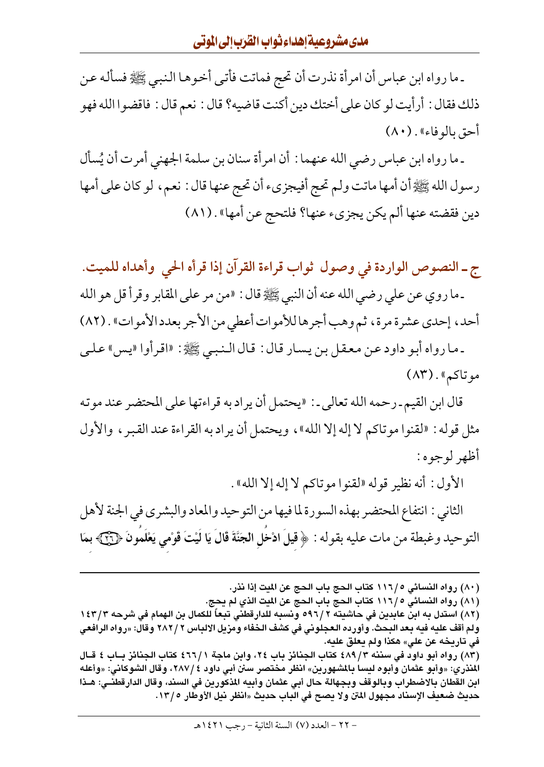ـ ما رواه ابن عباس أن امرأة نذرت أن تحج فماتت فأتى أخوها النبي ﷺ فسأله عن ذلك فقال: أرأيت لو كان على أختك دين أكنت قاضيه؟ قال: نعم قال: فاقضوا الله فهو أحق بالوفاء». (٨٠)

ـ ما رواه ابن عباس رضي الله عنهما: أن امرأة سنان بن سلمة الجهني أمرت أن يُسأل رسول الله ﷺ أن أمها ماتت ولم تحج أفيجزىء أن تحج عنها قال: نعم، لو كان على أمها دين فقضته عنها ألم يكن يجزىء عنها؟ فلتحج عن أمها». (٨١)

## ج ـ النصوص الواردة في وصول ثواب قراءة القرآن إذا قرأه الحي وأهداه للميت.

ـ ما روي عن علي رضي الله عنه أن النبي ﷺ قال: «من مر على المقابر وقرأ قل هو الله أحد، إحدى عشرة مرة، ثم وهب أجرها للأموات أعطي من الأجر بعدد الأموات». (٨٢)

ـ ما رواه أبو داود عن معقل بن يسار قال: قال النبي ﷺ: «اقرأوا "يس" على موتاكم». (٨٣)

قال ابن القيم ـ رحمه الله تعالى ـ: «يحتمل أن يراد به قراءتها على المحتضر عند موته مثل قوله: «لقنوا موتاكم لا إله إلا الله»، ويحتمل أن يراد به القراءة عند القبر، والأول أظهر لوجوه:

الأول: أنه نظير قوله «لقنوا موتاكم لا إله إلا الله».

الثاني: انتفاع المحتضر بهذه السورة لما فيها من التوحيد والمعاد والبشرى في الجنة لأهل التوحيد وغبطة من مات عليه بقوله: ﴿قِيلَ ادْخُلِ الْجَنَّةَ قَالَ يَا لَيْتَ قَوْمِي يَعْلَمُونَ ۝٢٦ بِمَا

---

(٨٠) رواه النسائي ٥/١١٦ كتاب الحج باب الحج عن الميت إذا نذر.

(٨١) رواه النسائي ٥/١١٦ كتاب الحج باب الحج عن الميت الذي لم يحج.

(٨٢) استدل به ابن عابدين في حاشيته ٢/٥٩٦ ونسبه للدارقطني تبعاً للكمال بن الهمام في شرحه ٣/١٤٣ ولم أقف عليه فيه بعد البحث. وأورده العجلوني في كشف الخفاء ومزيل الالباس ٢/٢٨٢ وقال: «رواه الرافعي في تاريخه عن علي» هكذا ولم يعلق عليه.

(٨٣) رواه أبو داود في سننه ٣/٤٨٩ كتاب الجنائز باب ٢٤، وابن ماجة ١/٤٦٦ كتاب الجنائز باب ٤ قال المنذري: «وأبو عثمان وأبوه ليسا بالمشهورين» انظر مختصر سنن أبي داود ٤/٢٨٧، وقال الشوكاني: «وأعله ابن القطان بالاضطراب وبالوقف وبجهالة حال أبي عثمان وأبيه المذكورين في السند، وقال الدارقطني: هذا حديث ضعيف الإسناد مجهول المتن ولا يصح في الباب حديث «انظر نيل الأوطار ٥/١٣.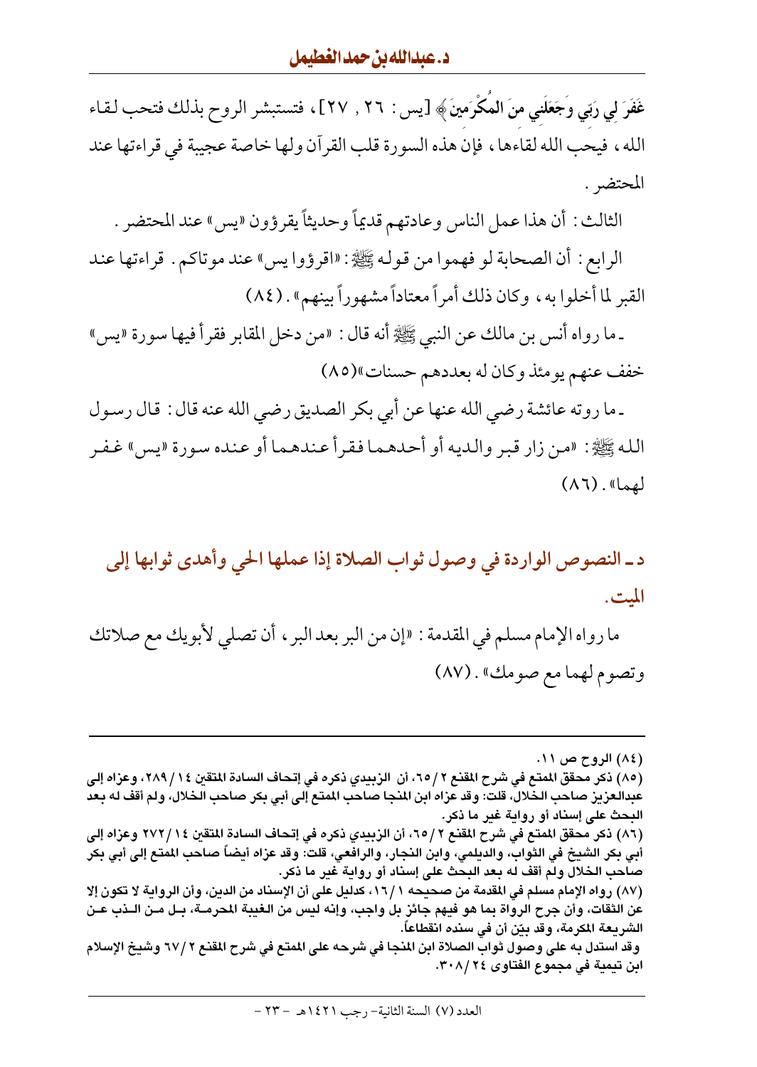غَفَرَ لِي رَبِّي وَجَعَلَنِي مِنَ الْمُكْرَمِينَ﴾ [يس: ٢٦ , ٢٧]، فتستبشر الروح بذلك فتحب لقاء الله، فيحب الله لقاءها، فإن هذه السورة قلب القرآن ولها خاصة عجيبة في قراءتها عند المحتضر.

الثالث: أن هذا عمل الناس وعادتهم قديماً وحديثاً يقرؤون «يس» عند المحتضر.

الرابع: أن الصحابة لو فهموا من قوله ﷺ: «اقرؤوا يس» عند موتاكم. قراءتها عند القبر لما أخلوا به، وكان ذلك أمراً معتاداً مشهوراً بينهم». (٨٤)

ـ ما رواه أنس بن مالك عن النبي ﷺ أنه قال: «من دخل المقابر فقرأ فيها سورة «يس» خفف عنهم يومئذ وكان له بعددهم حسنات»(٨٥)

ـ ما روته عائشة رضي الله عنها عن أبي بكر الصديق رضي الله عنه قال: قال رسول الله ﷺ: «من زار قبر والديه أو أحدهما فقرأ عندهما أو عنده سورة «يس» غفر لهما». (٨٦)

## د ـ النصوص الواردة في وصول ثواب الصلاة إذا عملها الحي وأهدى ثوابها إلى الميت.

ما رواه الإمام مسلم في المقدمة: «إن من البر بعد البر، أن تصلي لأبويك مع صلاتك وتصوم لهما مع صومك». (٨٧)

---

(٨٤) الروح ص ١١.

(٨٥) ذكر محقق الممتع في شرح المقنع ٢/٦٥، أن الزبيدي ذكره في إتحاف السادة المتقين ١٤/٢٨٩، وعزاه إلى عبدالعزيز صاحب الخلال، قلت: وقد عزاه ابن المنجا صاحب الممتع إلى أبي بكر صاحب الخلال، ولم أقف له بعد البحث على إسناد أو رواية غير ما ذكر.

(٨٦) ذكر محقق الممتع في شرح المقنع ٢/٦٥، أن الزبيدي ذكره في إتحاف السادة المتقين ١٤/٢٧٢ وعزاه إلى أبي بكر الشيخ في الثواب، والديلمي، وابن النجار، والرافعي، قلت: وقد عزاه أيضاً صاحب الممتع إلى أبي بكر صاحب الخلال ولم أقف له بعد البحث على إسناد أو رواية غير ما ذكر.

(٨٧) رواه مسلم في المقدمة من صحيحه ١/١٦، كدليل على أن الإسناد من الدين، وأن الرواية لا تكون إلا عن الثقات، وأن جرح الرواة بما هو فيهم جائز بل واجب، وإنه ليس من الغيبة المحرمة، بل من الذب عن الشريعة المكرمة، وقد بيّن أن في سنده انقطاعاً.

وقد استدل به على وصول ثواب الصلاة ابن المنجا في شرحه على الممتع في شرح المقنع ٢/٦٧ وشيخ الإسلام ابن تيمية في مجموع الفتاوى ٢٤/٣٠٨.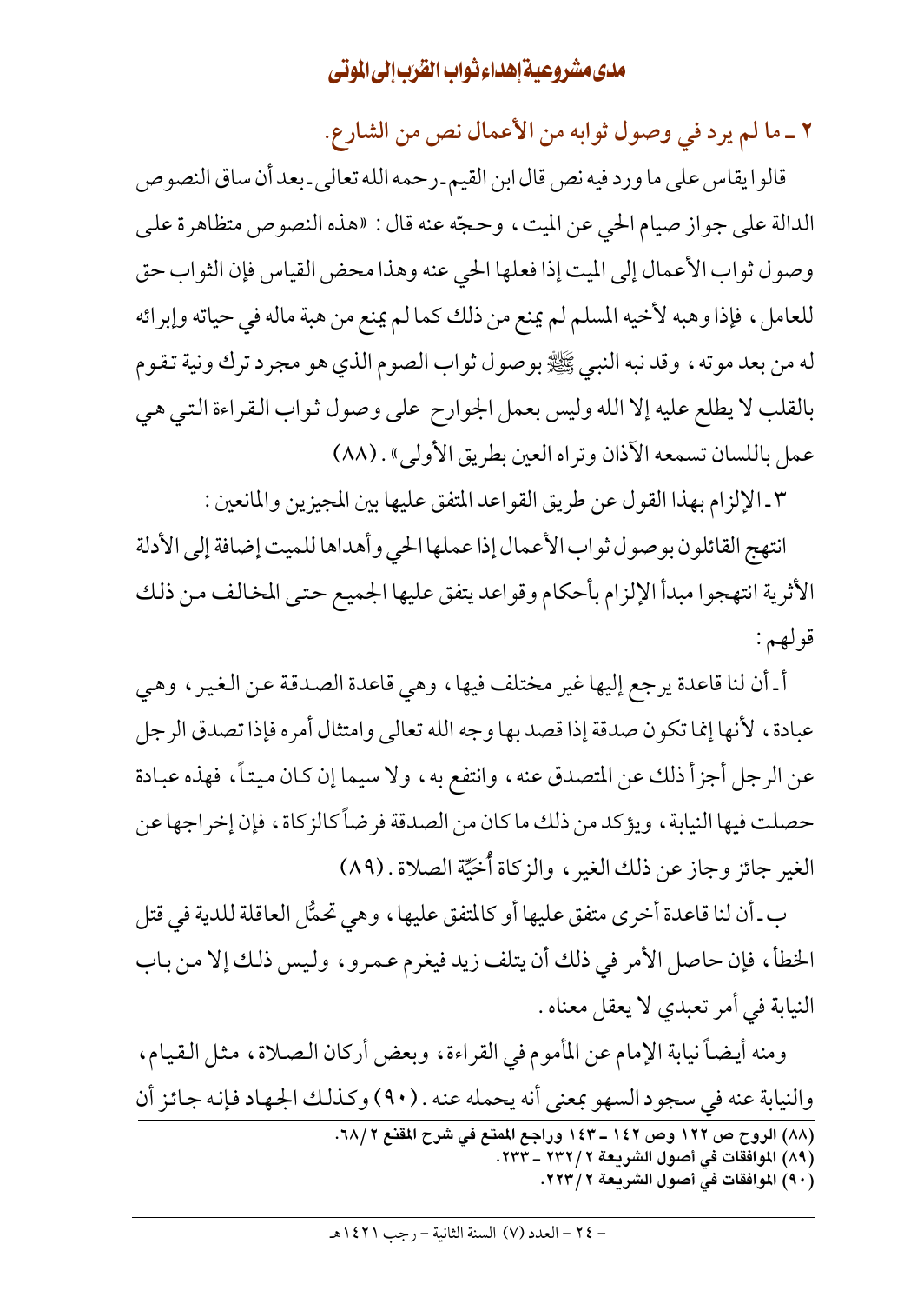### ٢ ـ ما لم يرد في وصول ثوابه من الأعمال نص من الشارع.

قالوا يقاس على ما ورد فيه نص قال ابن القيم ـ رحمه الله تعالى ـ بعد أن ساق النصوص الدالة على جواز صيام الحي عن الميت، وحجّه عنه قال: «هذه النصوص متظاهرة على وصول ثواب الأعمال إلى الميت إذا فعلها الحي عنه وهذا محض القياس فإن الثواب حق للعامل، فإذا وهبه لأخيه المسلم لم يمنع من ذلك كما لم يمنع من هبة ماله في حياته وإبرائه له من بعد موته، وقد نبه النبي ﷺ بوصول ثواب الصوم الذي هو مجرد ترك ونية تقوم بالقلب لا يطلع عليه إلا الله وليس بعمل الجوارح على وصول ثواب القراءة التي هي عمل باللسان تسمعه الآذان وتراه العين بطريق الأولى». (٨٨)

٣ ـ الإلزام بهذا القول عن طريق القواعد المتفق عليها بين المجيزين والمانعين:

انتهج القائلون بوصول ثواب الأعمال إذا عملها الحي وأهداها للميت إضافة إلى الأدلة الأثرية انتهجوا مبدأ الإلزام بأحكام وقواعد يتفق عليها الجميع حتى المخالف من ذلك قولهم:

أ ـ أن لنا قاعدة يرجع إليها غير مختلف فيها، وهي قاعدة الصدقة عن الغير، وهي عبادة، لأنها إنما تكون صدقة إذا قصد بها وجه الله تعالى وامتثال أمره فإذا تصدق الرجل عن الرجل أجزأ ذلك عن المتصدق عنه، وانتفع به، ولا سيما إن كان ميتاً، فهذه عبادة حصلت فيها النيابة، ويؤكد من ذلك ما كان من الصدقة فرضاً كالزكاة، فإن إخراجها عن الغير جائز وجاز عن ذلك الغير، والزكاة أُخَيَّة الصلاة. (٨٩)

ب ـ أن لنا قاعدة أخرى متفق عليها أو كالمتفق عليها، وهي تحمُّل العاقلة للدية في قتل الخطأ، فإن حاصل الأمر في ذلك أن يتلف زيد فيغرم عمرو، وليس ذلك إلا من باب النيابة في أمر تعبدي لا يعقل معناه.

ومنه أيضاً نيابة الإمام عن المأموم في القراءة، وبعض أركان الصلاة، مثل القيام، والنيابة عنه في سجود السهو بمعنى أنه يحمله عنه. (٩٠) وكذلك الجهاد فإنه جائز أن

---

(٨٨) الروح ص ١٢٢ وص ١٤٢ ـ ١٤٣ وراجع الممتع في شرح المقنع ٢/ ٦٨.

(٨٩) الموافقات في أصول الشريعة ٢/ ٢٣٢ ـ ٢٣٣.

(٩٠) الموافقات في أصول الشريعة ٢/ ٢٢٣.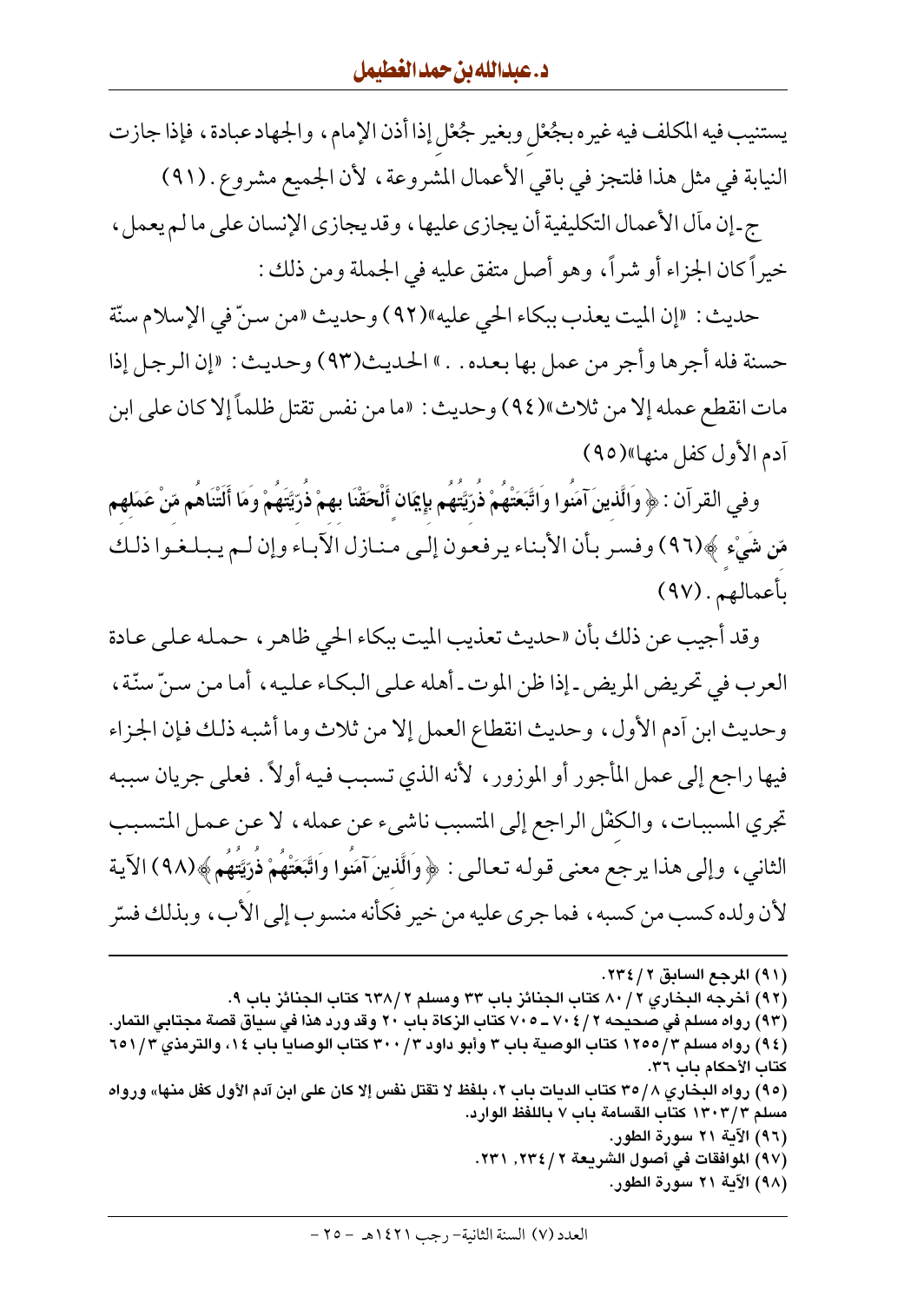يستنيب فيه المكلف فيه غيره بجُعْل وبغير جُعْل إذا أذن الإمام، والجهاد عبادة، فإذا جازت النيابة في مثل هذا فلتجز في باقي الأعمال المشروعة، لأن الجميع مشروع. (٩١)

ج- إن مآل الأعمال التكليفية أن يجازى عليها، وقد يجازى الإنسان على ما لم يعمل، خيراً كان الجزاء أو شراً، وهو أصل متفق عليه في الجملة ومن ذلك:

حديث: «إن الميت يعذب ببكاء الحي عليه»(٩٢) وحديث «من سنّ في الإسلام سنّة حسنة فله أجرها وأجر من عمل بها بعده..» الحديث(٩٣) وحديث: «إن الرجل إذا مات انقطع عمله إلا من ثلاث»(٩٤) وحديث: «ما من نفس تقتل ظلماً إلا كان على ابن آدم الأول كفل منها»(٩٥)

وفي القرآن: ﴿وَالَّذِينَ آمَنُوا وَاتَّبَعَتْهُمْ ذُرِّيَّتُهُم بِإِيمَانٍ أَلْحَقْنَا بِهِمْ ذُرِّيَّتَهُمْ وَمَا أَلَتْنَاهُم مِّنْ عَمَلِهِم مِّن شَيْءٍ﴾(٩٦) وفسر بأن الأبناء يرفعون إلى منازل الآباء وإن لم يبلغوا ذلك بأعمالهم. (٩٧)

وقد أجيب عن ذلك بأن «حديث تعذيب الميت ببكاء الحي ظاهر، حمله على عادة العرب في تحريض المريض - إذا ظن الموت - أهله على البكاء عليه، أما من سنّ سنّة، وحديث ابن آدم الأول، وحديث انقطاع العمل إلا من ثلاث وما أشبه ذلك فإن الجزاء فيها راجع إلى عمل المأجور أو الموزور، لأنه الذي تسبب فيه أولاً. فعلى جريان سببه تجري المسببات، والكِفْل الراجع إلى المتسبب ناشيء عن عمله، لا عن عمل المتسبب الثاني، وإلى هذا يرجع معنى قوله تعالى: ﴿وَالَّذِينَ آمَنُوا وَاتَّبَعَتْهُمْ ذُرِّيَّتُهُم﴾(٩٨) الآية لأن ولده كسب من كسبه، فما جرى عليه من خير فكأنه منسوب إلى الأب، وبذلك فسّر

---

(٩١) المرجع السابق ٢/ ٢٣٤.

(٩٢) أخرجه البخاري ٢/ ٨٠ كتاب الجنائز باب ٣٣ ومسلم ٢/ ٦٣٨ كتاب الجنائز باب ٩.

(٩٣) رواه مسلم في صحيحه ٢/ ٧٠٤ - ٧٠٥ كتاب الزكاة باب ٢٠ وقد ورد هذا في سياق قصة مجتابي النمار.

(٩٤) رواه مسلم ٣/ ١٢٥٥ كتاب الوصية باب ٣ وأبو داود ٣/ ٣٠٠ كتاب الوصايا باب ١٤، والترمذي ٣/ ٦٥١ كتاب الأحكام باب ٣٦.

(٩٥) رواه البخاري ٨/ ٣٥ كتاب الديات باب ٢، بلفظ لا تقتل نفس إلا كان على ابن آدم الأول كفل منها» ورواه مسلم ٣/ ١٣٠٣ كتاب القسامة باب ٧ باللفظ الوارد.

(٩٦) الآية ٢١ سورة الطور.

(٩٧) الموافقات في أصول الشريعة ٢/ ٢٣٤، ٢٣١.

(٩٨) الآية ٢١ سورة الطور.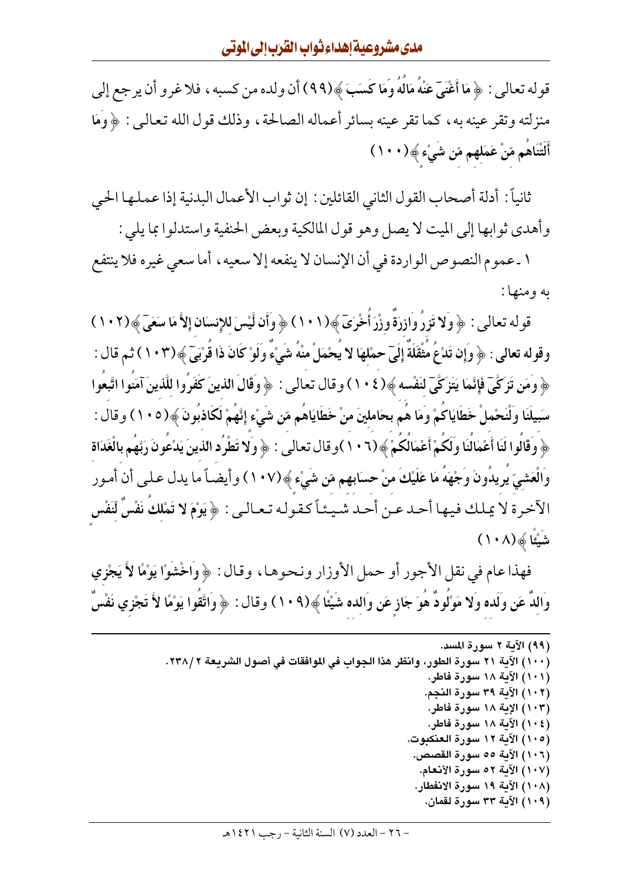قوله تعالى : ﴿ مَا أَغْنَىٰ عَنْهُ مَالُهُ وَمَا كَسَبَ ﴾(٩٩) أن ولده من كسبه ، فلا غرو أن يرجع إلى منزلته وتقر عينه به ، كما تقر عينه بسائر أعماله الصالحة ، وذلك قول الله تعالى : ﴿ وَمَا أَلَتْنَاهُم مِّنْ عَمَلِهِم مِّن شَيْءٍ ﴾(١٠٠)

ثانياً : أدلة أصحاب القول الثاني القائلين : إن ثواب الأعمال البدنية إذا عملها الحي وأهدى ثوابها إلى الميت لا يصل وهو قول المالكية وبعض الحنفية واستدلوا بما يلي :

١ ـ عموم النصوص الواردة في أن الإنسان لا ينفعه إلا سعيه ، أما سعي غيره فلا ينتفع به ومنها :

قوله تعالى : ﴿ وَلا تَزِرُ وَازِرَةٌ وِزْرَ أُخْرَىٰ ﴾(١٠١) ﴿ وَأَن لَّيْسَ لِلإِنسَانِ إِلاَّ مَا سَعَىٰ ﴾(١٠٢) وقوله تعالى : ﴿ وَإِن تَدْعُ مُثْقَلَةٌ إِلَىٰ حِمْلِهَا لا يُحْمَلْ مِنْهُ شَيْءٌ وَلَوْ كَانَ ذَا قُرْبَىٰ ﴾(١٠٣) ثم قال : ﴿ وَمَن تَزَكَّىٰ فَإِنَّمَا يَتَزَكَّىٰ لِنَفْسِهِ ﴾(١٠٤) وقال تعالى : ﴿ وَقَالَ الَّذِينَ كَفَرُوا لِلَّذِينَ آمَنُوا اتَّبِعُوا سَبِيلَنَا وَلْنَحْمِلْ خَطَايَاكُمْ وَمَا هُم بِحَامِلِينَ مِنْ خَطَايَاهُم مِّن شَيْءٍ إِنَّهُمْ لَكَاذِبُونَ ﴾(١٠٥) وقال : ﴿ وَقَالُوا لَنَا أَعْمَالُنَا وَلَكُمْ أَعْمَالُكُمْ ﴾(١٠٦) وقال تعالى : ﴿ وَلا تَطْرُدِ الَّذِينَ يَدْعُونَ رَبَّهُم بِالْغَدَاةِ وَالْعَشِيِّ يُرِيدُونَ وَجْهَهُ مَا عَلَيْكَ مِنْ حِسَابِهِم مِّن شَيْءٍ ﴾(١٠٧) وأيضاً ما يدل على أن أمور الآخرة لا يملك فيها أحد عن أحد شيئاً كقوله تعالى : ﴿ يَوْمَ لا تَمْلِكُ نَفْسٌ لِّنَفْسٍ شَيْئًا ﴾(١٠٨)

فهذا عام في نقل الأجور أو حمل الأوزار ونحوها ، وقال : ﴿ وَاخْشَوْا يَوْمًا لاَّ يَجْزِي وَالِدٌ عَن وَلَدِهِ وَلا مَوْلُودٌ هُوَ جَازٍ عَن وَالِدِهِ شَيْئًا ﴾(١٠٩) وقال : ﴿ وَاتَّقُوا يَوْمًا لاَّ تَجْزِي نَفْسٌ

---

(٩٩) الآية ٢ سورة المسد.
(١٠٠) الآية ٢١ سورة الطور، وانظر هذا الجواب في الموافقات في أصول الشريعة ٢ / ٢٣٨.
(١٠١) الآية ١٨ سورة فاطر.
(١٠٢) الآية ٣٩ سورة النجم.
(١٠٣) الإية ١٨ سورة فاطر.
(١٠٤) الآية ١٨ سورة فاطر.
(١٠٥) الآية ١٢ سورة العنكبوت.
(١٠٦) الآية ٥٥ سورة القصص.
(١٠٧) الآية ٥٢ سورة الأنعام.
(١٠٨) الآية ١٩ سورة الانفطار.
(١٠٩) الآية ٣٣ سورة لقمان.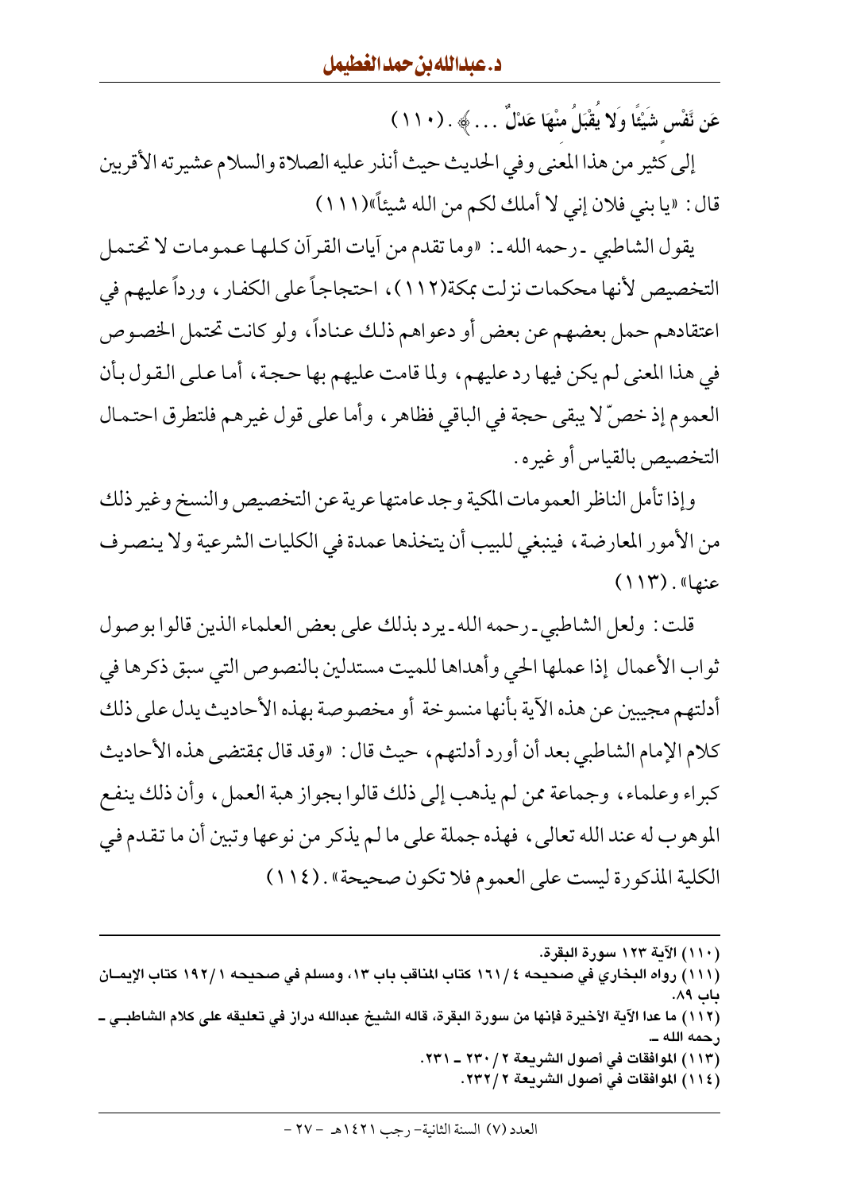عَن نَّفْسٍ شَيْئًا وَلا يُقْبَلُ مِنْهَا عَدْلٌ ... ﴾ . (١١٠)

إلى كثير من هذا المعنى وفي الحديث حيث أنذر عليه الصلاة والسلام عشيرته الأقربين قال : «يا بني فلان إني لا أملك لكم من الله شيئاً»(١١١)

يقول الشاطبي ـ رحمه الله ـ : «وما تقدم من آيات القرآن كلها عمومات لا تحتمل التخصيص لأنها محكمات نزلت بمكة(١١٢)، احتجاجاً على الكفار، ورداً عليهم في اعتقادهم حمل بعضهم عن بعض أو دعواهم ذلك عناداً، ولو كانت تحتمل الخصوص في هذا المعنى لم يكن فيها رد عليهم، ولما قامت عليهم بها حجة، أما على القول بأن العموم إذ خصّ لا يبقى حجة في الباقي فظاهر، وأما على قول غيرهم فلتطرق احتمال التخصيص بالقياس أو غيره.

وإذا تأمل الناظر العمومات المكية وجد عامتها عرية عن التخصيص والنسخ وغير ذلك من الأمور المعارضة، فينبغي للبيب أن يتخذها عمدة في الكليات الشرعية ولا ينصرف عنها». (١١٣)

قلت : ولعل الشاطبي ـ رحمه الله ـ يرد بذلك على بعض العلماء الذين قالوا بوصول ثواب الأعمال إذا عملها الحي وأهداها للميت مستدلين بالنصوص التي سبق ذكرها في أدلتهم مجيبين عن هذه الآية بأنها منسوخة أو مخصوصة بهذه الأحاديث يدل على ذلك كلام الإمام الشاطبي بعد أن أورد أدلتهم، حيث قال : «وقد قال بمقتضى هذه الأحاديث كبراء وعلماء، وجماعة ممن لم يذهب إلى ذلك قالوا بجواز هبة العمل، وأن ذلك ينفع الموهوب له عند الله تعالى، فهذه جملة على ما لم يذكر من نوعها وتبين أن ما تقدم في الكلية المذكورة ليست على العموم فلا تكون صحيحة». (١١٤)

---

(١١٠) الآية ١٢٣ سورة البقرة.

(١١١) رواه البخاري في صحيحه ٤ / ١٦١ كتاب المناقب باب ١٣، ومسلم في صحيحه ١ / ١٩٢ كتاب الإيمان باب ٨٩.

(١١٢) ما عدا الآية الأخيرة فإنها من سورة البقرة، قاله الشيخ عبدالله دراز في تعليقه على كلام الشاطبي ـ رحمه الله ـ.

(١١٣) الموافقات في أصول الشريعة ٢ / ٢٣٠ ـ ٢٣١.

(١١٤) الموافقات في أصول الشريعة ٢ / ٢٣٢.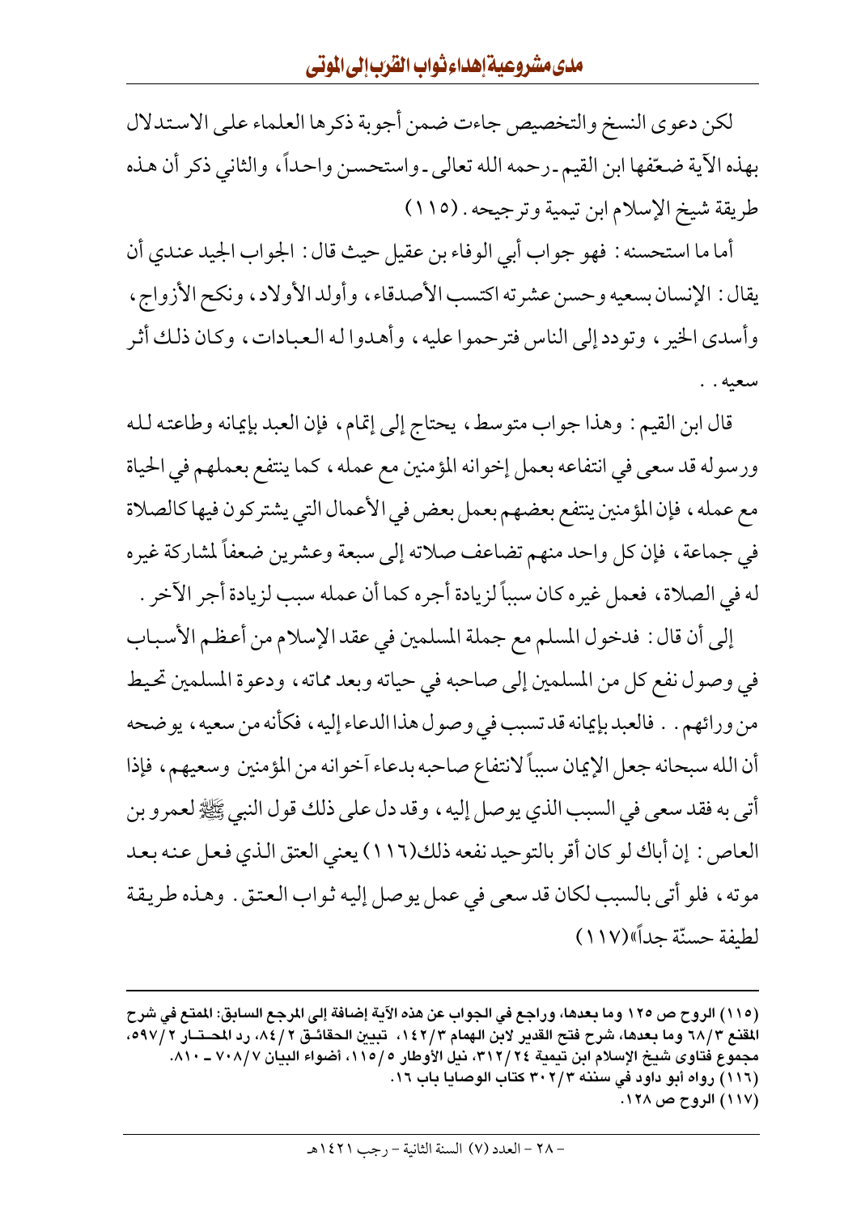لكن دعوى النسخ والتخصيص جاءت ضمن أجوبة ذكرها العلماء على الاستدلال بهذه الآية ضعّفها ابن القيم ـ رحمه الله تعالى ـ واستحسن واحداً، والثاني ذكر أن هذه طريقة شيخ الإسلام ابن تيمية وترجيحه. (١١٥)

أما ما استحسنه: فهو جواب أبي الوفاء بن عقيل حيث قال: الجواب الجيد عندي أن يقال: الإنسان بسعيه وحسن عشرته اكتسب الأصدقاء، وأولد الأولاد، ونكح الأزواج، وأسدى الخير، وتودد إلى الناس فترحموا عليه، وأهدوا له العبادات، وكان ذلك أثر سعيه..

قال ابن القيم: وهذا جواب متوسط، يحتاج إلى إتمام، فإن العبد بإيمانه وطاعته لله ورسوله قد سعى في انتفاعه بعمل إخوانه المؤمنين مع عمله، كما ينتفع بعملهم في الحياة مع عمله، فإن المؤمنين ينتفع بعضهم بعمل بعض في الأعمال التي يشتركون فيها كالصلاة في جماعة، فإن كل واحد منهم تضاعف صلاته إلى سبعة وعشرين ضعفاً لمشاركة غيره له في الصلاة، فعمل غيره كان سبباً لزيادة أجره كما أن عمله سبب لزيادة أجر الآخر.

إلى أن قال: فدخول المسلم مع جملة المسلمين في عقد الإسلام من أعظم الأسباب في وصول نفع كل من المسلمين إلى صاحبه في حياته وبعد مماته، ودعوة المسلمين تحيط من ورائهم.. فالعبد بإيمانه قد تسبب في وصول هذا الدعاء إليه، فكأنه من سعيه، يوضحه أن الله سبحانه جعل الإيمان سبباً لانتفاع صاحبه بدعاء آخوانه من المؤمنين وسعيهم، فإذا أتى به فقد سعى في السبب الذي يوصل إليه، وقد دل على ذلك قول النبي ﷺ لعمرو بن العاص: إن أباك لو كان أقر بالتوحيد نفعه ذلك(١١٦) يعني العتق الذي فعل عنه بعد موته، فلو أتى بالسبب لكان قد سعى في عمل يوصل إليه ثواب العتق. وهذه طريقة لطيفة حسنّة جداً»(١١٧)

---

(١١٥) الروح ص ١٢٥ وما بعدها، وراجع في الجواب عن هذه الآية إضافة إلى المرجع السابق: الممتع في شرح المقنع ٦٨/٣ وما بعدها، شرح فتح القدير لابن الهمام ١٤٢/٣، تبيين الحقائق ٨٤/٢، رد المحتار ٥٩٧/٢، مجموع فتاوى شيخ الإسلام ابن تيمية ٣١٢/٢٤، نيل الأوطار ١١٥/٥، أضواء البيان ٧٠٨/٧ ـ ٨١٠.

(١١٦) رواه أبو داود في سننه ٣٠٢/٣ كتاب الوصايا باب ١٦.

(١١٧) الروح ص ١٢٨.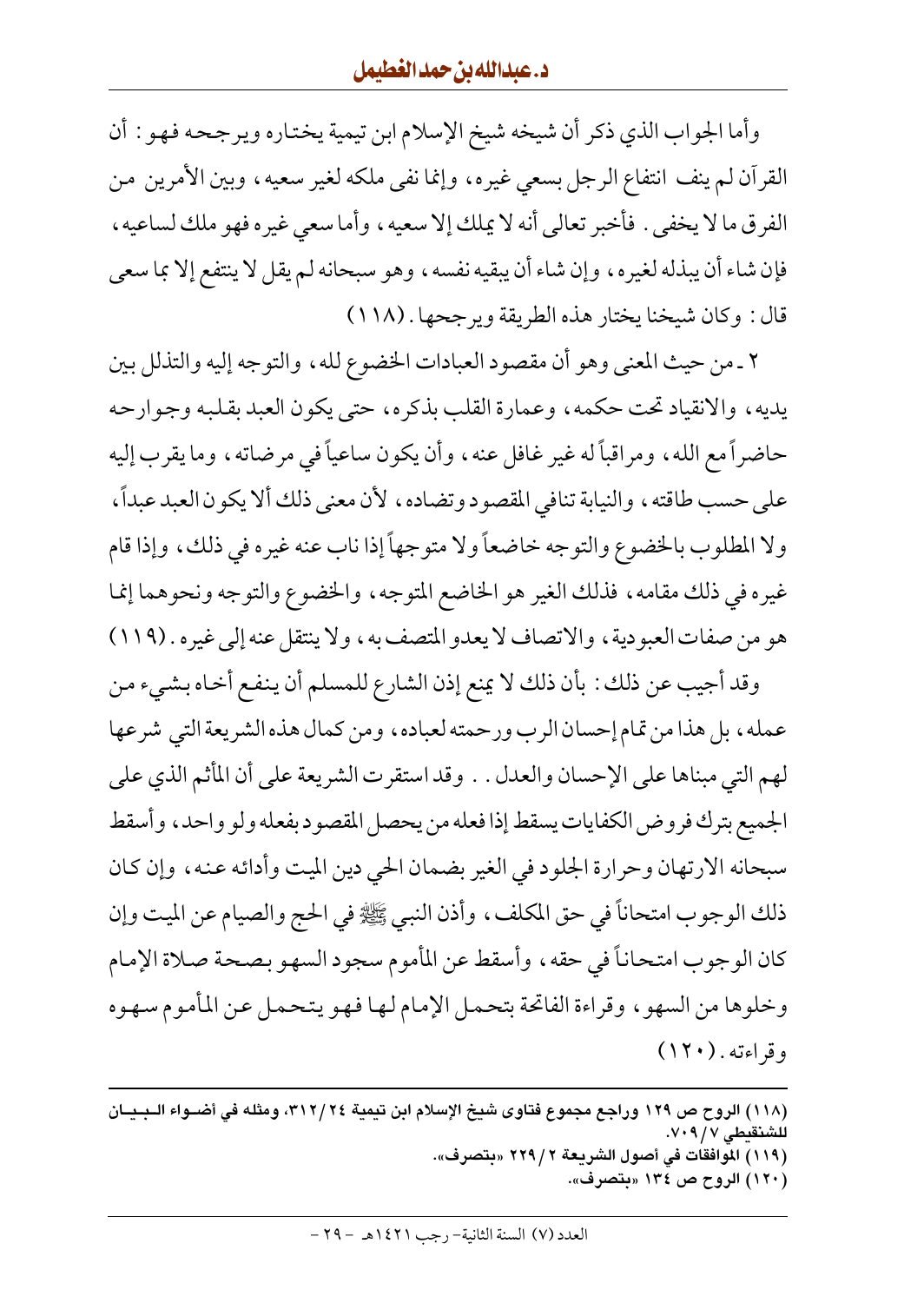وأما الجواب الذي ذكر أن شيخه شيخ الإسلام ابن تيمية يختاره ويرجحه فهو: أن القرآن لم ينف انتفاع الرجل بسعي غيره، وإنما نفى ملكه لغير سعيه، وبين الأمرين من الفرق ما لا يخفى. فأخبر تعالى أنه لا يملك إلا سعيه، وأما سعي غيره فهو ملك لساعيه، فإن شاء أن يبذله لغيره، وإن شاء أن يبقيه نفسه، وهو سبحانه لم يقل لا ينتفع إلا بما سعى قال: وكان شيخنا يختار هذه الطريقة ويرجحها. (١١٨)

٢ ـ من حيث المعنى وهو أن مقصود العبادات الخضوع لله، والتوجه إليه والتذلل بين يديه، والانقياد تحت حكمه، وعمارة القلب بذكره، حتى يكون العبد بقلبه وجوارحه حاضراً مع الله، ومراقباً له غير غافل عنه، وأن يكون ساعياً في مرضاته، وما يقرب إليه على حسب طاقته، والنيابة تنافي المقصود وتضاده، لأن معنى ذلك ألا يكون العبد عبداً، ولا المطلوب بالخضوع والتوجه خاضعاً ولا متوجهاً إذا ناب عنه غيره في ذلك، وإذا قام غيره في ذلك مقامه، فذلك الغير هو الخاضع المتوجه، والخضوع والتوجه ونحوهما إنما هو من صفات العبودية، والاتصاف لا يعدو المتصف به، ولا ينتقل عنه إلى غيره. (١١٩)

وقد أجيب عن ذلك: بأن ذلك لا يمنع إذن الشارع للمسلم أن ينفع أخاه بشيء من عمله، بل هذا من تمام إحسان الرب ورحمته لعباده، ومن كمال هذه الشريعة التي شرعها لهم التي مبناها على الإحسان والعدل.. وقد استقرت الشريعة على أن المأثم الذي على الجميع بترك فروض الكفايات يسقط إذا فعله من يحصل المقصود بفعله ولو واحد، وأسقط سبحانه الارتهان وحرارة الجلود في الغير بضمان الحي دين الميت وأدائه عنه، وإن كان ذلك الوجوب امتحاناً في حق المكلف، وأذن النبي ﷺ في الحج والصيام عن الميت وإن كان الوجوب امتحاناً في حقه، وأسقط عن المأموم سجود السهو بصحة صلاة الإمام وخلوها من السهو، وقراءة الفاتحة بتحمل الإمام لها فهو يتحمل عن المأموم سهوه وقراءته. (١٢٠)

---

(١١٨) الروح ص ١٢٩ وراجع مجموع فتاوى شيخ الإسلام ابن تيمية ٣١٢/٢٤، ومثله في أضواء البيان للشنقيطي ٧٠٩/٧.

(١١٩) الموافقات في أصول الشريعة ٢٢٩/٢ «بتصرف».

(١٢٠) الروح ص ١٣٤ «بتصرف».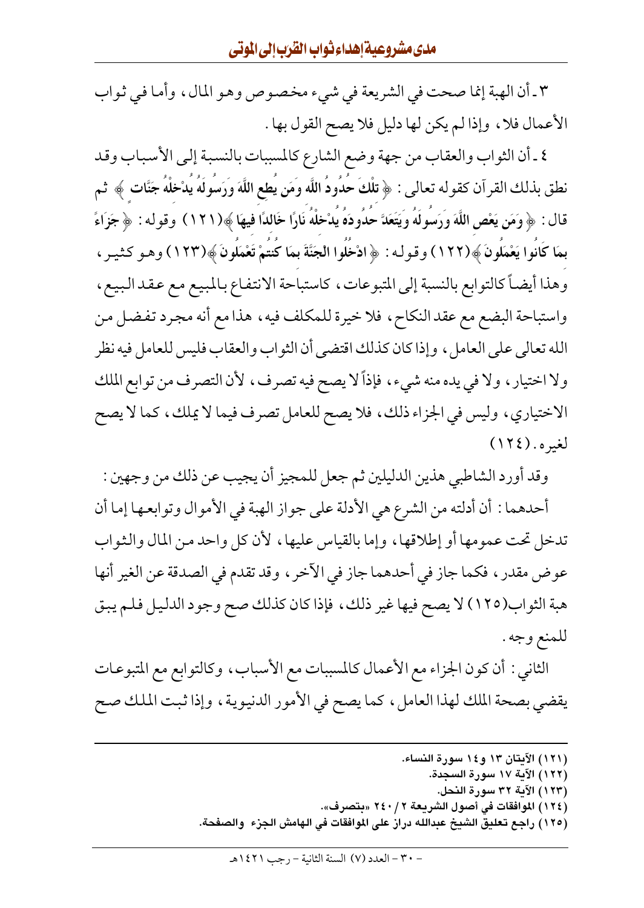٣ ـ أن الهبة إنما صحت في الشريعة في شيء مخصوص وهو المال، وأما في ثواب الأعمال فلا، وإذا لم يكن لها دليل فلا يصح القول بها.

٤ ـ أن الثواب والعقاب من جهة وضع الشارع كالمسببات بالنسبة إلى الأسباب وقد نطق بذلك القرآن كقوله تعالى: ﴿ تِلْكَ حُدُودُ اللَّهِ وَمَن يُطِعِ اللَّهَ وَرَسُولَهُ يُدْخِلْهُ جَنَّاتٍ ﴾ ثم قال: ﴿ وَمَن يَعْصِ اللَّهَ وَرَسُولَهُ وَيَتَعَدَّ حُدُودَهُ يُدْخِلْهُ نَارًا خَالِدًا فِيهَا ﴾(١٢١) وقوله: ﴿ جَزَاءً بِمَا كَانُوا يَعْمَلُونَ ﴾(١٢٢) وقوله: ﴿ ادْخُلُوا الْجَنَّةَ بِمَا كُنتُمْ تَعْمَلُونَ ﴾(١٢٣) وهو كثير، وهذا أيضاً كالتوابع بالنسبة إلى المتبوعات، كاستباحة الانتفاع بالمبيع مع عقد البيع، واستباحة البضع مع عقد النكاح، فلا خيرة للمكلف فيه، هذا مع أنه مجرد تفضل من الله تعالى على العامل، وإذا كان كذلك اقتضى أن الثواب والعقاب فليس للعامل فيه نظر ولا اختيار، ولا في يده منه شيء، فإذاً لا يصح فيه تصرف، لأن التصرف من توابع الملك الاختياري، وليس في الجزاء ذلك، فلا يصح للعامل تصرف فيما لا يملك، كما لا يصح لغيره. (١٢٤)

وقد أورد الشاطبي هذين الدليلين ثم جعل للمجيز أن يجيب عن ذلك من وجهين:

أحدهما: أن أدلته من الشرع هي الأدلة على جواز الهبة في الأموال وتوابعها إما أن تدخل تحت عمومها أو إطلاقها، وإما بالقياس عليها، لأن كل واحد من المال والثواب عوض مقدر، فكما جاز في أحدهما جاز في الآخر، وقد تقدم في الصدقة عن الغير أنها هبة الثواب(١٢٥) لا يصح فيها غير ذلك، فإذا كان كذلك صح وجود الدليل فلم يبق للمنع وجه.

الثاني: أن كون الجزاء مع الأعمال كالمسببات مع الأسباب، وكالتوابع مع المتبوعات يقضي بصحة الملك لهذا العامل، كما يصح في الأمور الدنيوية، وإذا ثبت الملك صح

---

(١٢١) الآيتان ١٣ و١٤ سورة النساء.

(١٢٢) الآية ١٧ سورة السجدة.

(١٢٣) الآية ٣٢ سورة النحل.

(١٢٤) الموافقات في أصول الشريعة ٢ / ٢٤٠ «بتصرف».

(١٢٥) راجع تعليق الشيخ عبدالله دراز على الموافقات في الهامش الجزء والصفحة.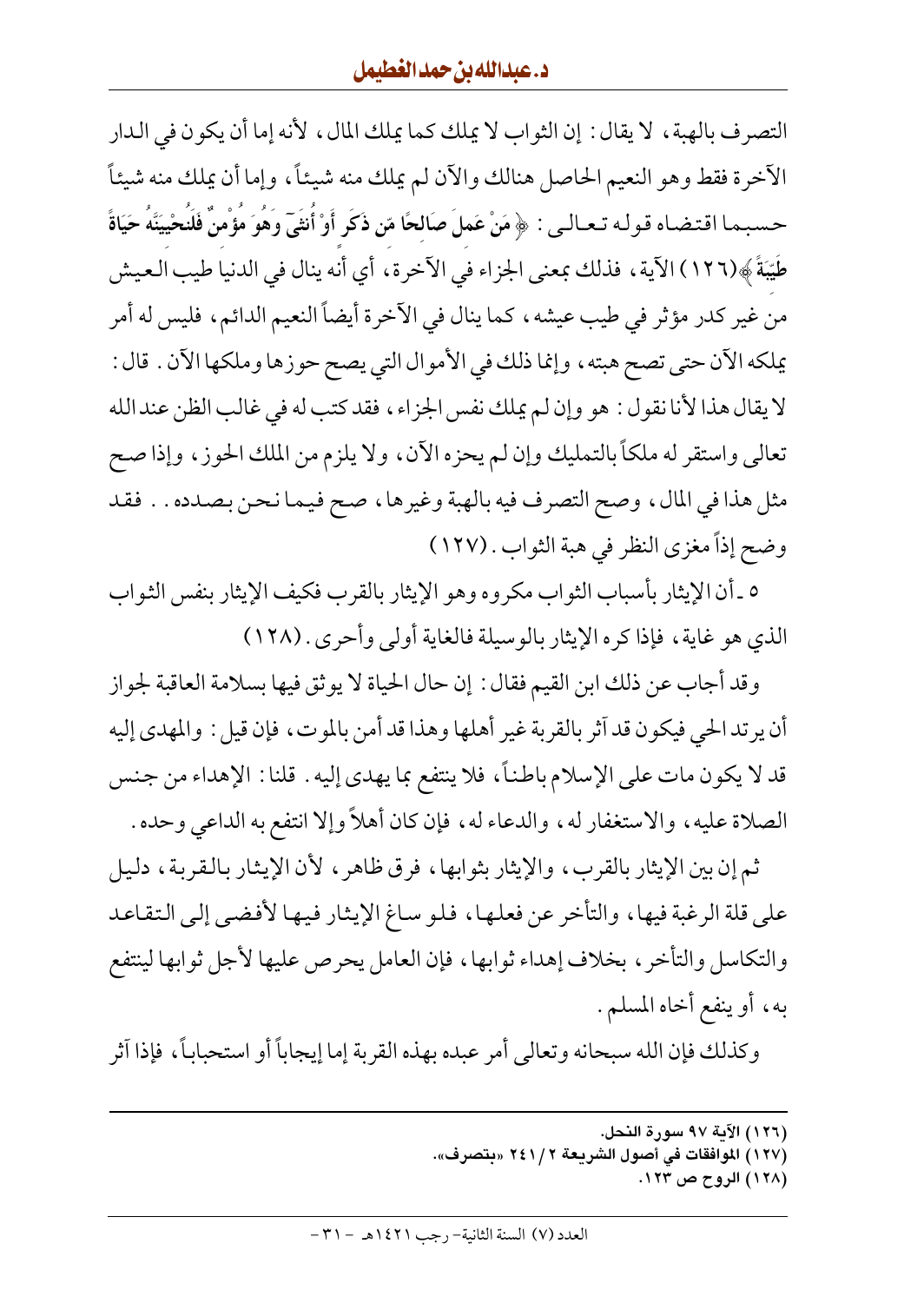التصرف بالهبة، لا يقال: إن الثواب لا يملك كما يملك المال، لأنه إما أن يكون في الدار الآخرة فقط وهو النعيم الحاصل هنالك والآن لم يملك منه شيئاً، وإما أن يملك منه شيئاً حسبما اقتضاه قوله تعالى: ﴿مَنْ عَمِلَ صَالِحًا مِّن ذَكَرٍ أَوْ أُنثَىٰ وَهُوَ مُؤْمِنٌ فَلَنُحْيِيَنَّهُ حَيَاةً طَيِّبَةً﴾(١٢٦) الآية، فذلك بمعنى الجزاء في الآخرة، أي أنه ينال في الدنيا طيب العيش من غير كدر مؤثر في طيب عيشه، كما ينال في الآخرة أيضاً النعيم الدائم، فليس له أمر يملكه الآن حتى تصح هبته، وإنما ذلك في الأموال التي يصح حوزها وملكها الآن. قال: لا يقال هذا لأنا نقول: هو وإن لم يملك نفس الجزاء، فقد كتب له في غالب الظن عند الله تعالى واستقر له ملكاً بالتمليك وإن لم يحزه الآن، ولا يلزم من الملك الحوز، وإذا صح مثل هذا في المال، وصح التصرف فيه بالهبة وغيرها، صح فيما نحن بصدده.. فقد وضح إذاً مغزى النظر في هبة الثواب. (١٢٧)

٥ ـ أن الإيثار بأسباب الثواب مكروه وهو الإيثار بالقرب فكيف الإيثار بنفس الثواب الذي هو غاية، فإذا كره الإيثار بالوسيلة فالغاية أولى وأحرى. (١٢٨)

وقد أجاب عن ذلك ابن القيم فقال: إن حال الحياة لا يوثق فيها بسلامة العاقبة لجواز أن يرتد الحي فيكون قد آثر بالقربة غير أهلها وهذا قد أمن بالموت، فإن قيل: والمهدى إليه قد لا يكون مات على الإسلام باطناً، فلا ينتفع بما يهدى إليه. قلنا: الإهداء من جنس الصلاة عليه، والاستغفار له، والدعاء له، فإن كان أهلاً وإلا انتفع به الداعي وحده.

ثم إن بين الإيثار بالقرب، والإيثار بثوابها، فرق ظاهر، لأن الإيثار بالقربة، دليل على قلة الرغبة فيها، والتأخر عن فعلها، فلو ساغ الإيثار فيها لأفضى إلى التقاعد والتكاسل والتأخر، بخلاف إهداء ثوابها، فإن العامل يحرص عليها لأجل ثوابها لينتفع به، أو ينفع أخاه المسلم.

وكذلك فإن الله سبحانه وتعالى أمر عبده بهذه القربة إما إيجاباً أو استحباباً، فإذا آثر

---

(١٢٦) الآية ٩٧ سورة النحل.
(١٢٧) الموافقات في أصول الشريعة ٢/ ٢٤١ «بتصرف».
(١٢٨) الروح ص ١٢٣.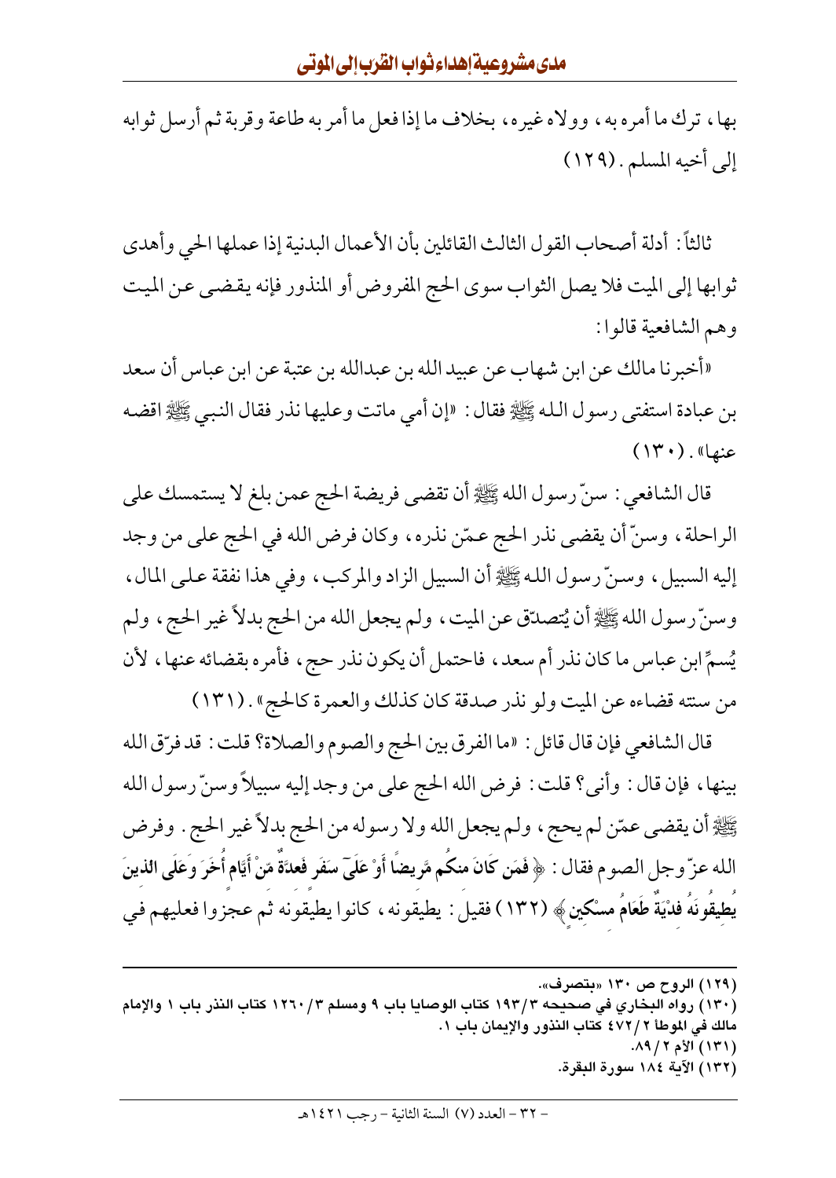بها، ترك ما أمره به، وولاه غيره، بخلاف ما إذا فعل ما أمر به طاعة وقربة ثم أرسل ثوابه إلى أخيه المسلم. (١٢٩)

ثالثاً: أدلة أصحاب القول الثالث القائلين بأن الأعمال البدنية إذا عملها الحي وأهدى ثوابها إلى الميت فلا يصل الثواب سوى الحج المفروض أو المنذور فإنه يقضى عن الميت وهم الشافعية قالوا:

«أخبرنا مالك عن ابن شهاب عن عبيد الله بن عبدالله بن عتبة عن ابن عباس أن سعد بن عبادة استفتى رسول الله ﷺ فقال: «إن أمي ماتت وعليها نذر فقال النبي ﷺ اقضه عنها». (١٣٠)

قال الشافعي: سنّ رسول الله ﷺ أن تقضى فريضة الحج عمن بلغ لا يستمسك على الراحلة، وسنّ أن يقضى نذر الحج عمّن نذره، وكان فرض الله في الحج على من وجد إليه السبيل، وسنّ رسول الله ﷺ أن السبيل الزاد والمركب، وفي هذا نفقة على المال، وسنّ رسول الله ﷺ أن يُتصدّق عن الميت، ولم يجعل الله من الحج بدلاً غير الحج، ولم يُسمِّ ابن عباس ما كان نذر أم سعد، فاحتمل أن يكون نذر حج، فأمره بقضائه عنها، لأن من سنته قضاءه عن الميت ولو نذر صدقة كان كذلك والعمرة كالحج». (١٣١)

قال الشافعي فإن قال قائل: «ما الفرق بين الحج والصوم والصلاة؟ قلت: قد فرّق الله بينها، فإن قال: وأنى؟ قلت: فرض الله الحج على من وجد إليه سبيلاً وسنّ رسول الله ﷺ أن يقضى عمّن لم يحج، ولم يجعل الله ولا رسوله من الحج بدلاً غير الحج. وفرض الله عزّ وجل الصوم فقال: ﴿فَمَن كَانَ مِنكُم مَّرِيضاً أَوْ عَلَىٰ سَفَرٍ فَعِدَّةٌ مِّنْ أَيَّامٍ أُخَرَ وَعَلَى الَّذِينَ يُطِيقُونَهُ فِدْيَةٌ طَعَامُ مِسْكِينٍ﴾ (١٣٢) فقيل: يطيقونه، كانوا يطيقونه ثم عجزوا فعليهم في

---

(١٢٩) الروح ص ١٣٠ «بتصرف».

(١٣٠) رواه البخاري في صحيحه ١٩٣/٣ كتاب الوصايا باب ٩ ومسلم ١٢٦٠/٣ كتاب النذر باب ١ والإمام مالك في الموطأ ٤٧٢/٢ كتاب النذور والإيمان باب ١.

(١٣١) الأم ٨٩/٢.

(١٣٢) الآية ١٨٤ سورة البقرة.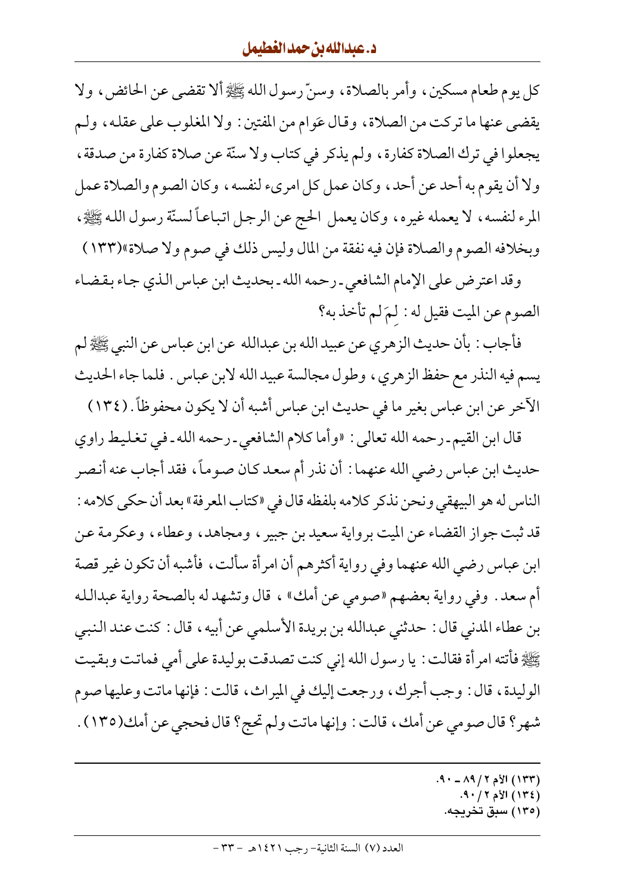كل يوم طعام مسكين، وأمر بالصلاة، وسنّ رسول الله ﷺ ألا تقضى عن الحائض، ولا يقضى عنها ما تركت من الصلاة، وقال عَوام من المفتين: ولا المغلوب على عقله، ولم يجعلوا في ترك الصلاة كفارة، ولم يذكر في كتاب ولا سنّة عن صلاة كفارة من صدقة، ولا أن يقوم به أحد عن أحد، وكان عمل كل امرىء لنفسه، وكان الصوم والصلاة عمل المرء لنفسه، لا يعمله غيره، وكان يعمل الحج عن الرجل اتباعاً لسنّة رسول الله ﷺ، وبخلافه الصوم والصلاة فإن فيه نفقة من المال وليس ذلك في صوم ولا صلاة»(١٣٣)

وقد اعترض على الإمام الشافعي - رحمه الله - بحديث ابن عباس الذي جاء بقضاء الصوم عن الميت فقيل له: لِمَ لم تأخذ به؟

فأجاب: بأن حديث الزهري عن عبيد الله بن عبدالله عن ابن عباس عن النبي ﷺ لم يسم فيه النذر مع حفظ الزهري، وطول مجالسة عبيد الله لابن عباس. فلما جاء الحديث الآخر عن ابن عباس بغير ما في حديث ابن عباس أشبه أن لا يكون محفوظاً. (١٣٤)

قال ابن القيم - رحمه الله تعالى: «وأما كلام الشافعي - رحمه الله - في تغليط راوي حديث ابن عباس رضي الله عنهما: أن نذر أم سعد كان صوماً، فقد أجاب عنه أنصر الناس له هو البيهقي ونحن نذكر كلامه بلفظه قال في «كتاب المعرفة» بعد أن حكى كلامه: قد ثبت جواز القضاء عن الميت برواية سعيد بن جبير، ومجاهد، وعطاء، وعكرمة عن ابن عباس رضي الله عنهما وفي رواية أكثرهم أن امرأة سألت، فأشبه أن تكون غير قصة أم سعد. وفي رواية بعضهم «صومي عن أمك»، قال وتشهد له بالصحة رواية عبدالله بن عطاء المدني قال: حدثني عبدالله بن بريدة الأسلمي عن أبيه، قال: كنت عند النبي ﷺ فأتته امرأة فقالت: يا رسول الله إني كنت تصدقت بوليدة على أمي فماتت وبقيت الوليدة، قال: وجب أجرك، ورجعت إليك في الميراث، قالت: فإنها ماتت وعليها صوم شهر؟ قال صومي عن أمك، قالت: وإنها ماتت ولم تحج؟ قال فحجي عن أمك(١٣٥).

---

(١٣٣) الأم ٢/٨٩ - ٩٠.
(١٣٤) الأم ٢/٩٠.
(١٣٥) سبق تخريجه.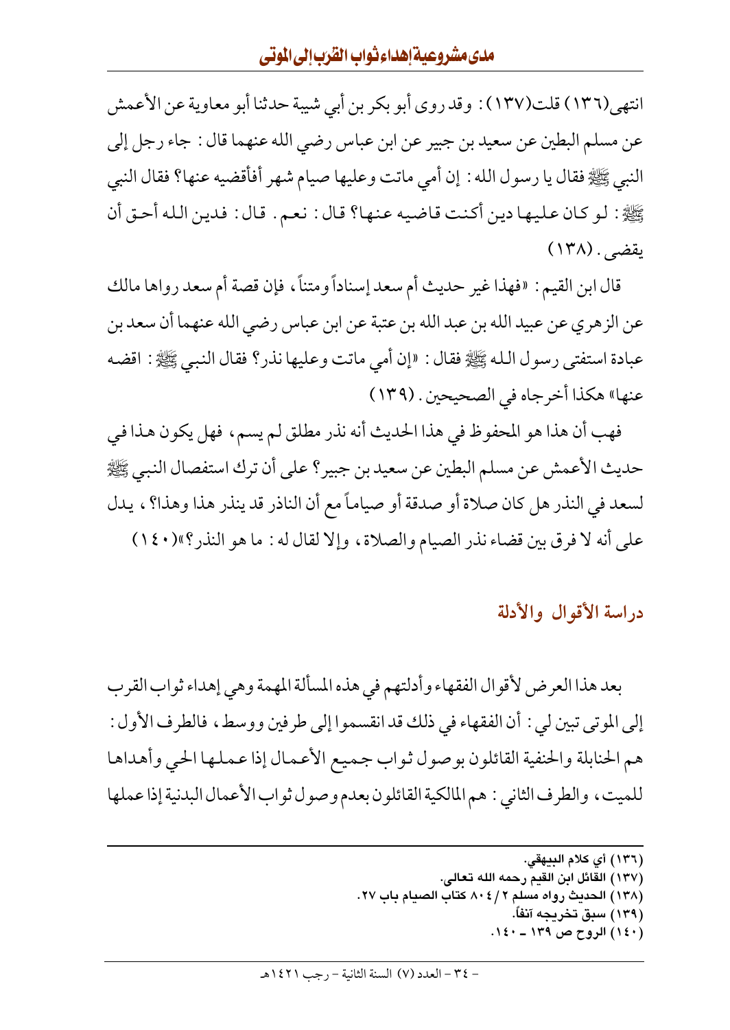انتهى(١٣٦) قلت(١٣٧): وقد روى أبو بكر بن أبي شيبة حدثنا أبو معاوية عن الأعمش عن مسلم البطين عن سعيد بن جبير عن ابن عباس رضي الله عنهما قال: جاء رجل إلى النبي ﷺ فقال يا رسول الله: إن أمي ماتت وعليها صيام شهر أفأقضيه عنها؟ فقال النبي ﷺ: لو كان عليها دين أكنت قاضيه عنها؟ قال: نعم. قال: فدين الله أحق أن يقضى. (١٣٨)

قال ابن القيم: «فهذا غير حديث أم سعد إسناداً ومتناً، فإن قصة أم سعد رواها مالك عن الزهري عن عبيد الله بن عبد الله بن عتبة عن ابن عباس رضي الله عنهما أن سعد بن عبادة استفتى رسول الله ﷺ فقال: «إن أمي ماتت وعليها نذر؟ فقال النبي ﷺ: اقضه عنها» هكذا أخرجاه في الصحيحين. (١٣٩)

فهب أن هذا هو المحفوظ في هذا الحديث أنه نذر مطلق لم يسم، فهل يكون هذا في حديث الأعمش عن مسلم البطين عن سعيد بن جبير؟ على أن ترك استفصال النبي ﷺ لسعد في النذر هل كان صلاة أو صدقة أو صياماً مع أن الناذر قد ينذر هذا وهذا؟، يدل على أنه لا فرق بين قضاء نذر الصيام والصلاة، وإلا لقال له: ما هو النذر؟»(١٤٠)

## دراسة الأقوال والأدلة

بعد هذا العرض لأقوال الفقهاء وأدلتهم في هذه المسألة المهمة وهي إهداء ثواب القرب إلى الموتى تبين لي: أن الفقهاء في ذلك قد انقسموا إلى طرفين ووسط، فالطرف الأول: هم الحنابلة والحنفية القائلون بوصول ثواب جميع الأعمال إذا عملها الحي وأهداها للميت، والطرف الثاني: هم المالكية القائلون بعدم وصول ثواب الأعمال البدنية إذا عملها

---

(١٣٦) أي كلام البيهقي.

(١٣٧) القائل ابن القيم رحمه الله تعالى.

(١٣٨) الحديث رواه مسلم ٢/٨٠٤ كتاب الصيام باب ٢٧.

(١٣٩) سبق تخريجه آنفاً.

(١٤٠) الروح ص ١٣٩ ـ ١٤٠.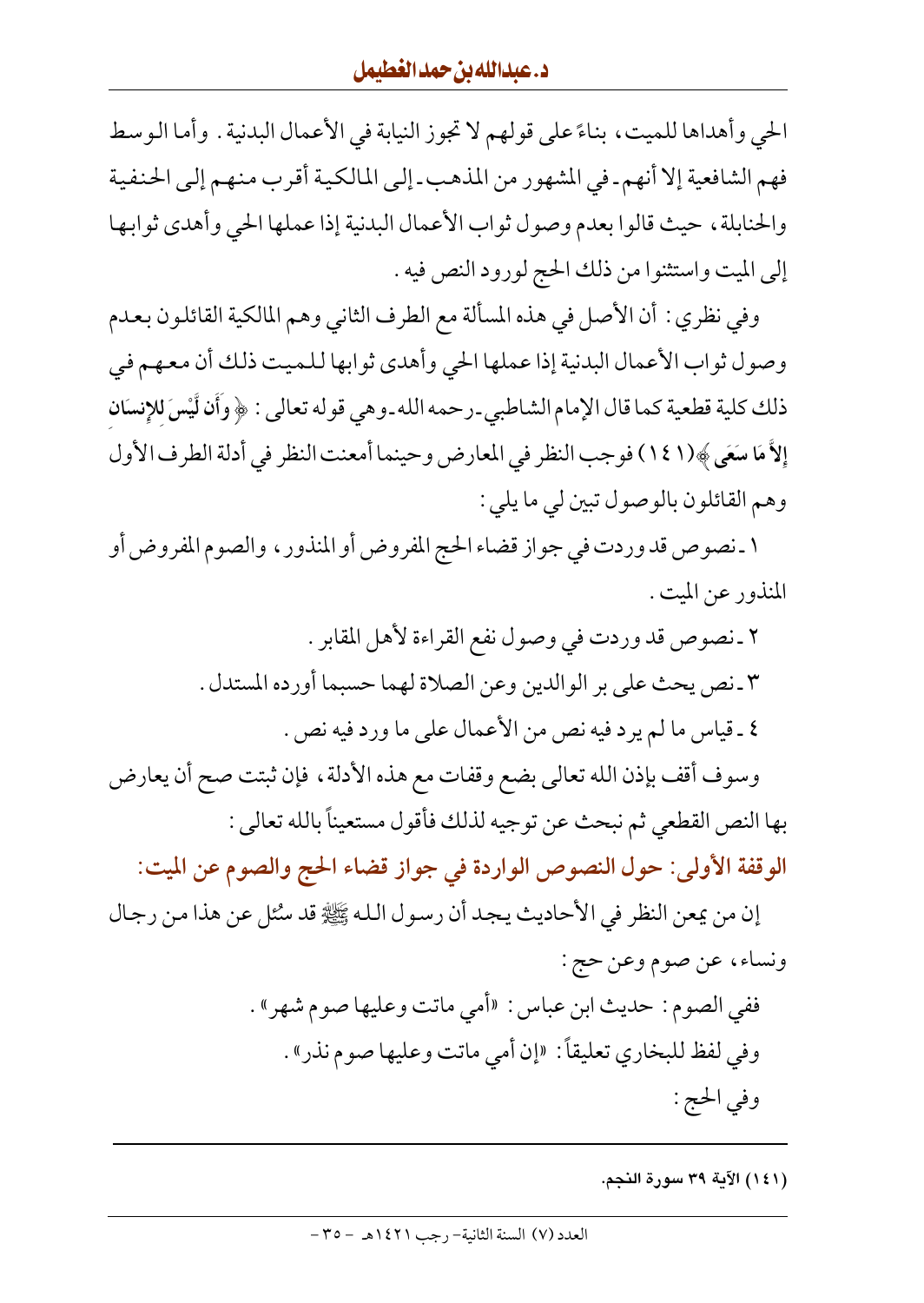الحي وأهداها للميت، بناءً على قولهم لا تجوز النيابة في الأعمال البدنية. وأما الوسط فهم الشافعية إلا أنهم ـ في المشهور من المذهب ـ إلى المالكية أقرب منهم إلى الحنفية والحنابلة، حيث قالوا بعدم وصول ثواب الأعمال البدنية إذا عملها الحي وأهدى ثوابها إلى الميت واستثنوا من ذلك الحج لورود النص فيه.

وفي نظري: أن الأصل في هذه المسألة مع الطرف الثاني وهم المالكية القائلون بعدم وصول ثواب الأعمال البدنية إذا عملها الحي وأهدى ثوابها للميت ذلك أن معهم في ذلك كلية قطعية كما قال الإمام الشاطبي ـ رحمه الله ـ وهي قوله تعالى: ﴿ وَأَن لَّيْسَ لِلإِنسَانِ إِلاَّ مَا سَعَى ﴾(١٤١) فوجب النظر في المعارض وحينما أمعنت النظر في أدلة الطرف الأول وهم القائلون بالوصول تبين لي ما يلي:

١ ـ نصوص قد وردت في جواز قضاء الحج المفروض أو المنذور، والصوم المفروض أو المنذور عن الميت.

٢ ـ نصوص قد وردت في وصول نفع القراءة لأهل المقابر.

٣ ـ نص يحث على بر الوالدين وعن الصلاة لهما حسبما أورده المستدل.

٤ ـ قياس ما لم يرد فيه نص من الأعمال على ما ورد فيه نص.

وسوف أقف بإذن الله تعالى بضع وقفات مع هذه الأدلة، فإن ثبتت صح أن يعارض بها النص القطعي ثم نبحث عن توجيه لذلك فأقول مستعيناً بالله تعالى:

**الوقفة الأولى: حول النصوص الواردة في جواز قضاء الحج والصوم عن الميت:**

إن من يمعن النظر في الأحاديث يجد أن رسول الله ﷺ قد سُئل عن هذا من رجال ونساء، عن صوم وعن حج:

ففي الصوم: حديث ابن عباس: «أمي ماتت وعليها صوم شهر».

وفي لفظ للبخاري تعليقاً: «إن أمي ماتت وعليها صوم نذر».

وفي الحج:

---

(١٤١) الآية ٣٩ سورة النجم.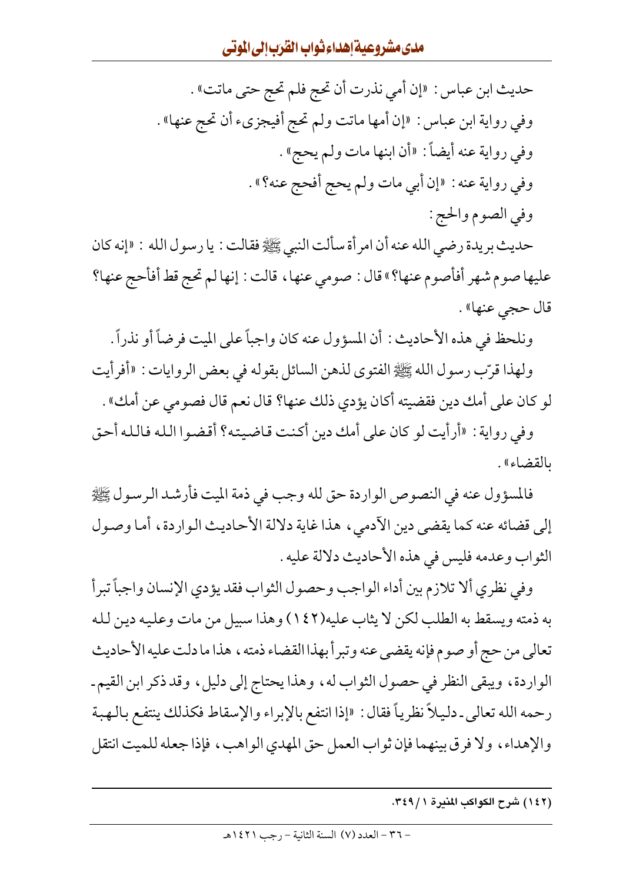حديث ابن عباس: «إن أمي نذرت أن تحج فلم تحج حتى ماتت».

وفي رواية ابن عباس: «إن أمها ماتت ولم تحج أفيجزىء أن تحج عنها».

وفي رواية عنه أيضاً: «أن ابنها مات ولم يحج».

وفي رواية عنه: «إن أبي مات ولم يحج أفحج عنه؟».

وفي الصوم والحج:

حديث بريدة رضي الله عنه أن امرأة سألت النبي ﷺ فقالت: يا رسول الله: «إنه كان عليها صوم شهر أفأصوم عنها؟» قال: صومي عنها، قالت: إنها لم تحج قط أفأحج عنها؟ قال حجي عنها».

ونلحظ في هذه الأحاديث: أن المسؤول عنه كان واجباً على الميت فرضاً أو نذراً.

ولهذا قرّب رسول الله ﷺ الفتوى لذهن السائل بقوله في بعض الروايات: «أفرأيت لو كان على أمك دين فقضيته أكان يؤدي ذلك عنها؟ قال نعم قال فصومي عن أمك».

وفي رواية: «أرأيت لو كان على أمك دين أكنت قاضيته؟ أقضوا الله فالله أحق بالقضاء».

فالمسؤول عنه في النصوص الواردة حق لله وجب في ذمة الميت فأرشد الرسول ﷺ إلى قضائه عنه كما يقضى دين الآدمي، هذا غاية دلالة الأحاديث الواردة، أما وصول الثواب وعدمه فليس في هذه الأحاديث دلالة عليه.

وفي نظري ألا تلازم بين أداء الواجب وحصول الثواب فقد يؤدي الإنسان واجباً تبرأ به ذمته ويسقط به الطلب لكن لا يثاب عليه(١٤٢) وهذا سبيل من مات وعليه دين لله تعالى من حج أو صوم فإنه يقضى عنه وتبرأ بهذا القضاء ذمته، هذا ما دلت عليه الأحاديث الواردة، ويبقى النظر في حصول الثواب له، وهذا يحتاج إلى دليل، وقد ذكر ابن القيم ـ رحمه الله تعالى ـ دليلاً نظرياً فقال: «إذا انتفع بالإبراء والإسقاط فكذلك ينتفع بالهبة والإهداء، ولا فرق بينهما فإن ثواب العمل حق المهدي الواهب، فإذا جعله للميت انتقل

---

(١٤٢) شرح الكواكب المنيرة ١/٣٤٩.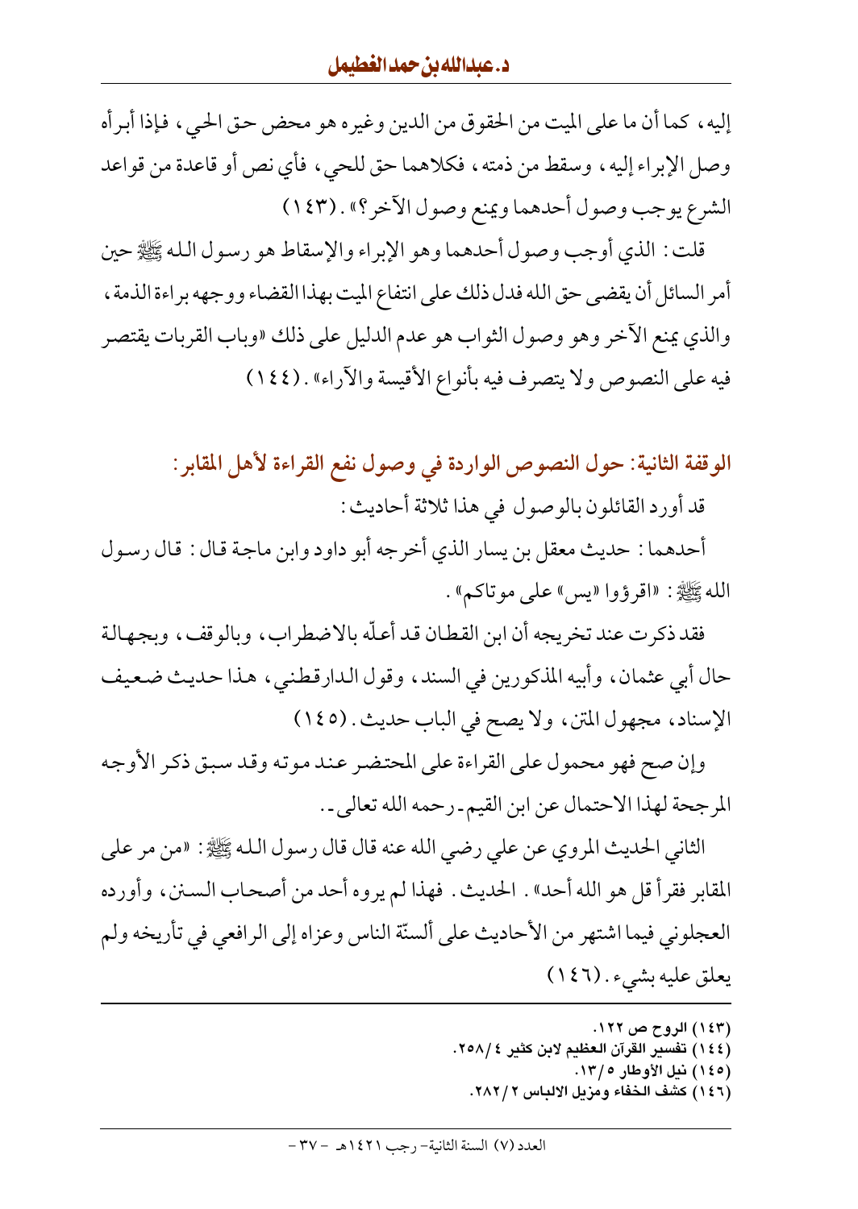إليه، كما أن ما على الميت من الحقوق من الدين وغيره هو محض حق الحي، فإذا أبرأه وصل الإبراء إليه، وسقط من ذمته، فكلاهما حق للحي، فأي نص أو قاعدة من قواعد الشرع يوجب وصول أحدهما ويمنع وصول الآخر؟». (١٤٣)

قلت: الذي أوجب وصول أحدهما وهو الإبراء والإسقاط هو رسول الله ﷺ حين أمر السائل أن يقضي حق الله فدل ذلك على انتفاع الميت بهذا القضاء ووجهه براءة الذمة، والذي يمنع الآخر وهو وصول الثواب هو عدم الدليل على ذلك «وباب القربات يقتصر فيه على النصوص ولا يتصرف فيه بأنواع الأقيسة والآراء». (١٤٤)

## الوقفة الثانية: حول النصوص الواردة في وصول نفع القراءة لأهل المقابر:

قد أورد القائلون بالوصول في هذا ثلاثة أحاديث:

أحدهما: حديث معقل بن يسار الذي أخرجه أبو داود وابن ماجة قال: قال رسول الله ﷺ: «اقرؤوا «يس» على موتاكم».

فقد ذكرت عند تخريجه أن ابن القطان قد أعلّه بالاضطراب، وبالوقف، وبجهالة حال أبي عثمان، وأبيه المذكورين في السند، وقول الدارقطني، هذا حديث ضعيف الإسناد، مجهول المتن، ولا يصح في الباب حديث. (١٤٥)

وإن صح فهو محمول على القراءة على المحتضر عند موته وقد سبق ذكر الأوجه المرجحة لهذا الاحتمال عن ابن القيم ـ رحمه الله تعالى ـ.

الثاني الحديث المروي عن علي رضي الله عنه قال قال رسول الله ﷺ: «من مر على المقابر فقرأ قل هو الله أحد». الحديث. فهذا لم يروه أحد من أصحاب السنن، وأورده العجلوني فيما اشتهر من الأحاديث على ألسنة الناس وعزاه إلى الرافعي في تأريخه ولم يعلق عليه بشيء. (١٤٦)

---

(١٤٣) الروح ص ١٢٢.
(١٤٤) تفسير القرآن العظيم لابن كثير ٤/٢٥٨.
(١٤٥) نيل الأوطار ٥/١٣.
(١٤٦) كشف الخفاء ومزيل الالباس ٢/٢٨٢.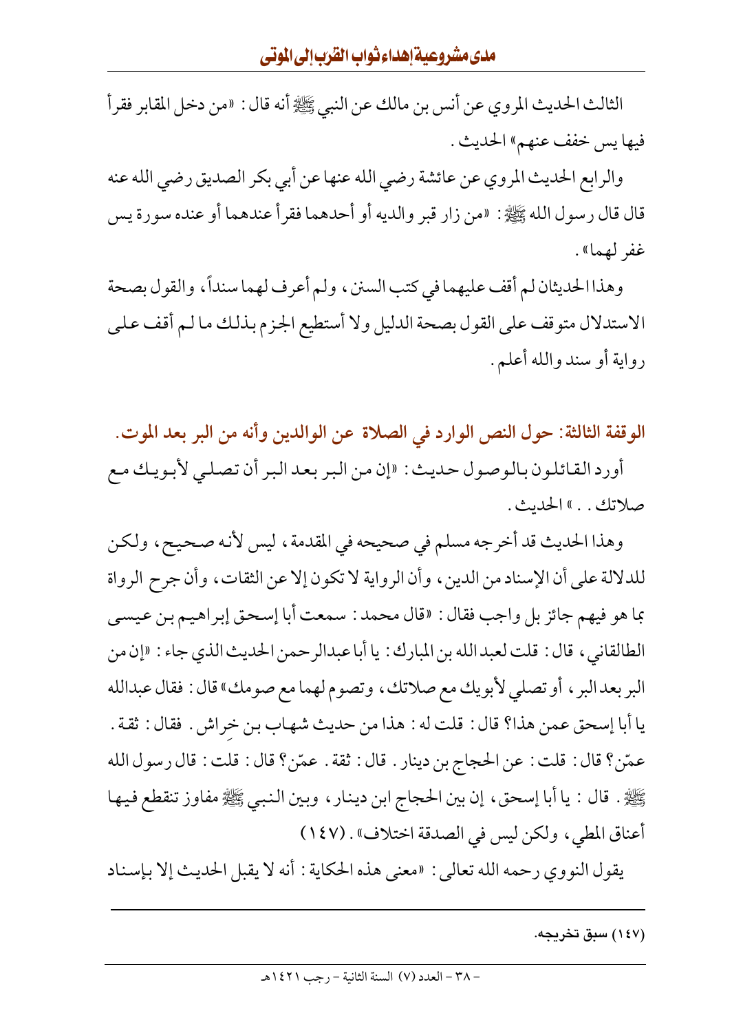الثالث الحديث المروي عن أنس بن مالك عن النبي ﷺ أنه قال: «من دخل المقابر فقرأ فيها يس خفف عنهم» الحديث.

والرابع الحديث المروي عن عائشة رضي الله عنها عن أبي بكر الصديق رضي الله عنه قال قال رسول الله ﷺ: «من زار قبر والديه أو أحدهما فقرأ عندهما أو عنده سورة يس غفر لهما».

وهذا الحديثان لم أقف عليهما في كتب السنن، ولم أعرف لهما سنداً، والقول بصحة الاستدلال متوقف على القول بصحة الدليل ولا أستطيع الجزم بذلك ما لم أقف على رواية أو سند والله أعلم.

## الوقفة الثالثة: حول النص الوارد في الصلاة عن الوالدين وأنه من البر بعد الموت.

أورد القائلون بالوصول حديث: «إن من البر بعد البر أن تصلي لأبويك مع صلاتك..» الحديث.

وهذا الحديث قد أخرجه مسلم في صحيحه في المقدمة، ليس لأنه صحيح، ولكن للدلالة على أن الإسناد من الدين، وأن الرواية لا تكون إلا عن الثقات، وأن جرح الرواة بما هو فيهم جائز بل واجب فقال: «قال محمد: سمعت أبا إسحق إبراهيم بن عيسى الطالقاني، قال: قلت لعبد الله بن المبارك: يا أبا عبدالرحمن الحديث الذي جاء: «إن من البر بعد البر، أو تصلي لأبويك مع صلاتك، وتصوم لهما مع صومك» قال: فقال عبدالله يا أبا إسحق عمن هذا؟ قال: قلت له: هذا من حديث شهاب بن خِراش. فقال: ثقة. عمّن؟ قال: قلت: عن الحجاج بن دينار. قال: ثقة. عمّن؟ قال: قلت: قال رسول الله ﷺ. قال: يا أبا إسحق، إن بين الحجاج ابن دينار، وبين النبي ﷺ مفاوز تنقطع فيها أعناق المطي، ولكن ليس في الصدقة اختلاف». (١٤٧)

يقول النووي رحمه الله تعالى: «معنى هذه الحكاية: أنه لا يقبل الحديث إلا بإسناد

---

(١٤٧) سبق تخريجه.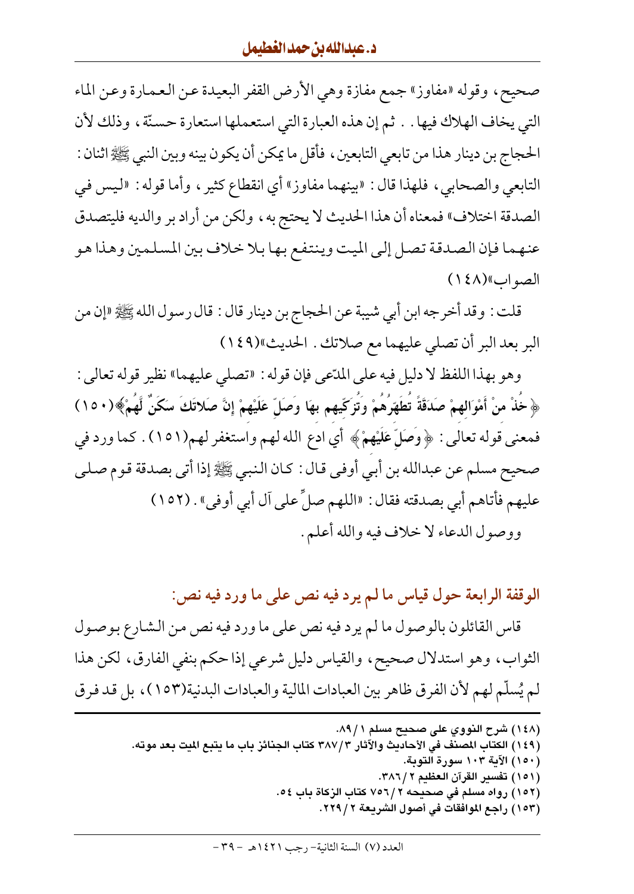صحيح، وقوله «مفاوز» جمع مفازة وهي الأرض القفر البعيدة عن العمارة وعن الماء التي يخاف الهلاك فيها . . ثم إن هذه العبارة التي استعملها استعارة حسنة، وذلك لأن الحجاج بن دينار هذا من تابعي التابعين، فأقل ما يمكن أن يكون بينه وبين النبي ﷺ اثنان: التابعي والصحابي، فلهذا قال: «بينهما مفاوز» أي انقطاع كثير، وأما قوله: «ليس في الصدقة اختلاف» فمعناه أن هذا الحديث لا يحتج به، ولكن من أراد بر والديه فليتصدق عنهما فإن الصدقة تصل إلى الميت وينتفع بها بلا خلاف بين المسلمين وهذا هو الصواب»(١٤٨)

قلت: وقد أخرجه ابن أبي شيبة عن الحجاج بن دينار قال: قال رسول الله ﷺ «إن من البر بعد البر أن تصلي عليهما مع صلاتك . الحديث»(١٤٩)

وهو بهذا اللفظ لا دليل فيه على المدّعى فإن قوله: «تصلي عليهما» نظير قوله تعالى: ﴿خُذْ مِنْ أَمْوَالِهِمْ صَدَقَةً تُطَهِّرُهُمْ وَتُزَكِّيهِم بِهَا وَصَلِّ عَلَيْهِمْ إِنَّ صَلَاتَكَ سَكَنٌ لَّهُمْ﴾(١٥٠) فمعنى قوله تعالى: ﴿وَصَلِّ عَلَيْهِمْ﴾ أي ادع الله لهم واستغفر لهم(١٥١). كما ورد في صحيح مسلم عن عبدالله بن أبي أوفى قال: كان النبي ﷺ إذا أتى بصدقة قوم صلى عليهم فأتاهم أبي بصدقته فقال: «اللهم صلِّ على آل أبي أوفى». (١٥٢)

ووصول الدعاء لا خلاف فيه والله أعلم.

## الوقفة الرابعة حول قياس ما لم يرد فيه نص على ما ورد فيه نص:

قاس القائلون بالوصول ما لم يرد فيه نص على ما ورد فيه نص من الشارع بوصول الثواب، وهو استدلال صحيح، والقياس دليل شرعي إذا حكم بنفي الفارق، لكن هذا لم يُسلّم لهم لأن الفرق ظاهر بين العبادات المالية والعبادات البدنية(١٥٣)، بل قد فرق

---

(١٤٨) شرح النووي على صحيح مسلم ١/٨٩.

(١٤٩) الكتاب المصنف في الأحاديث والآثار ٣/٣٨٧ كتاب الجنائز باب ما يتبع الميت بعد موته.

(١٥٠) الآية ١٠٣ سورة التوبة.

(١٥١) تفسير القرآن العظيم ٢/٣٨٦.

(١٥٢) رواه مسلم في صحيحه ٢/٧٥٦ كتاب الزكاة باب ٥٤.

(١٥٣) راجع الموافقات في أصول الشريعة ٢/٢٢٩.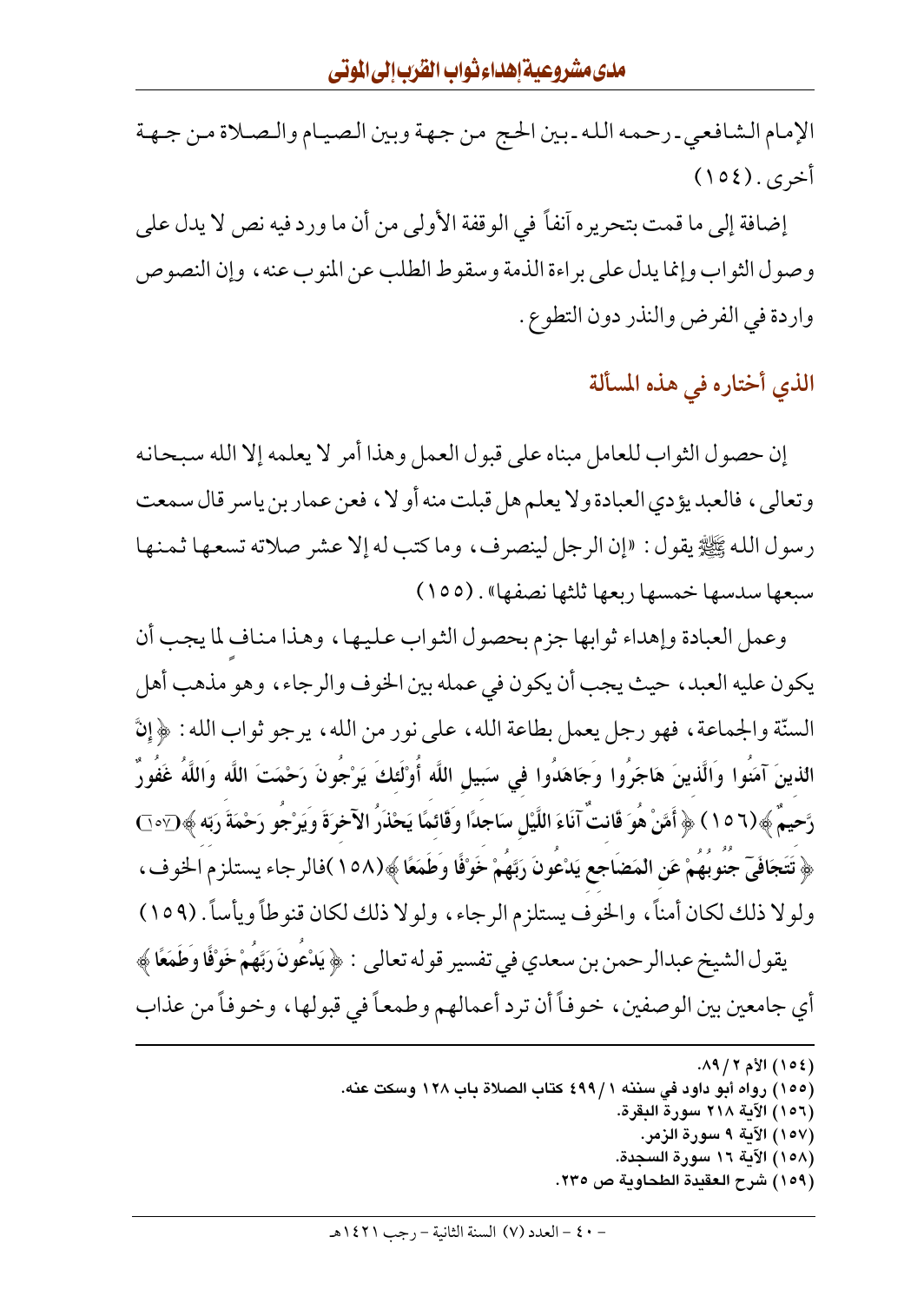الإمام الشافعي ـ رحمه الله ـ بين الحج من جهة وبين الصيام والصلاة من جهة أخرى. (١٥٤)

إضافة إلى ما قمت بتحريره آنفاً في الوقفة الأولى من أن ما ورد فيه نص لا يدل على وصول الثواب وإنما يدل على براءة الذمة وسقوط الطلب عن المنوب عنه، وإن النصوص واردة في الفرض والنذر دون التطوع.

## الذي أختاره في هذه المسألة

إن حصول الثواب للعامل مبناه على قبول العمل وهذا أمر لا يعلمه إلا الله سبحانه وتعالى، فالعبد يؤدي العبادة ولا يعلم هل قبلت منه أو لا، فعن عمار بن ياسر قال سمعت رسول الله ﷺ يقول: «إن الرجل لينصرف، وما كتب له إلا عشر صلاته تسعها ثمنها سبعها سدسها خمسها ربعها ثلثها نصفها». (١٥٥)

وعمل العبادة وإهداء ثوابها جزم بحصول الثواب عليها، وهذا منافٍ لما يجب أن يكون عليه العبد، حيث يجب أن يكون في عمله بين الخوف والرجاء، وهو مذهب أهل السنّة والجماعة، فهو رجل يعمل بطاعة الله، على نور من الله، يرجو ثواب الله: ﴿إِنَّ الَّذِينَ آمَنُوا وَالَّذِينَ هَاجَرُوا وَجَاهَدُوا فِي سَبِيلِ اللَّهِ أُوْلَئِكَ يَرْجُونَ رَحْمَتَ اللَّهِ وَاللَّهُ غَفُورٌ رَّحِيمٌ﴾ (١٥٦) ﴿أَمَّنْ هُوَ قَانِتٌ آنَاءَ اللَّيْلِ سَاجِدًا وَقَائِمًا يَحْذَرُ الآخِرَةَ وَيَرْجُو رَحْمَةَ رَبِّهِ﴾ (١٥٧) ﴿تَتَجَافَى جُنُوبُهُمْ عَنِ الْمَضَاجِعِ يَدْعُونَ رَبَّهُمْ خَوْفًا وَطَمَعًا﴾ (١٥٨) فالرجاء يستلزم الخوف، ولولا ذلك لكان أمناً، والخوف يستلزم الرجاء، ولولا ذلك لكان قنوطاً ويأساً. (١٥٩)

يقول الشيخ عبدالرحمن بن سعدي في تفسير قوله تعالى: ﴿يَدْعُونَ رَبَّهُمْ خَوْفًا وَطَمَعًا﴾ أي جامعين بين الوصفين، خوفاً أن ترد أعمالهم وطمعاً في قبولها، وخوفاً من عذاب

---

(١٥٤) الأم ٢ / ٨٩.
(١٥٥) رواه أبو داود في سننه ١ / ٤٩٩ كتاب الصلاة باب ١٢٨ وسكت عنه.
(١٥٦) الآية ٢١٨ سورة البقرة.
(١٥٧) الآية ٩ سورة الزمر.
(١٥٨) الآية ١٦ سورة السجدة.
(١٥٩) شرح العقيدة الطحاوية ص ٢٣٥.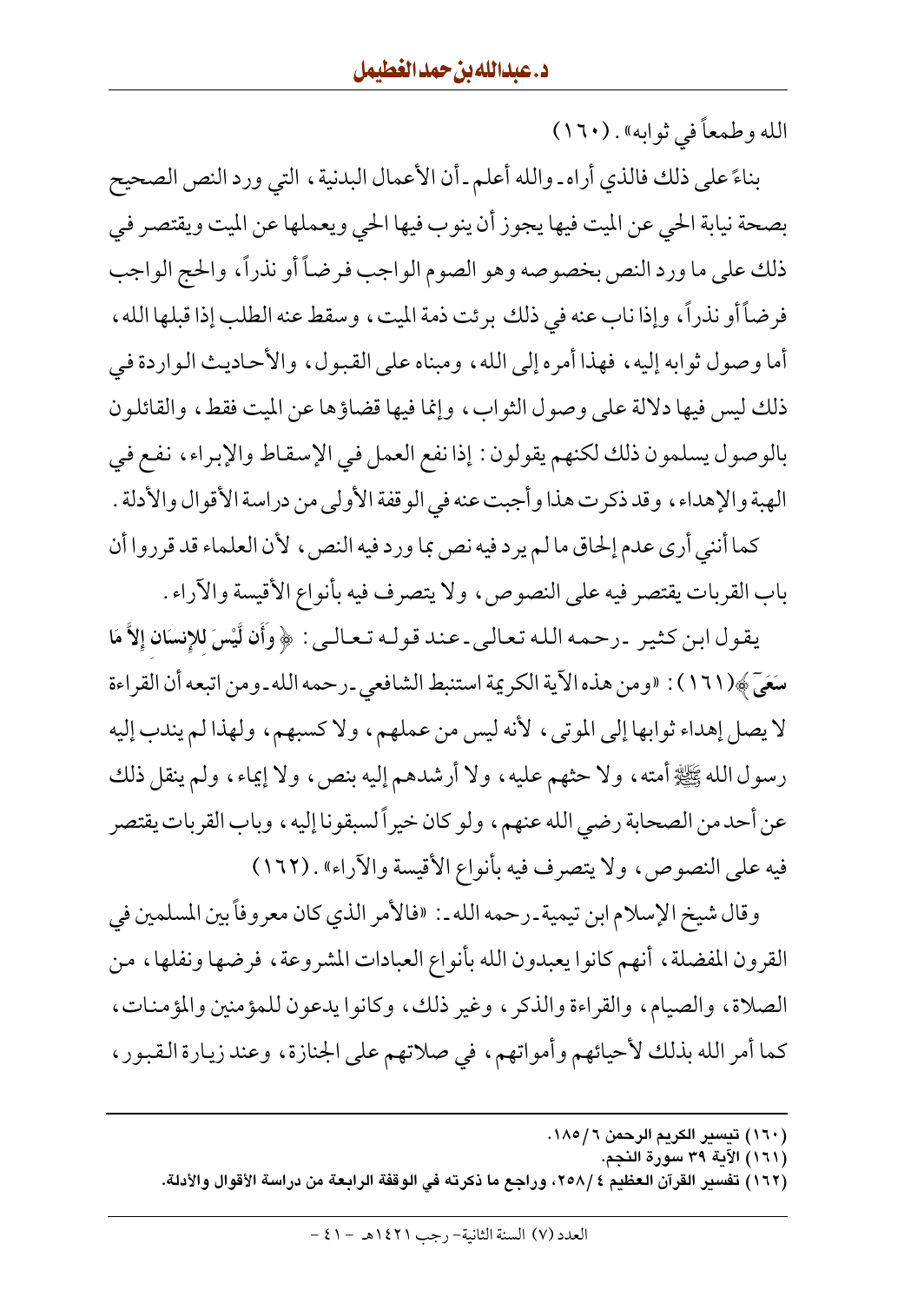الله وطمعاً في ثوابه» . (١٦٠)

بناءً على ذلك فالذي أراه ـ والله أعلم ـ أن الأعمال البدنية ، التي ورد النص الصحيح بصحة نيابة الحي عن الميت فيها يجوز أن ينوب فيها الحي ويعملها عن الميت ويقتصر في ذلك على ما ورد النص بخصوصه وهو الصوم الواجب فرضاً أو نذراً، والحج الواجب فرضاً أو نذراً، وإذا ناب عنه في ذلك برئت ذمة الميت ، وسقط عنه الطلب إذا قبلها الله ، أما وصول ثوابه إليه ، فهذا أمره إلى الله ، ومبناه على القبول ، والأحاديث الواردة في ذلك ليس فيها دلالة على وصول الثواب ، وإنما فيها قضاؤها عن الميت فقط ، والقائلون بالوصول يسلمون ذلك لكنهم يقولون : إذا نفع العمل في الإسقاط والإبراء ، نفع في الهبة والإهداء ، وقد ذكرت هذا وأجبت عنه في الوقفة الأولى من دراسة الأقوال والأدلة .

كما أنني أرى عدم إلحاق ما لم يرد فيه نص بما ورد فيه النص ، لأن العلماء قد قرروا أن باب القربات يقتصر فيه على النصوص ، ولا يتصرف فيه بأنواع الأقيسة والآراء .

يقول ابن كثير ـ رحمه الله تعالى ـ عند قوله تعالى : ﴿ **وَأَن لَّيْسَ لِلإِنسَانِ إِلاَّ مَا سَعَىٰ** ﴾(١٦١) : «ومن هذه الآية الكريمة استنبط الشافعي ـ رحمه الله ـ ومن اتبعه أن القراءة لا يصل إهداء ثوابها إلى الموتى ، لأنه ليس من عملهم ، ولا كسبهم ، ولهذا لم يندب إليه رسول الله ﷺ أمته ، ولا حثهم عليه ، ولا أرشدهم إليه بنص ، ولا إيماء ، ولم ينقل ذلك عن أحد من الصحابة رضي الله عنهم ، ولو كان خيراً لسبقونا إليه ، وباب القربات يقتصر فيه على النصوص ، ولا يتصرف فيه بأنواع الأقيسة والآراء» . (١٦٢)

وقال شيخ الإسلام ابن تيمية ـ رحمه الله ـ : «فالأمر الذي كان معروفاً بين المسلمين في القرون المفضلة ، أنهم كانوا يعبدون الله بأنواع العبادات المشروعة ، فرضها ونفلها ، من الصلاة ، والصيام ، والقراءة والذكر ، وغير ذلك ، وكانوا يدعون للمؤمنين والمؤمنات ، كما أمر الله بذلك لأحيائهم وأمواتهم ، في صلاتهم على الجنازة ، وعند زيارة القبور ،

---

**(١٦٠) تيسير الكريم الرحمن ٦/١٨٥.**

**(١٦١) الآية ٣٩ سورة النجم.**

**(١٦٢) تفسير القرآن العظيم ٤/٢٥٨، وراجع ما ذكرته في الوقفة الرابعة من دراسة الأقوال والأدلة.**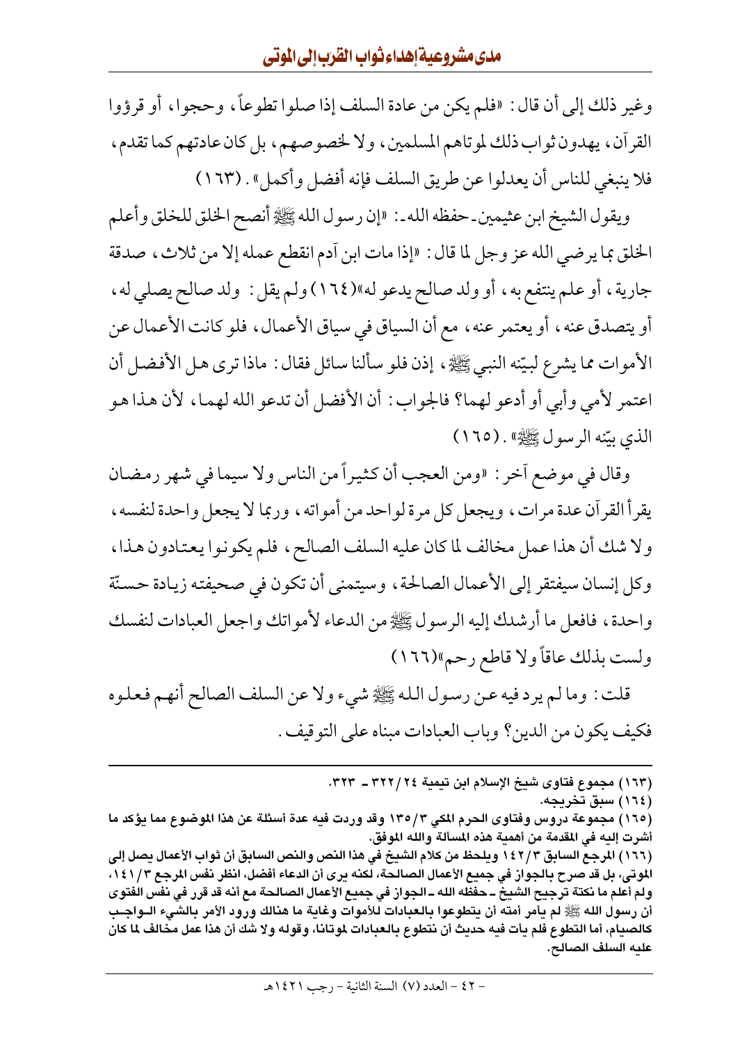وغير ذلك إلى أن قال: «فلم يكن من عادة السلف إذا صلوا تطوعاً، وحجوا، أو قرؤوا القرآن، يهدون ثواب ذلك لموتاهم المسلمين، ولا لخصوصهم، بل كان عادتهم كما تقدم، فلا ينبغي للناس أن يعدلوا عن طريق السلف فإنه أفضل وأكمل». (١٦٣)

ويقول الشيخ ابن عثيمين - حفظه الله -: «إن رسول الله ﷺ أنصح الخلق للخلق وأعلم الخلق بما يرضي الله عز وجل لما قال: «إذا مات ابن آدم انقطع عمله إلا من ثلاث، صدقة جارية، أو علم ينتفع به، أو ولد صالح يدعو له»(١٦٤) ولم يقل: ولد صالح يصلي له، أو يتصدق عنه، أو يعتمر عنه، مع أن السياق في سياق الأعمال، فلو كانت الأعمال عن الأموات مما يشرع لبيّنه النبي ﷺ، إذن فلو سألنا سائل فقال: ماذا ترى هل الأفضل أن اعتمر لأمي وأبي أو أدعو لهما؟ فالجواب: أن الأفضل أن تدعو الله لهما، لأن هذا هو الذي بيّنه الرسول ﷺ». (١٦٥)

وقال في موضع آخر: «ومن العجب أن كثيراً من الناس ولا سيما في شهر رمضان يقرأ القرآن عدة مرات، ويجعل كل مرة لواحد من أمواته، وربما لا يجعل واحدة لنفسه، ولا شك أن هذا عمل مخالف لما كان عليه السلف الصالح، فلم يكونوا يعتادون هذا، وكل إنسان سيفتقر إلى الأعمال الصالحة، وسيتمنى أن تكون في صحيفته زيادة حسنة واحدة، فافعل ما أرشدك إليه الرسول ﷺ من الدعاء لأمواتك واجعل العبادات لنفسك ولست بذلك عاقاً ولا قاطع رحم»(١٦٦)

قلت: وما لم يرد فيه عن رسول الله ﷺ شيء ولا عن السلف الصالح أنهم فعلوه فكيف يكون من الدين؟ وباب العبادات مبناه على التوقيف.

---

(١٦٣) مجموع فتاوى شيخ الإسلام ابن تيمية ٢٤/٣٢٢ - ٣٢٣.

(١٦٤) سبق تخريجه.

(١٦٥) مجموعة دروس وفتاوى الحرم المكي ٣/١٣٥ وقد وردت فيه عدة أسئلة عن هذا الموضوع مما يؤكد ما أشرت إليه في المقدمة من أهمية هذه المسألة والله الموفق.

(١٦٦) المرجع السابق ٣/١٤٢ ويلحظ من كلام الشيخ في هذا النص والنص السابق أن ثواب الأعمال يصل إلى الموتى، بل قد صرح بالجواز في جميع الأعمال الصالحة، لكنه يرى أن الدعاء أفضل، انظر نفس المرجع ٣/١٤١، ولم أعلم ما نكتة ترجيح الشيخ - حفظه الله - الجواز في جميع الأعمال الصالحة مع أنه قد قرر في نفس الفتوى أن رسول الله ﷺ لم يأمر أمته أن يتطوعوا بالعبادات للأموات وغاية ما هنالك ورود الأمر بالشيء الواجب كالصيام، أما التطوع فلم يأت فيه حديث أن نتطوع بالعبادات لموتانا، وقوله ولا شك أن هذا عمل مخالف لما كان عليه السلف الصالح.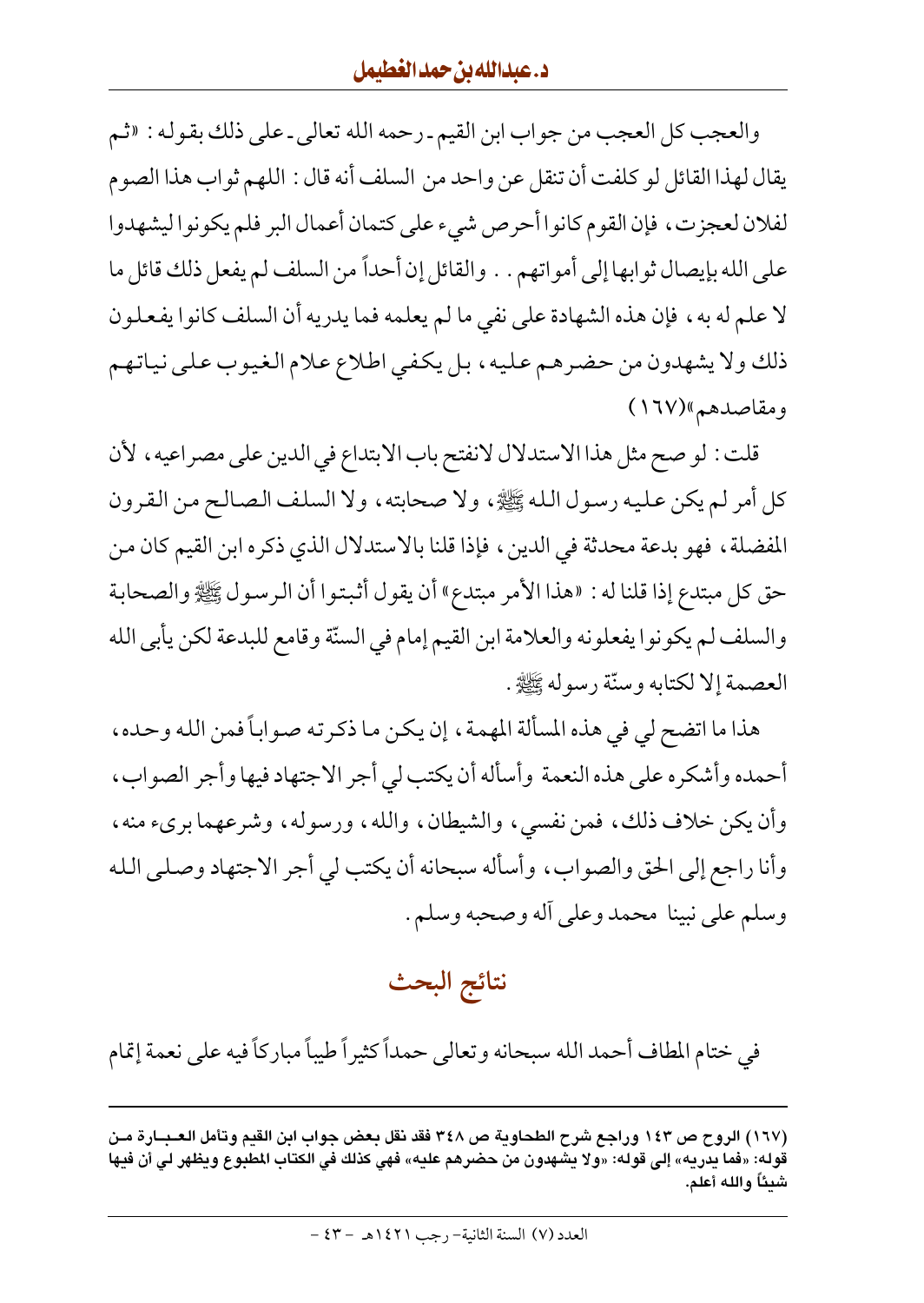والعجب كل العجب من جواب ابن القيم ـ رحمه الله تعالى ـ على ذلك بقوله : «ثم يقال لهذا القائل لو كلفت أن تنقل عن واحد من السلف أنه قال : اللهم ثواب هذا الصوم لفلان لعجزت، فإن القوم كانوا أحرص شيء على كتمان أعمال البر فلم يكونوا ليشهدوا على الله بإيصال ثوابها إلى أمواتهم . . والقائل إن أحداً من السلف لم يفعل ذلك قائل ما لا علم له به، فإن هذه الشهادة على نفي ما لم يعلمه فما يدريه أن السلف كانوا يفعلون ذلك ولا يشهدون من حضرهم عليه، بل يكفي اطلاع علام الغيوب على نياتهم ومقاصدهم»(١٦٧)

قلت : لو صح مثل هذا الاستدلال لانفتح باب الابتداع في الدين على مصراعيه، لأن كل أمر لم يكن عليه رسول الله ﷺ، ولا صحابته، ولا السلف الصالح من القرون المفضلة، فهو بدعة محدثة في الدين، فإذا قلنا بالاستدلال الذي ذكره ابن القيم كان من حق كل مبتدع إذا قلنا له : «هذا الأمر مبتدع» أن يقول أثبتوا أن الرسول ﷺ والصحابة والسلف لم يكونوا يفعلونه والعلامة ابن القيم إمام في السنّة وقامع للبدعة لكن يأبى الله العصمة إلا لكتابه وسنّة رسوله ﷺ.

هذا ما اتضح لي في هذه المسألة المهمة، إن يكن ما ذكرته صواباً فمن الله وحده، أحمده وأشكره على هذه النعمة وأسأله أن يكتب لي أجر الاجتهاد فيها وأجر الصواب، وأن يكن خلاف ذلك، فمن نفسي، والشيطان، والله، ورسوله، وشرعهما بريء منه، وأنا راجع إلى الحق والصواب، وأسأله سبحانه أن يكتب لي أجر الاجتهاد وصلى الله وسلم على نبينا محمد وعلى آله وصحبه وسلم.

## نتائج البحث

في ختام المطاف أحمد الله سبحانه وتعالى حمداً كثيراً طيباً مباركاً فيه على نعمة إتمام

---

**(١٦٧) الروح ص ١٤٣ وراجع شرح الطحاوية ص ٣٤٨ فقد نقل بعض جواب ابن القيم وتأمل العبارة من قوله: «فما يدريه» إلى قوله: «ولا يشهدون من حضرهم عليه» فهي كذلك في الكتاب المطبوع ويظهر لي أن فيها شيئاً والله أعلم.**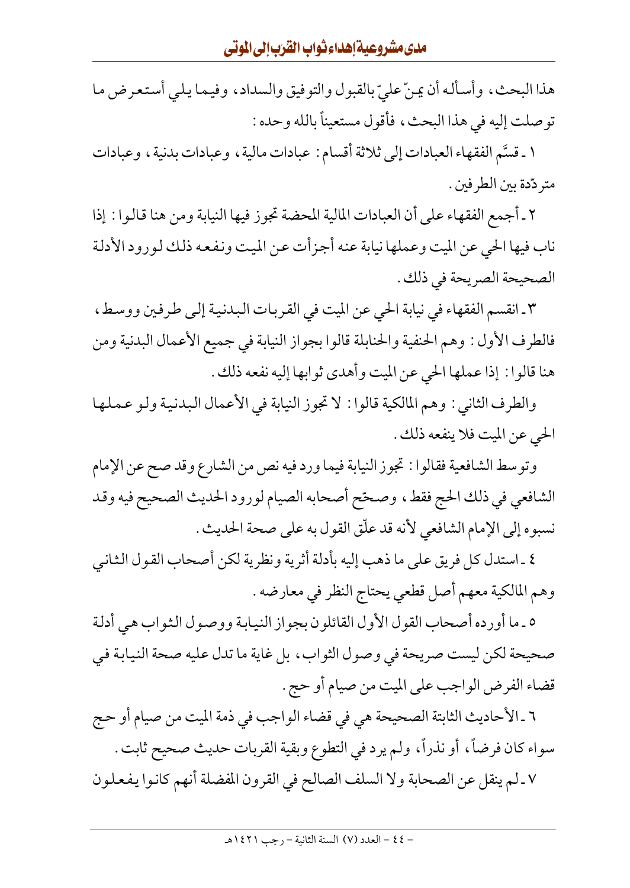هذا البحث، وأسأله أن يمنّ عليّ بالقبول والتوفيق والسداد، وفيما يلي أستعرض ما توصلت إليه في هذا البحث، فأقول مستعيناً بالله وحده:

١ ـ قسَّم الفقهاء العبادات إلى ثلاثة أقسام: عبادات مالية، وعبادات بدنية، وعبادات متردّدة بين الطرفين.

٢ ـ أجمع الفقهاء على أن العبادات المالية المحضة تجوز فيها النيابة ومن هنا قالوا: إذا ناب فيها الحي عن الميت وعملها نيابة عنه أجزأت عن الميت ونفعه ذلك لورود الأدلة الصحيحة الصريحة في ذلك.

٣ ـ انقسم الفقهاء في نيابة الحي عن الميت في القربات البدنية إلى طرفين ووسط، فالطرف الأول: وهم الحنفية والحنابلة قالوا بجواز النيابة في جميع الأعمال البدنية ومن هنا قالوا: إذا عملها الحي عن الميت وأهدى ثوابها إليه نفعه ذلك.

والطرف الثاني: وهم المالكية قالوا: لا تجوز النيابة في الأعمال البدنية ولو عملها الحي عن الميت فلا ينفعه ذلك.

وتوسط الشافعية فقالوا: تجوز النيابة فيما ورد فيه نص من الشارع وقد صح عن الإمام الشافعي في ذلك الحج فقط، وصحّح أصحابه الصيام لورود الحديث الصحيح فيه وقد نسبوه إلى الإمام الشافعي لأنه قد علّق القول به على صحة الحديث.

٤ ـ استدل كل فريق على ما ذهب إليه بأدلة أثرية ونظرية لكن أصحاب القول الثاني وهم المالكية معهم أصل قطعي يحتاج النظر في معارضه.

٥ ـ ما أورده أصحاب القول الأول القائلون بجواز النيابة ووصول الثواب هي أدلة صحيحة لكن ليست صريحة في وصول الثواب، بل غاية ما تدل عليه صحة النيابة في قضاء الفرض الواجب على الميت من صيام أو حج.

٦ ـ الأحاديث الثابتة الصحيحة هي في قضاء الواجب في ذمة الميت من صيام أو حج سواء كان فرضاً، أو نذراً، ولم يرد في التطوع وبقية القربات حديث صحيح ثابت.

٧ ـ لم ينقل عن الصحابة ولا السلف الصالح في القرون المفضلة أنهم كانوا يفعلون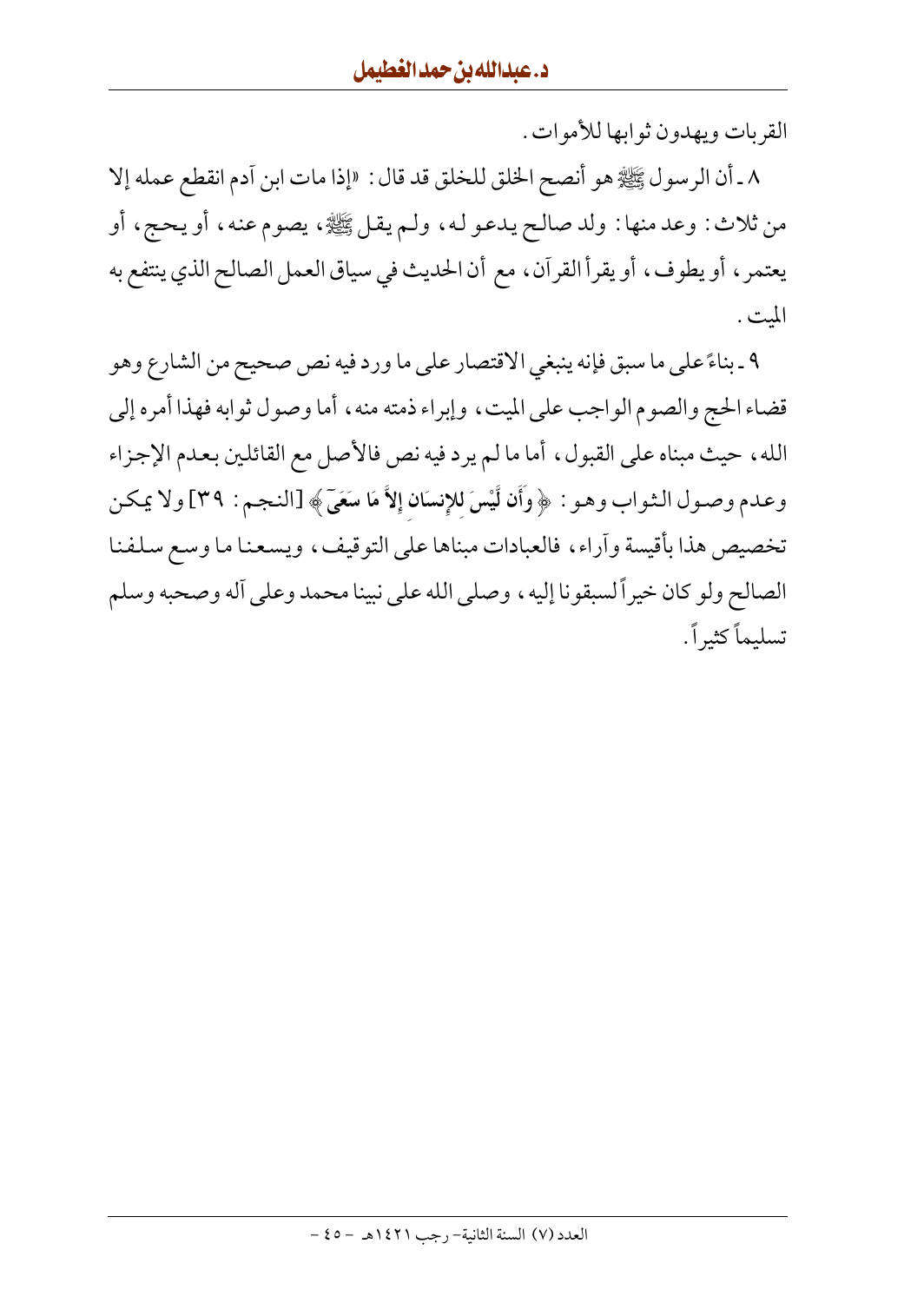القربات ويهدون ثوابها للأموات.

٨ ـ أن الرسول ﷺ هو أنصح الخلق للخلق قد قال: «إذا مات ابن آدم انقطع عمله إلا من ثلاث: وعد منها: ولد صالح يدعو له، ولم يقل ﷺ، يصوم عنه، أو يحج، أو يعتمر، أو يطوف، أو يقرأ القرآن، مع أن الحديث في سياق العمل الصالح الذي ينتفع به الميت.

٩ ـ بناءً على ما سبق فإنه ينبغي الاقتصار على ما ورد فيه نص صحيح من الشارع وهو قضاء الحج والصوم الواجب على الميت، وإبراء ذمته منه، أما وصول ثوابه فهذا أمره إلى الله، حيث مبناه على القبول، أما ما لم يرد فيه نص فالأصل مع القائلين بعدم الإجزاء وعدم وصول الثواب وهو: ﴿ وَأَن لَّيْسَ لِلإِنسَانِ إِلاَّ مَا سَعَى ﴾ [النجم: ٣٩] ولا يمكن تخصيص هذا بأقيسة وآراء، فالعبادات مبناها على التوقيف، ويسعنا ما وسع سلفنا الصالح ولو كان خيراً لسبقونا إليه، وصلى الله على نبينا محمد وعلى آله وصحبه وسلم تسليماً كثيراً.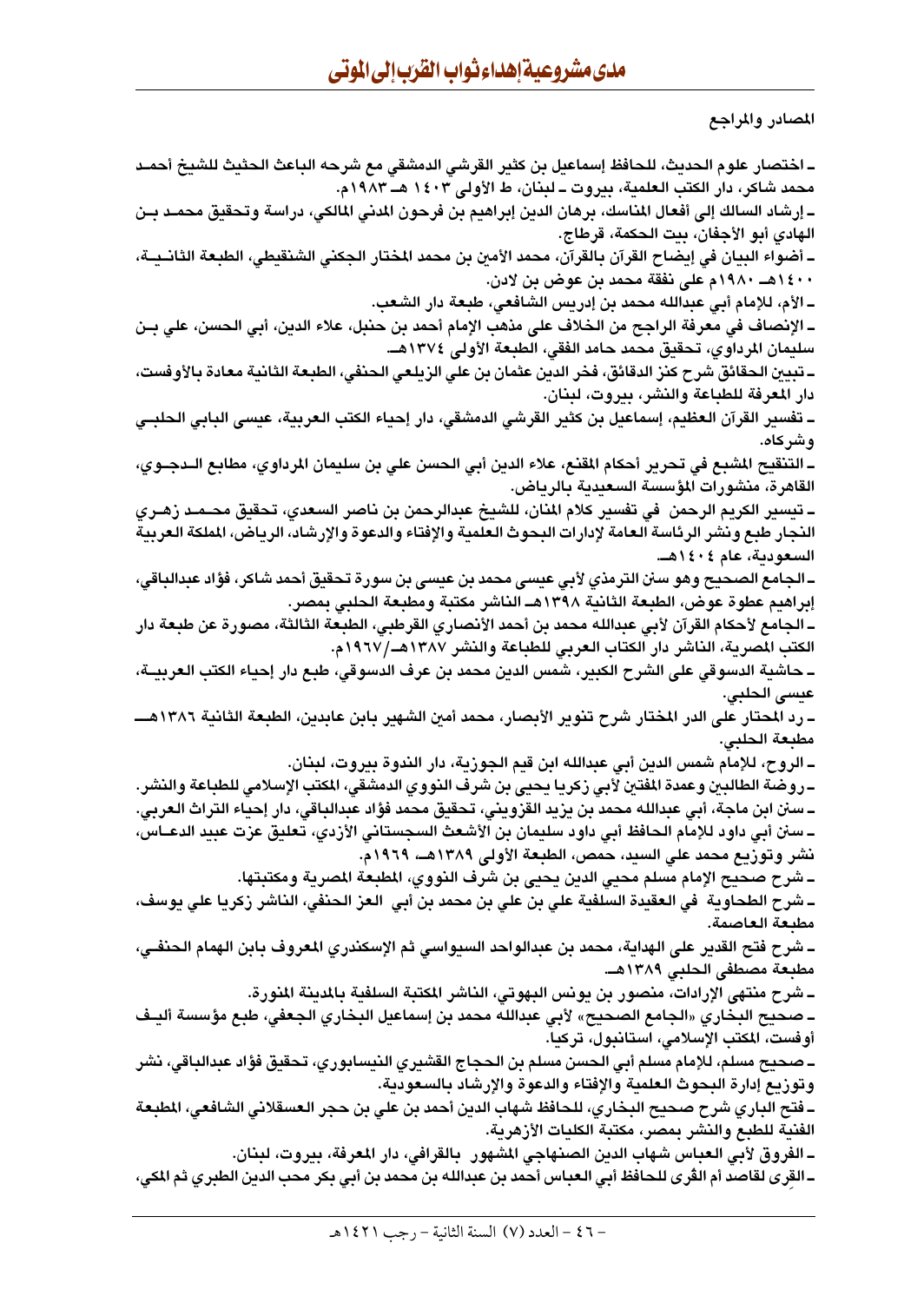المصادر والمراجع

ـ اختصار علوم الحديث، للحافظ إسماعيل بن كثير القرشي الدمشقي مع شرحه الباعث الحثيث للشيخ أحمد محمد شاكر، دار الكتب العلمية، بيروت ـ لبنان، ط الأولى ١٤٠٣ هـ ـ ١٩٨٣م.

ـ إرشاد السالك إلى أفعال المناسك، برهان الدين إبراهيم بن فرحون المدني المالكي، دراسة وتحقيق محمد بن الهادي أبو الأجفان، بيت الحكمة، قرطاج.

ـ أضواء البيان في إيضاح القرآن بالقرآن، محمد الأمين بن محمد المختار الجكني الشنقيطي، الطبعة الثانية، ١٤٠٠هـ ـ ١٩٨٠م على نفقة محمد بن عوض بن لادن.

ـ الأم، للإمام أبي عبدالله محمد بن إدريس الشافعي، طبعة دار الشعب.

ـ الإنصاف في معرفة الراجح من الخلاف على مذهب الإمام أحمد بن حنبل، علاء الدين، أبي الحسن، علي بن سليمان المرداوي، تحقيق محمد حامد الفقي، الطبعة الأولى ١٣٧٤هـ.

ـ تبيين الحقائق شرح كنز الدقائق، فخر الدين عثمان بن علي الزيلعي الحنفي، الطبعة الثانية معادة بالأوفست، دار المعرفة للطباعة والنشر، بيروت، لبنان.

ـ تفسير القرآن العظيم، إسماعيل بن كثير القرشي الدمشقي، دار إحياء الكتب العربية، عيسى البابي الحلبي وشركاه.

ـ التنقيح المشبع في تحرير أحكام المقنع، علاء الدين أبي الحسن علي بن سليمان المرداوي، مطابع الدجوي، القاهرة، منشورات المؤسسة السعيدية بالرياض.

ـ تيسير الكريم الرحمن في تفسير كلام المنان، للشيخ عبدالرحمن بن ناصر السعدي، تحقيق محمد زهري النجار طبع ونشر الرئاسة العامة لإدارات البحوث العلمية والإفتاء والدعوة والإرشاد، الرياض، المملكة العربية السعودية، عام ١٤٠٤هـ.

ـ الجامع الصحيح وهو سنن الترمذي لأبي عيسى محمد بن عيسى بن سورة تحقيق أحمد شاكر، فؤاد عبدالباقي، إبراهيم عطوة عوض، الطبعة الثانية ١٣٩٨هـ الناشر مكتبة ومطبعة الحلبي بمصر.

ـ الجامع لأحكام القرآن لأبي عبدالله محمد بن أحمد الأنصاري القرطبي، الطبعة الثالثة، مصورة عن طبعة دار الكتب المصرية، الناشر دار الكتاب العربي للطباعة والنشر ١٣٨٧هـ/١٩٦٧م.

ـ حاشية الدسوقي على الشرح الكبير، شمس الدين محمد بن عرف الدسوقي، طبع دار إحياء الكتب العربية، عيسى الحلبي.

ـ رد المحتار على الدر المختار شرح تنوير الأبصار، محمد أمين الشهير بابن عابدين، الطبعة الثانية ١٣٨٦هـ مطبعة الحلبي.

ـ الروح، للإمام شمس الدين أبي عبدالله ابن قيم الجوزية، دار الندوة بيروت، لبنان.

ـ روضة الطالبين وعمدة المفتين لأبي زكريا يحيى بن شرف النووي الدمشقي، المكتب الإسلامي للطباعة والنشر.

ـ سنن ابن ماجة، أبي عبدالله محمد بن يزيد القزويني، تحقيق محمد فؤاد عبدالباقي، دار إحياء التراث العربي.

ـ سنن أبي داود للإمام الحافظ أبي داود سليمان بن الأشعث السجستاني الأزدي، تعليق عزت عبيد الدعاس، نشر وتوزيع محمد علي السيد، حمص، الطبعة الأولى ١٣٨٩هـ ـ ١٩٦٩م.

ـ شرح صحيح الإمام مسلم محيي الدين يحيى بن شرف النووي، المطبعة المصرية ومكتبتها.

ـ شرح الطحاوية في العقيدة السلفية علي بن علي بن محمد بن أبي العز الحنفي، الناشر زكريا علي يوسف، مطبعة العاصمة.

ـ شرح فتح القدير على الهداية، محمد بن عبدالواحد السيواسي ثم الإسكندري المعروف بابن الهمام الحنفي، مطبعة مصطفى الحلبي ١٣٨٩هـ.

ـ شرح منتهى الإرادات، منصور بن يونس البهوتي، الناشر المكتبة السلفية بالمدينة المنورة.

ـ صحيح البخاري «الجامع الصحيح» لأبي عبدالله محمد بن إسماعيل البخاري الجعفي، طبع مؤسسة أليف أوفست، المكتب الإسلامي، استانبول، تركيا.

ـ صحيح مسلم، للإمام مسلم أبي الحسن مسلم بن الحجاج القشيري النيسابوري، تحقيق فؤاد عبدالباقي، نشر وتوزيع إدارة البحوث العلمية والإفتاء والدعوة والإرشاد بالسعودية.

ـ فتح الباري شرح صحيح البخاري، للحافظ شهاب الدين أحمد بن علي بن حجر العسقلاني الشافعي، المطبعة الفنية للطبع والنشر بمصر، مكتبة الكليات الأزهرية.

ـ الفروق لأبي العباس شهاب الدين الصنهاجي المشهور بالقرافي، دار المعرفة، بيروت، لبنان.

ـ القِرى لقاصد أم القُرى للحافظ أبي العباس أحمد بن عبدالله بن محمد بن أبي بكر محب الدين الطبري ثم المكي،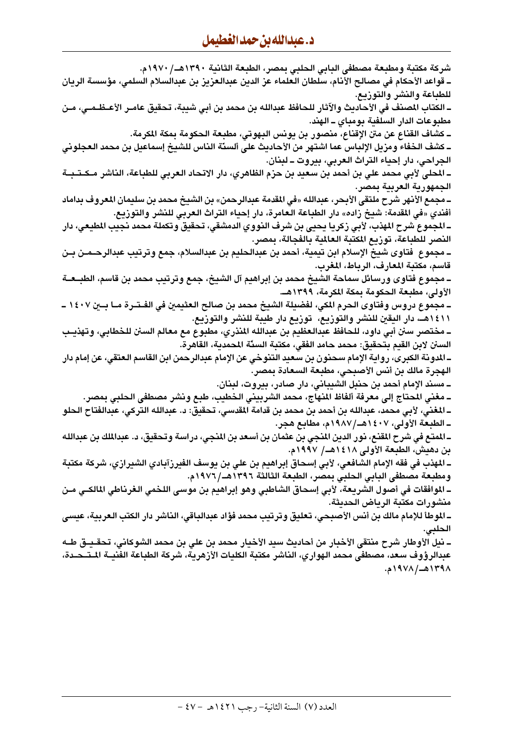شركة مكتبة ومطبعة مصطفى البابي الحلبي بمصر، الطبعة الثانية ١٣٩٠هـ/ ١٩٧٠م.

ـ قواعد الأحكام في مصالح الأنام، سلطان العلماء عز الدين عبدالعزيز بن عبدالسلام السلمي، مؤسسة الريان للطباعة والنشر والتوزيع.

ـ الكتاب المصنف في الأحاديث والآثار للحافظ عبدالله بن محمد بن أبي شيبة، تحقيق عامر الأعظمي، من مطبوعات الدار السلفية بومباي ـ الهند.

ـ كشاف القناع عن متن الإقناع، منصور بن يونس البهوتي، مطبعة الحكومة بمكة المكرمة.

ـ كشف الخفاء ومزيل الإلباس عما اشتهر من الأحاديث على ألسنة الناس للشيخ إسماعيل بن محمد العجلوني الجراحي، دار إحياء التراث العربي، بيروت ـ لبنان.

ـ المحلى لأبي محمد علي بن أحمد بن سعيد بن حزم الظاهري، دار الاتحاد العربي للطباعة، الناشر مكتبة الجمهورية العربية بمصر.

ـ مجمع الأنهر شرح ملتقى الأبحر، عبدالله «في المقدمة عبدالرحمن» بن الشيخ محمد بن سليمان المعروف بداماد أفندي «في المقدمة: شيخ زاده» دار الطباعة العامرة، دار إحياء التراث العربي للنشر والتوزيع.

ـ المجموع شرح المهذب، لأبي زكريا يحيى بن شرف النووي الدمشقي، تحقيق وتكملة محمد نجيب المطيعي، دار النصر للطباعة، توزيع المكتبة العالمية بالفجالة، بمصر.

ـ مجموع فتاوى شيخ الإسلام ابن تيمية، أحمد بن عبدالحليم بن عبدالسلام، جمع وترتيب عبدالرحمن بن قاسم، مكتبة المعارف، الرباط، المغرب.

ـ مجموع فتاوى ورسائل سماحة الشيخ محمد بن إبراهيم آل الشيخ، جمع وترتيب محمد بن قاسم، الطبعة الأولى، مطبعة الحكومة بمكة المكرمة، ١٣٩٩هـ.

ـ مجموع دروس وفتاوى الحرم المكي، لفضيلة الشيخ محمد بن صالح العثيمين في الفترة ما بين ١٤٠٧ ـ ١٤١١هـ، دار اليقين للنشر والتوزيع، توزيع دار طيبة للنشر والتوزيع.

ـ مختصر سنن أبي داود، للحافظ عبدالعظيم بن عبدالله المنذري، مطبوع مع معالم السنن للخطابي، وتهذيب السنن لابن القيم بتحقيق: محمد حامد الفقي، مكتبة السنّة المحمدية، القاهرة.

ـ المدونة الكبرى، رواية الإمام سحنون بن سعيد التنوخي عن الإمام عبدالرحمن ابن القاسم العتقي، عن إمام دار الهجرة مالك بن أنس الأصبحي، مطبعة السعادة بمصر.

ـ مسند الإمام أحمد بن حنبل الشيباني، دار صادر، بيروت، لبنان.

ـ مغني المحتاج إلى معرفة ألفاظ المنهاج، محمد الشربيني الخطيب، طبع ونشر مصطفى الحلبي بمصر.

ـ المغني، لأبي محمد، عبدالله بن أحمد بن محمد بن قدامة المقدسي، تحقيق: د. عبدالله التركي، عبدالفتاح الحلو ـ الطبعة الأولى، ١٤٠٧هـ/١٩٨٧م، مطابع هجر.

ـ الممتع في شرح المقنع، نور الدين المنجي بن عثمان بن أسعد بن المنجي، دراسة وتحقيق، د. عبدالملك بن عبدالله بن دهيش، الطبعة الأولى ١٤١٨هـ/ ١٩٩٧م.

ـ المهذب في فقه الإمام الشافعي، لأبي إسحاق إبراهيم بن علي بن يوسف الفيرزآبادي الشيرازي، شركة مكتبة ومطبعة مصطفى البابي الحلبي بمصر، الطبعة الثالثة ١٣٩٦هـ/١٩٧٦م.

ـ الموافقات في أصول الشريعة، لأبي إسحاق الشاطبي وهو إبراهيم بن موسى اللخمي الغرناطي المالكي من منشورات مكتبة الرياض الحديثة.

ـ الموطأ للإمام مالك بن أنس الأصبحي، تعليق وترتيب محمد فؤاد عبدالباقي، الناشر دار الكتب العربية، عيسى الحلبي.

ـ نيل الأوطار شرح منتقى الأخبار من أحاديث سيد الأخيار محمد بن علي بن محمد الشوكاني، تحقيق طه عبدالرؤوف سعد، مصطفى محمد الهواري، الناشر مكتبة الكليات الأزهرية، شركة الطباعة الفنية المتحدة، ١٣٩٨هـ/١٩٧٨م.